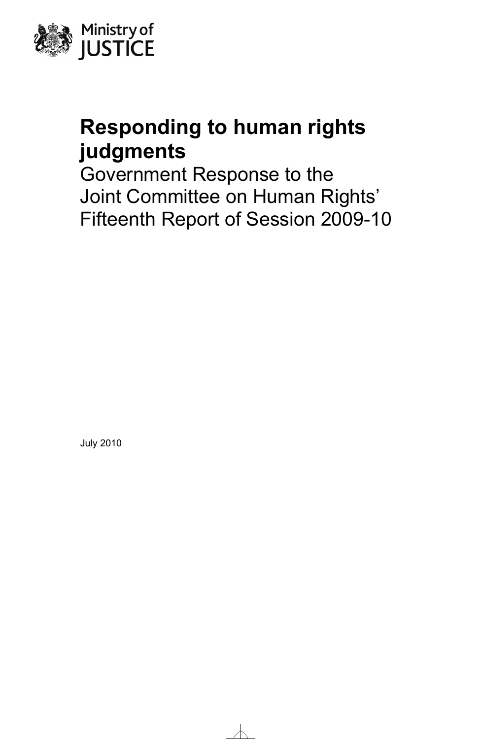Ministry of JUSTICE

# Responding to human rights judgments

Government Response to the Joint Committee on Human Rights' Fifteenth Report of Session 2009-10

July 2010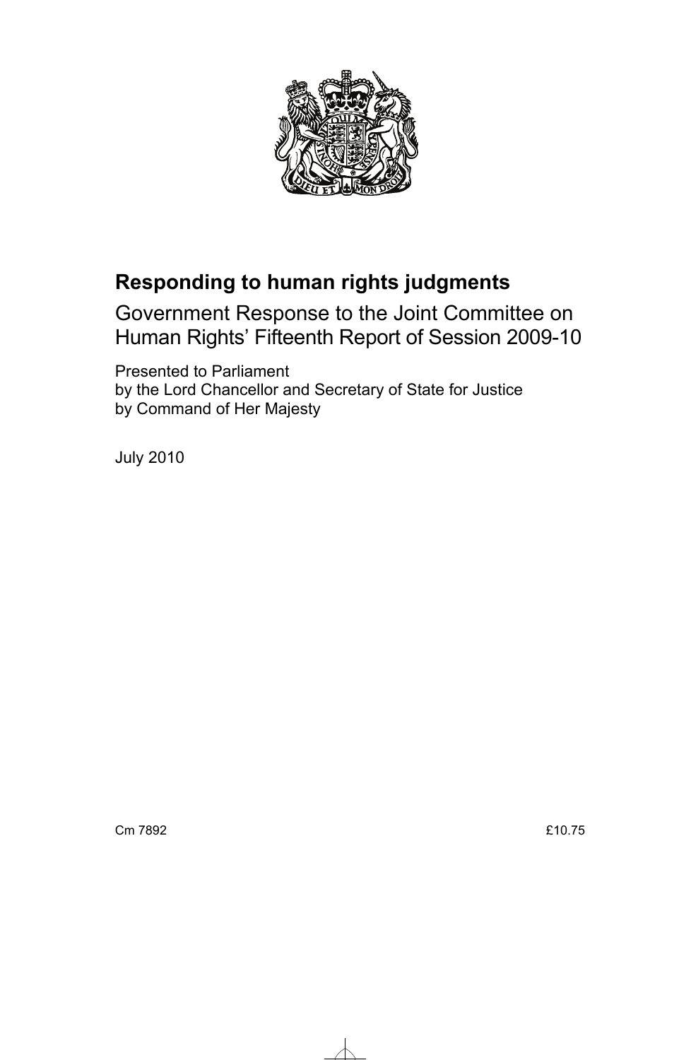# Responding to human rights judgments

Government Response to the Joint Committee on Human Rights' Fifteenth Report of Session 2009-10

Presented to Parliament
by the Lord Chancellor and Secretary of State for Justice
by Command of Her Majesty

July 2010

Cm 7892 £10.75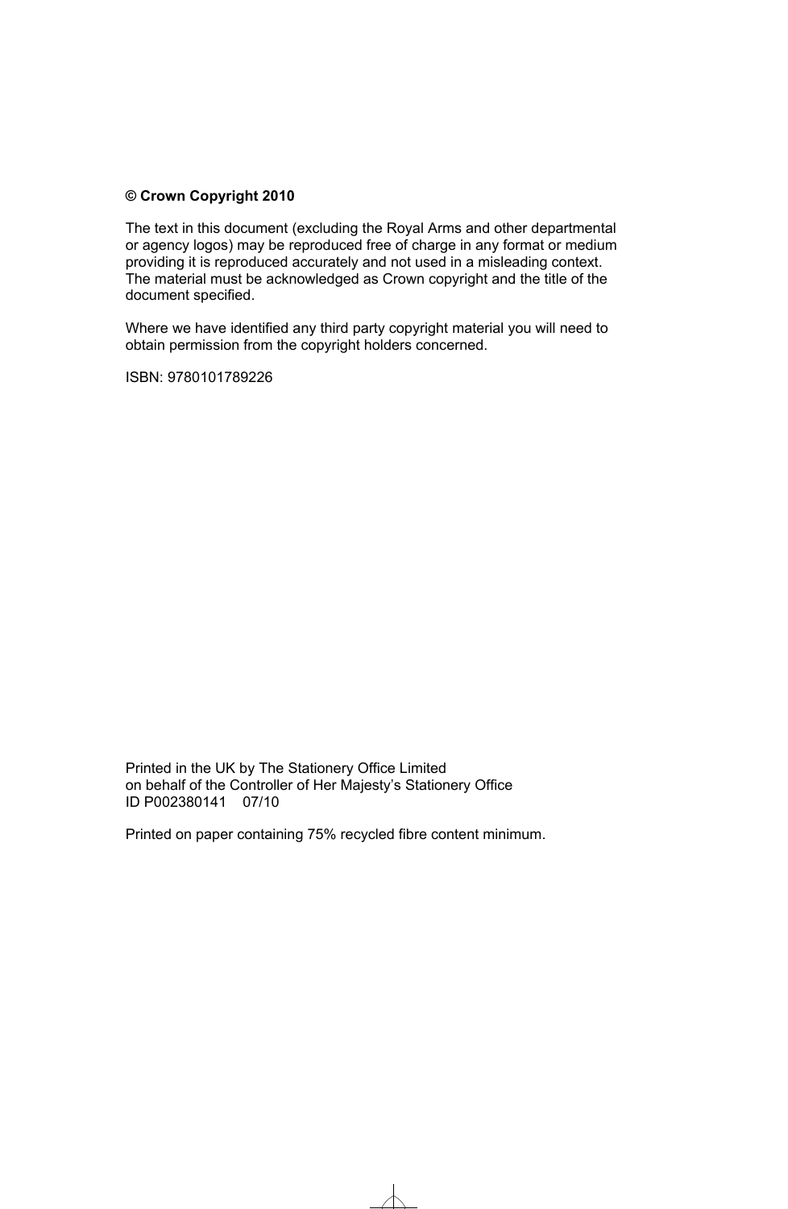**© Crown Copyright 2010**

The text in this document (excluding the Royal Arms and other departmental or agency logos) may be reproduced free of charge in any format or medium providing it is reproduced accurately and not used in a misleading context. The material must be acknowledged as Crown copyright and the title of the document specified.

Where we have identified any third party copyright material you will need to obtain permission from the copyright holders concerned.

ISBN: 9780101789226

Printed in the UK by The Stationery Office Limited
on behalf of the Controller of Her Majesty's Stationery Office
ID P002380141 07/10

Printed on paper containing 75% recycled fibre content minimum.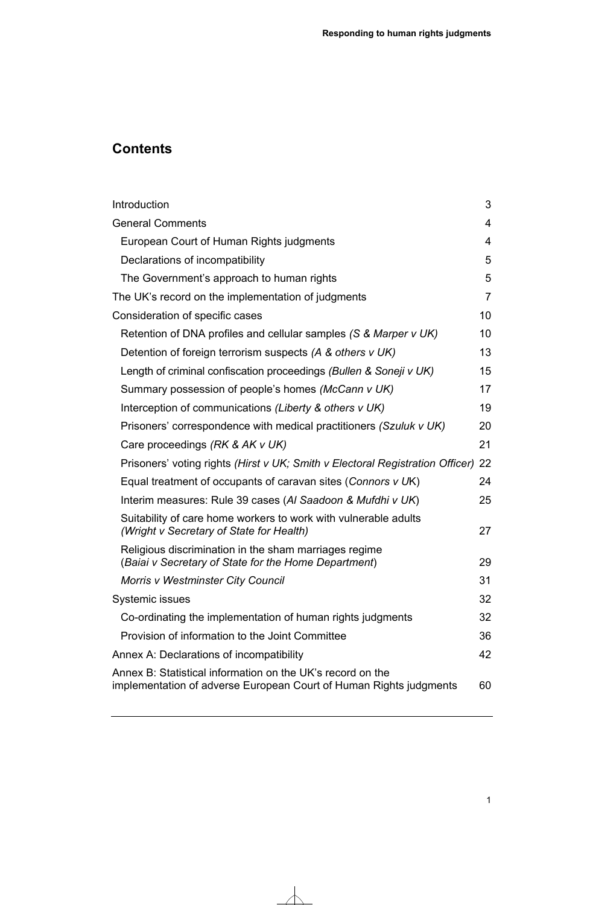## Contents

| | |
|---|---|
| Introduction | 3 |
| General Comments | 4 |
| European Court of Human Rights judgments | 4 |
| Declarations of incompatibility | 5 |
| The Government's approach to human rights | 5 |
| The UK's record on the implementation of judgments | 7 |
| Consideration of specific cases | 10 |
| Retention of DNA profiles and cellular samples *(S & Marper v UK)* | 10 |
| Detention of foreign terrorism suspects *(A & others v UK)* | 13 |
| Length of criminal confiscation proceedings *(Bullen & Soneji v UK)* | 15 |
| Summary possession of people's homes *(McCann v UK)* | 17 |
| Interception of communications *(Liberty & others v UK)* | 19 |
| Prisoners' correspondence with medical practitioners *(Szuluk v UK)* | 20 |
| Care proceedings *(RK & AK v UK)* | 21 |
| Prisoners' voting rights *(Hirst v UK; Smith v Electoral Registration Officer)* | 22 |
| Equal treatment of occupants of caravan sites (*Connors v UK*) | 24 |
| Interim measures: Rule 39 cases (*Al Saadoon & Mufdhi v UK*) | 25 |
| Suitability of care home workers to work with vulnerable adults *(Wright v Secretary of State for Health)* | 27 |
| Religious discrimination in the sham marriages regime (*Baiai v Secretary of State for the Home Department*) | 29 |
| *Morris v Westminster City Council* | 31 |
| Systemic issues | 32 |
| Co-ordinating the implementation of human rights judgments | 32 |
| Provision of information to the Joint Committee | 36 |
| Annex A: Declarations of incompatibility | 42 |
| Annex B: Statistical information on the UK's record on the implementation of adverse European Court of Human Rights judgments | 60 |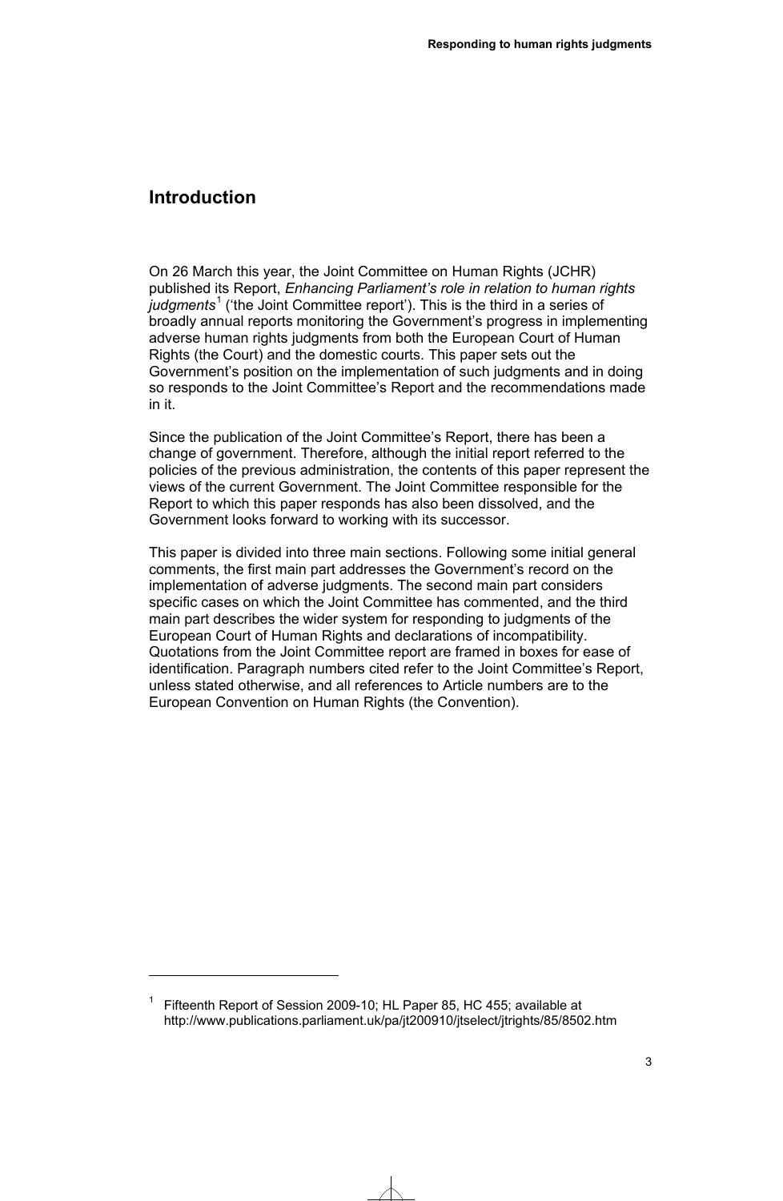## Introduction

On 26 March this year, the Joint Committee on Human Rights (JCHR) published its Report, *Enhancing Parliament's role in relation to human rights judgments*[1] ('the Joint Committee report'). This is the third in a series of broadly annual reports monitoring the Government's progress in implementing adverse human rights judgments from both the European Court of Human Rights (the Court) and the domestic courts. This paper sets out the Government's position on the implementation of such judgments and in doing so responds to the Joint Committee's Report and the recommendations made in it.

Since the publication of the Joint Committee's Report, there has been a change of government. Therefore, although the initial report referred to the policies of the previous administration, the contents of this paper represent the views of the current Government. The Joint Committee responsible for the Report to which this paper responds has also been dissolved, and the Government looks forward to working with its successor.

This paper is divided into three main sections. Following some initial general comments, the first main part addresses the Government's record on the implementation of adverse judgments. The second main part considers specific cases on which the Joint Committee has commented, and the third main part describes the wider system for responding to judgments of the European Court of Human Rights and declarations of incompatibility. Quotations from the Joint Committee report are framed in boxes for ease of identification. Paragraph numbers cited refer to the Joint Committee's Report, unless stated otherwise, and all references to Article numbers are to the European Convention on Human Rights (the Convention).

[1] Fifteenth Report of Session 2009-10; HL Paper 85, HC 455; available at http://www.publications.parliament.uk/pa/jt200910/jtselect/jtrights/85/8502.htm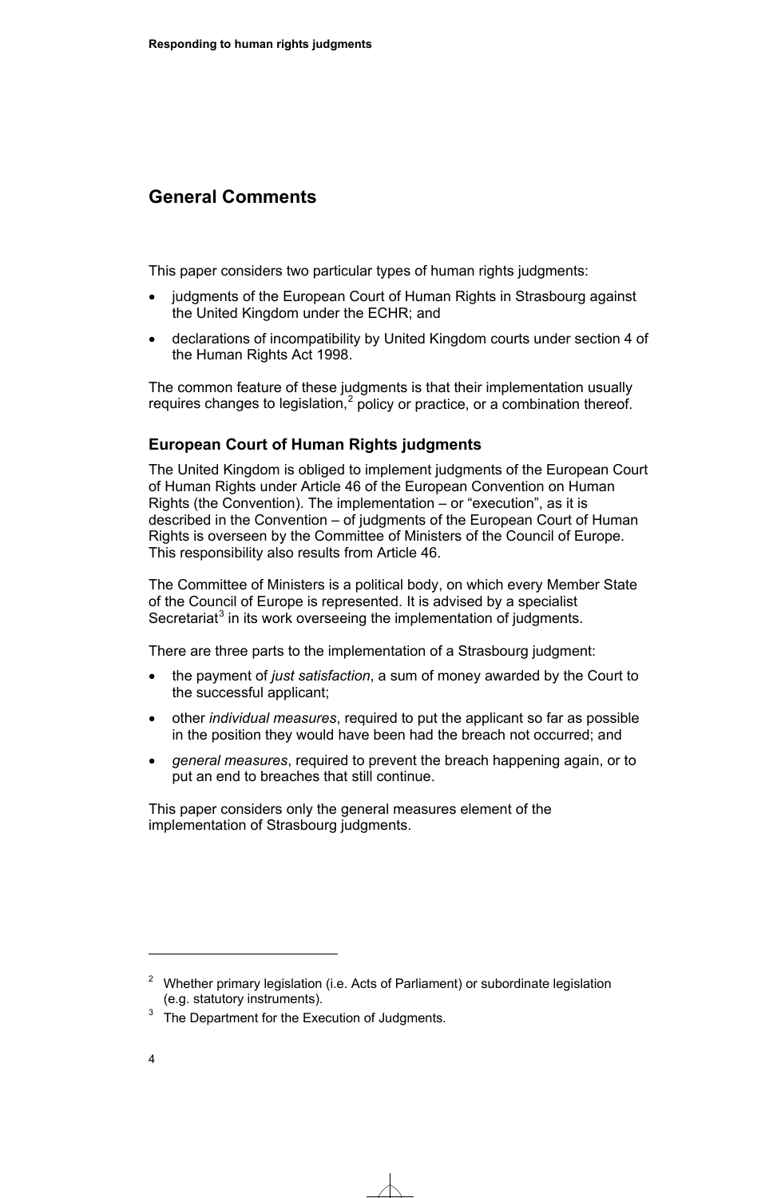## General Comments

This paper considers two particular types of human rights judgments:

- judgments of the European Court of Human Rights in Strasbourg against the United Kingdom under the ECHR; and
- declarations of incompatibility by United Kingdom courts under section 4 of the Human Rights Act 1998.

The common feature of these judgments is that their implementation usually requires changes to legislation,[2] policy or practice, or a combination thereof.

### European Court of Human Rights judgments

The United Kingdom is obliged to implement judgments of the European Court of Human Rights under Article 46 of the European Convention on Human Rights (the Convention). The implementation – or "execution", as it is described in the Convention – of judgments of the European Court of Human Rights is overseen by the Committee of Ministers of the Council of Europe. This responsibility also results from Article 46.

The Committee of Ministers is a political body, on which every Member State of the Council of Europe is represented. It is advised by a specialist Secretariat[3] in its work overseeing the implementation of judgments.

There are three parts to the implementation of a Strasbourg judgment:

- the payment of *just satisfaction*, a sum of money awarded by the Court to the successful applicant;
- other *individual measures*, required to put the applicant so far as possible in the position they would have been had the breach not occurred; and
- *general measures*, required to prevent the breach happening again, or to put an end to breaches that still continue.

This paper considers only the general measures element of the implementation of Strasbourg judgments.

---

[2] Whether primary legislation (i.e. Acts of Parliament) or subordinate legislation (e.g. statutory instruments).

[3] The Department for the Execution of Judgments.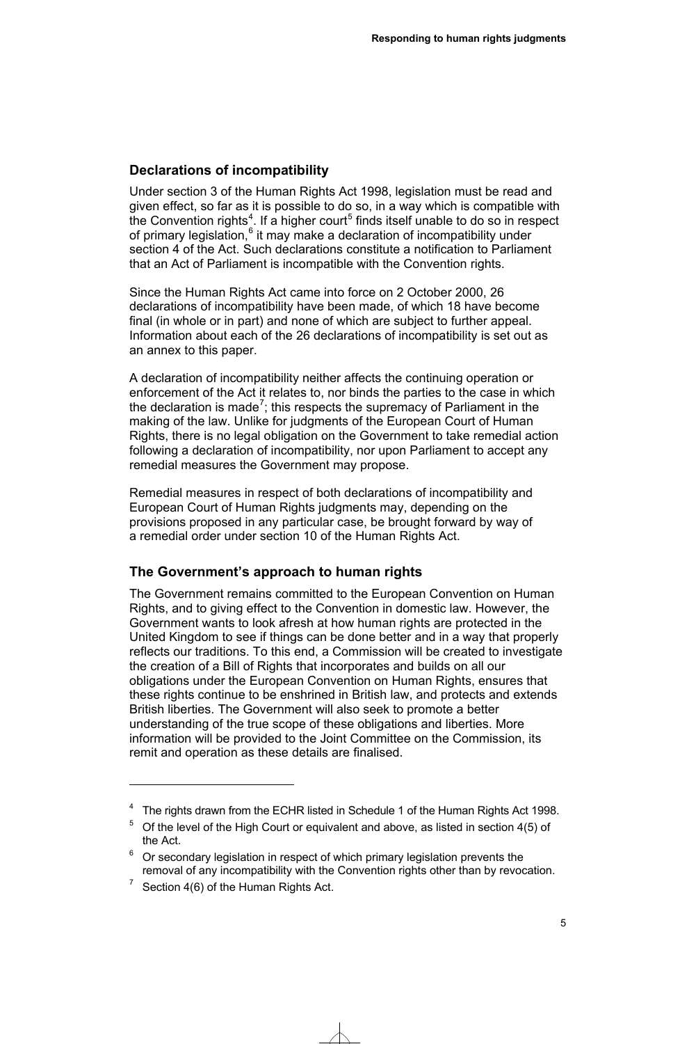## Declarations of incompatibility

Under section 3 of the Human Rights Act 1998, legislation must be read and given effect, so far as it is possible to do so, in a way which is compatible with the Convention rights[4]. If a higher court[5] finds itself unable to do so in respect of primary legislation,[6] it may make a declaration of incompatibility under section 4 of the Act. Such declarations constitute a notification to Parliament that an Act of Parliament is incompatible with the Convention rights.

Since the Human Rights Act came into force on 2 October 2000, 26 declarations of incompatibility have been made, of which 18 have become final (in whole or in part) and none of which are subject to further appeal. Information about each of the 26 declarations of incompatibility is set out as an annex to this paper.

A declaration of incompatibility neither affects the continuing operation or enforcement of the Act it relates to, nor binds the parties to the case in which the declaration is made[7]; this respects the supremacy of Parliament in the making of the law. Unlike for judgments of the European Court of Human Rights, there is no legal obligation on the Government to take remedial action following a declaration of incompatibility, nor upon Parliament to accept any remedial measures the Government may propose.

Remedial measures in respect of both declarations of incompatibility and European Court of Human Rights judgments may, depending on the provisions proposed in any particular case, be brought forward by way of a remedial order under section 10 of the Human Rights Act.

## The Government's approach to human rights

The Government remains committed to the European Convention on Human Rights, and to giving effect to the Convention in domestic law. However, the Government wants to look afresh at how human rights are protected in the United Kingdom to see if things can be done better and in a way that properly reflects our traditions. To this end, a Commission will be created to investigate the creation of a Bill of Rights that incorporates and builds on all our obligations under the European Convention on Human Rights, ensures that these rights continue to be enshrined in British law, and protects and extends British liberties. The Government will also seek to promote a better understanding of the true scope of these obligations and liberties. More information will be provided to the Joint Committee on the Commission, its remit and operation as these details are finalised.

---

[4] The rights drawn from the ECHR listed in Schedule 1 of the Human Rights Act 1998.

[5] Of the level of the High Court or equivalent and above, as listed in section 4(5) of the Act.

[6] Or secondary legislation in respect of which primary legislation prevents the removal of any incompatibility with the Convention rights other than by revocation.

[7] Section 4(6) of the Human Rights Act.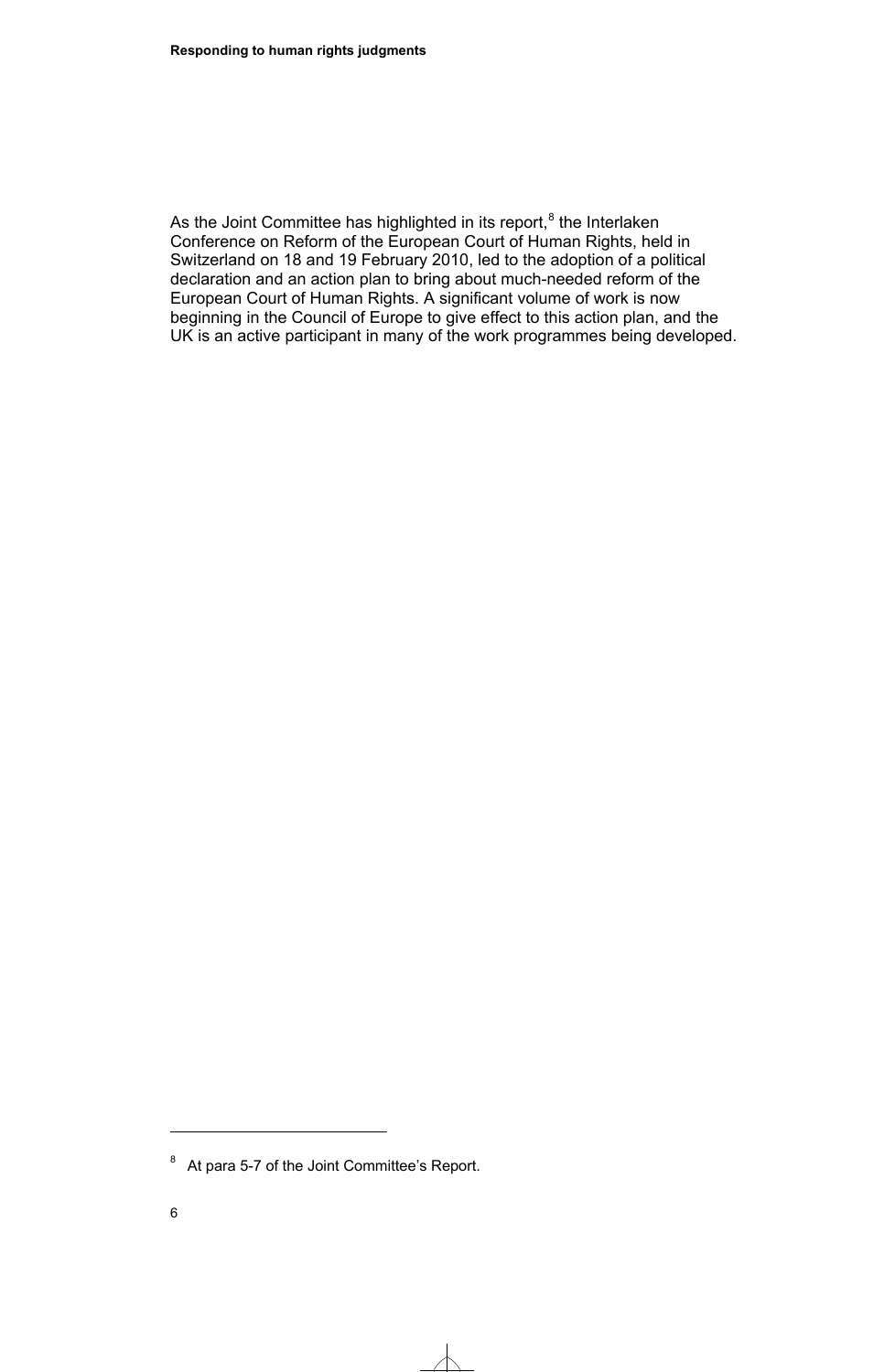As the Joint Committee has highlighted in its report,[8] the Interlaken Conference on Reform of the European Court of Human Rights, held in Switzerland on 18 and 19 February 2010, led to the adoption of a political declaration and an action plan to bring about much-needed reform of the European Court of Human Rights. A significant volume of work is now beginning in the Council of Europe to give effect to this action plan, and the UK is an active participant in many of the work programmes being developed.

[8] At para 5-7 of the Joint Committee's Report.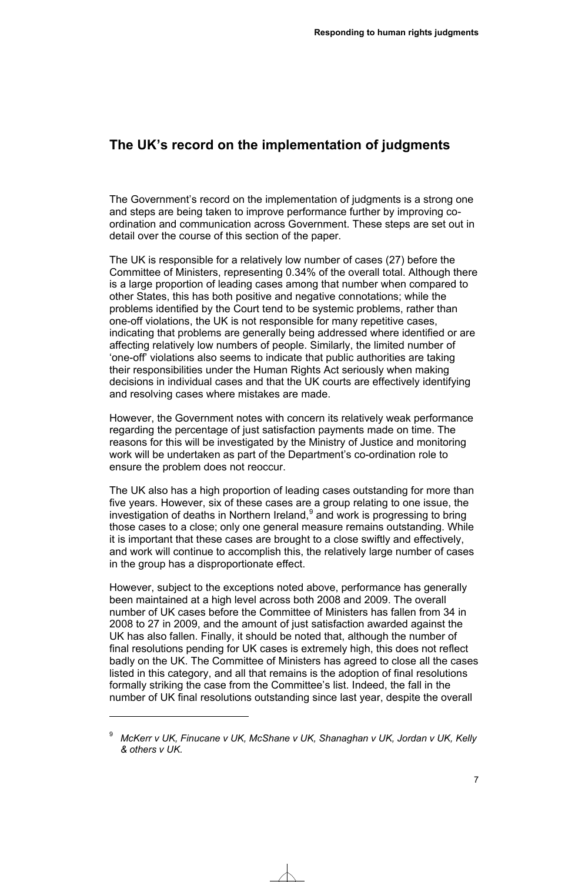## The UK's record on the implementation of judgments

The Government's record on the implementation of judgments is a strong one and steps are being taken to improve performance further by improving co-ordination and communication across Government. These steps are set out in detail over the course of this section of the paper.

The UK is responsible for a relatively low number of cases (27) before the Committee of Ministers, representing 0.34% of the overall total. Although there is a large proportion of leading cases among that number when compared to other States, this has both positive and negative connotations; while the problems identified by the Court tend to be systemic problems, rather than one-off violations, the UK is not responsible for many repetitive cases, indicating that problems are generally being addressed where identified or are affecting relatively low numbers of people. Similarly, the limited number of 'one-off' violations also seems to indicate that public authorities are taking their responsibilities under the Human Rights Act seriously when making decisions in individual cases and that the UK courts are effectively identifying and resolving cases where mistakes are made.

However, the Government notes with concern its relatively weak performance regarding the percentage of just satisfaction payments made on time. The reasons for this will be investigated by the Ministry of Justice and monitoring work will be undertaken as part of the Department's co-ordination role to ensure the problem does not reoccur.

The UK also has a high proportion of leading cases outstanding for more than five years. However, six of these cases are a group relating to one issue, the investigation of deaths in Northern Ireland,[9] and work is progressing to bring those cases to a close; only one general measure remains outstanding. While it is important that these cases are brought to a close swiftly and effectively, and work will continue to accomplish this, the relatively large number of cases in the group has a disproportionate effect.

However, subject to the exceptions noted above, performance has generally been maintained at a high level across both 2008 and 2009. The overall number of UK cases before the Committee of Ministers has fallen from 34 in 2008 to 27 in 2009, and the amount of just satisfaction awarded against the UK has also fallen. Finally, it should be noted that, although the number of final resolutions pending for UK cases is extremely high, this does not reflect badly on the UK. The Committee of Ministers has agreed to close all the cases listed in this category, and all that remains is the adoption of final resolutions formally striking the case from the Committee's list. Indeed, the fall in the number of UK final resolutions outstanding since last year, despite the overall

---

[9] *McKerr v UK, Finucane v UK, McShane v UK, Shanaghan v UK, Jordan v UK, Kelly & others v UK.*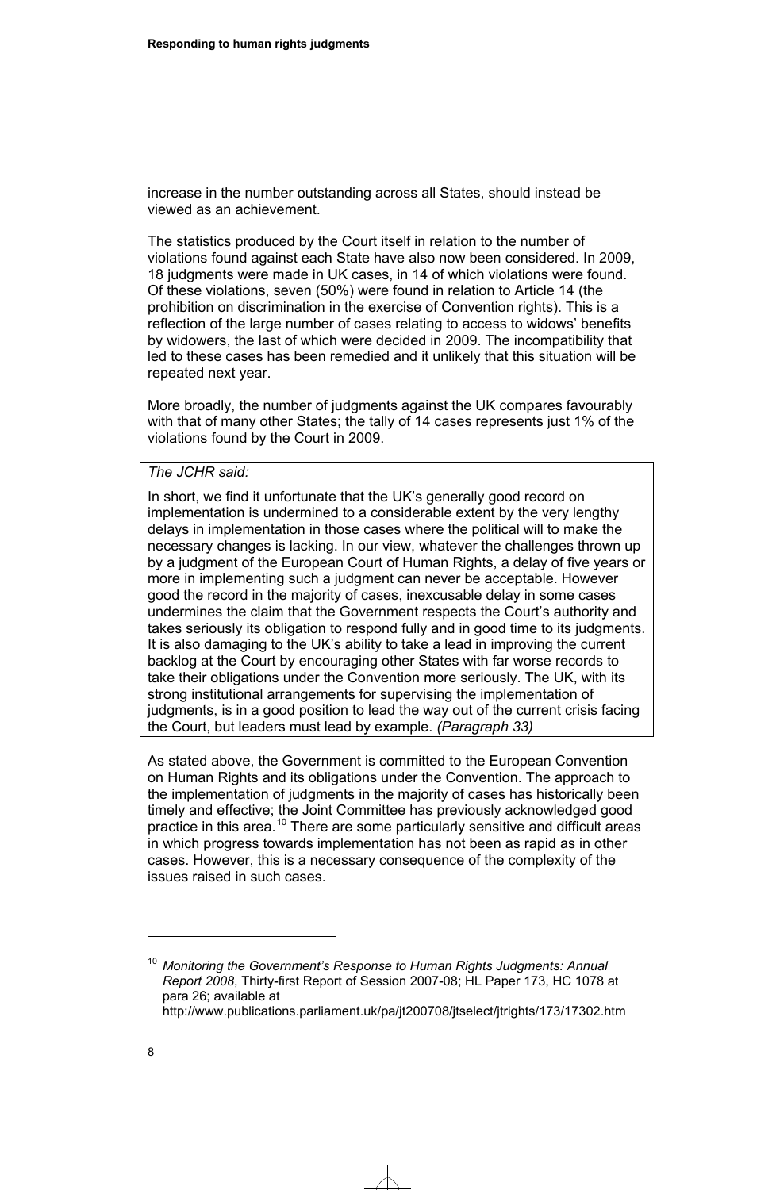increase in the number outstanding across all States, should instead be viewed as an achievement.

The statistics produced by the Court itself in relation to the number of violations found against each State have also now been considered. In 2009, 18 judgments were made in UK cases, in 14 of which violations were found. Of these violations, seven (50%) were found in relation to Article 14 (the prohibition on discrimination in the exercise of Convention rights). This is a reflection of the large number of cases relating to access to widows' benefits by widowers, the last of which were decided in 2009. The incompatibility that led to these cases has been remedied and it unlikely that this situation will be repeated next year.

More broadly, the number of judgments against the UK compares favourably with that of many other States; the tally of 14 cases represents just 1% of the violations found by the Court in 2009.

> *The JCHR said:*
>
> In short, we find it unfortunate that the UK's generally good record on implementation is undermined to a considerable extent by the very lengthy delays in implementation in those cases where the political will to make the necessary changes is lacking. In our view, whatever the challenges thrown up by a judgment of the European Court of Human Rights, a delay of five years or more in implementing such a judgment can never be acceptable. However good the record in the majority of cases, inexcusable delay in some cases undermines the claim that the Government respects the Court's authority and takes seriously its obligation to respond fully and in good time to its judgments. It is also damaging to the UK's ability to take a lead in improving the current backlog at the Court by encouraging other States with far worse records to take their obligations under the Convention more seriously. The UK, with its strong institutional arrangements for supervising the implementation of judgments, is in a good position to lead the way out of the current crisis facing the Court, but leaders must lead by example. *(Paragraph 33)*

As stated above, the Government is committed to the European Convention on Human Rights and its obligations under the Convention. The approach to the implementation of judgments in the majority of cases has historically been timely and effective; the Joint Committee has previously acknowledged good practice in this area.[10] There are some particularly sensitive and difficult areas in which progress towards implementation has not been as rapid as in other cases. However, this is a necessary consequence of the complexity of the issues raised in such cases.

---

[10] *Monitoring the Government's Response to Human Rights Judgments: Annual Report 2008*, Thirty-first Report of Session 2007-08; HL Paper 173, HC 1078 at para 26; available at http://www.publications.parliament.uk/pa/jt200708/jtselect/jtrights/173/17302.htm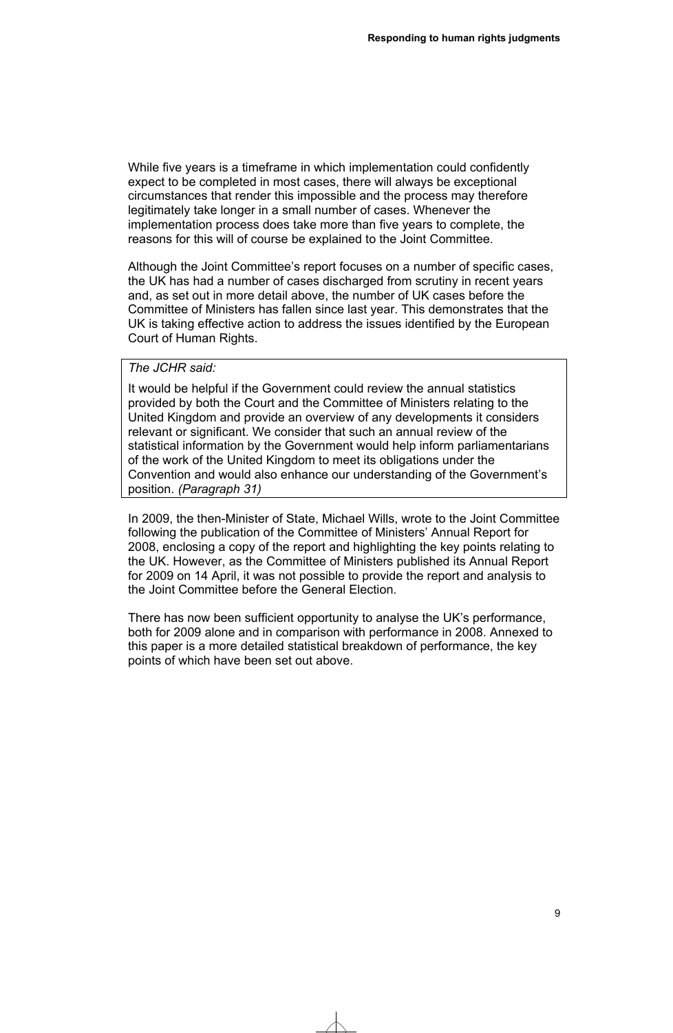While five years is a timeframe in which implementation could confidently expect to be completed in most cases, there will always be exceptional circumstances that render this impossible and the process may therefore legitimately take longer in a small number of cases. Whenever the implementation process does take more than five years to complete, the reasons for this will of course be explained to the Joint Committee.

Although the Joint Committee's report focuses on a number of specific cases, the UK has had a number of cases discharged from scrutiny in recent years and, as set out in more detail above, the number of UK cases before the Committee of Ministers has fallen since last year. This demonstrates that the UK is taking effective action to address the issues identified by the European Court of Human Rights.

> *The JCHR said:*
>
> It would be helpful if the Government could review the annual statistics provided by both the Court and the Committee of Ministers relating to the United Kingdom and provide an overview of any developments it considers relevant or significant. We consider that such an annual review of the statistical information by the Government would help inform parliamentarians of the work of the United Kingdom to meet its obligations under the Convention and would also enhance our understanding of the Government's position. *(Paragraph 31)*

In 2009, the then-Minister of State, Michael Wills, wrote to the Joint Committee following the publication of the Committee of Ministers' Annual Report for 2008, enclosing a copy of the report and highlighting the key points relating to the UK. However, as the Committee of Ministers published its Annual Report for 2009 on 14 April, it was not possible to provide the report and analysis to the Joint Committee before the General Election.

There has now been sufficient opportunity to analyse the UK's performance, both for 2009 alone and in comparison with performance in 2008. Annexed to this paper is a more detailed statistical breakdown of performance, the key points of which have been set out above.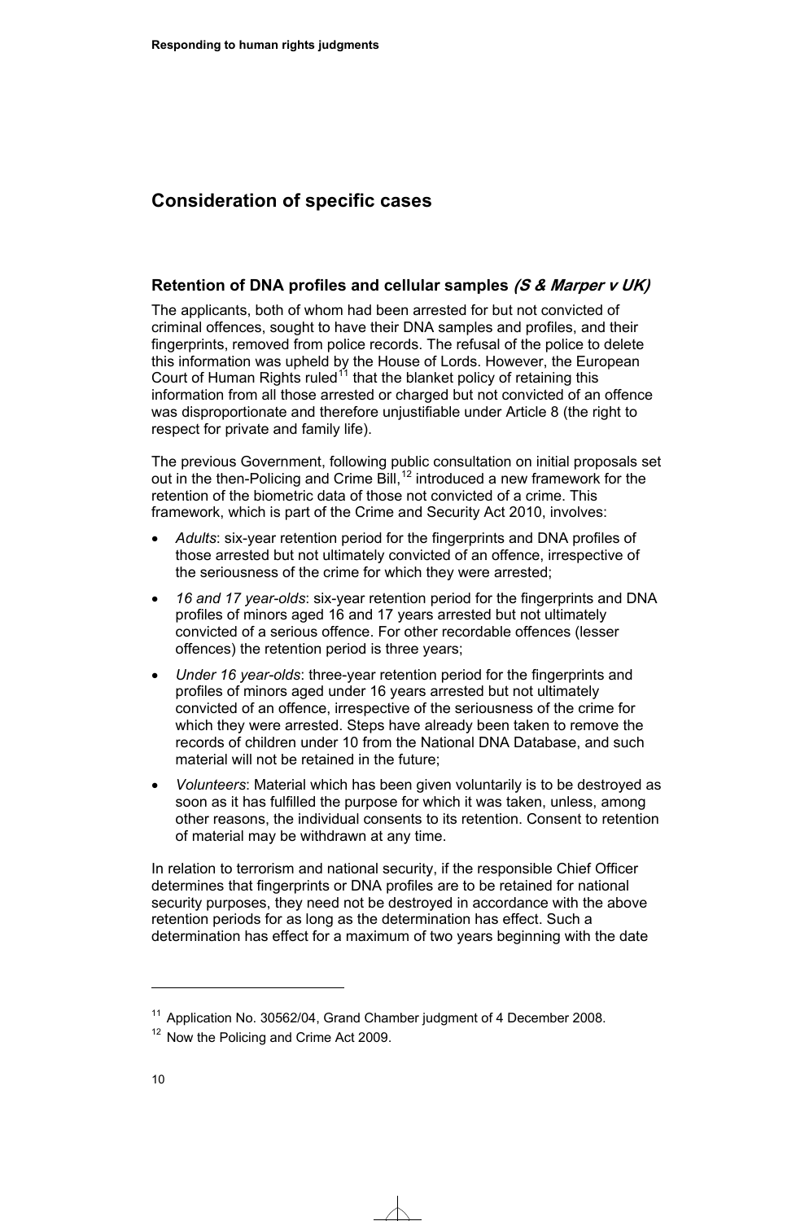## Consideration of specific cases

### Retention of DNA profiles and cellular samples *(S & Marper v UK)*

The applicants, both of whom had been arrested for but not convicted of criminal offences, sought to have their DNA samples and profiles, and their fingerprints, removed from police records. The refusal of the police to delete this information was upheld by the House of Lords. However, the European Court of Human Rights ruled[11] that the blanket policy of retaining this information from all those arrested or charged but not convicted of an offence was disproportionate and therefore unjustifiable under Article 8 (the right to respect for private and family life).

The previous Government, following public consultation on initial proposals set out in the then-Policing and Crime Bill,[12] introduced a new framework for the retention of the biometric data of those not convicted of a crime. This framework, which is part of the Crime and Security Act 2010, involves:

- *Adults*: six-year retention period for the fingerprints and DNA profiles of those arrested but not ultimately convicted of an offence, irrespective of the seriousness of the crime for which they were arrested;
- *16 and 17 year-olds*: six-year retention period for the fingerprints and DNA profiles of minors aged 16 and 17 years arrested but not ultimately convicted of a serious offence. For other recordable offences (lesser offences) the retention period is three years;
- *Under 16 year-olds*: three-year retention period for the fingerprints and profiles of minors aged under 16 years arrested but not ultimately convicted of an offence, irrespective of the seriousness of the crime for which they were arrested. Steps have already been taken to remove the records of children under 10 from the National DNA Database, and such material will not be retained in the future;
- *Volunteers*: Material which has been given voluntarily is to be destroyed as soon as it has fulfilled the purpose for which it was taken, unless, among other reasons, the individual consents to its retention. Consent to retention of material may be withdrawn at any time.

In relation to terrorism and national security, if the responsible Chief Officer determines that fingerprints or DNA profiles are to be retained for national security purposes, they need not be destroyed in accordance with the above retention periods for as long as the determination has effect. Such a determination has effect for a maximum of two years beginning with the date

---

[11] Application No. 30562/04, Grand Chamber judgment of 4 December 2008.

[12] Now the Policing and Crime Act 2009.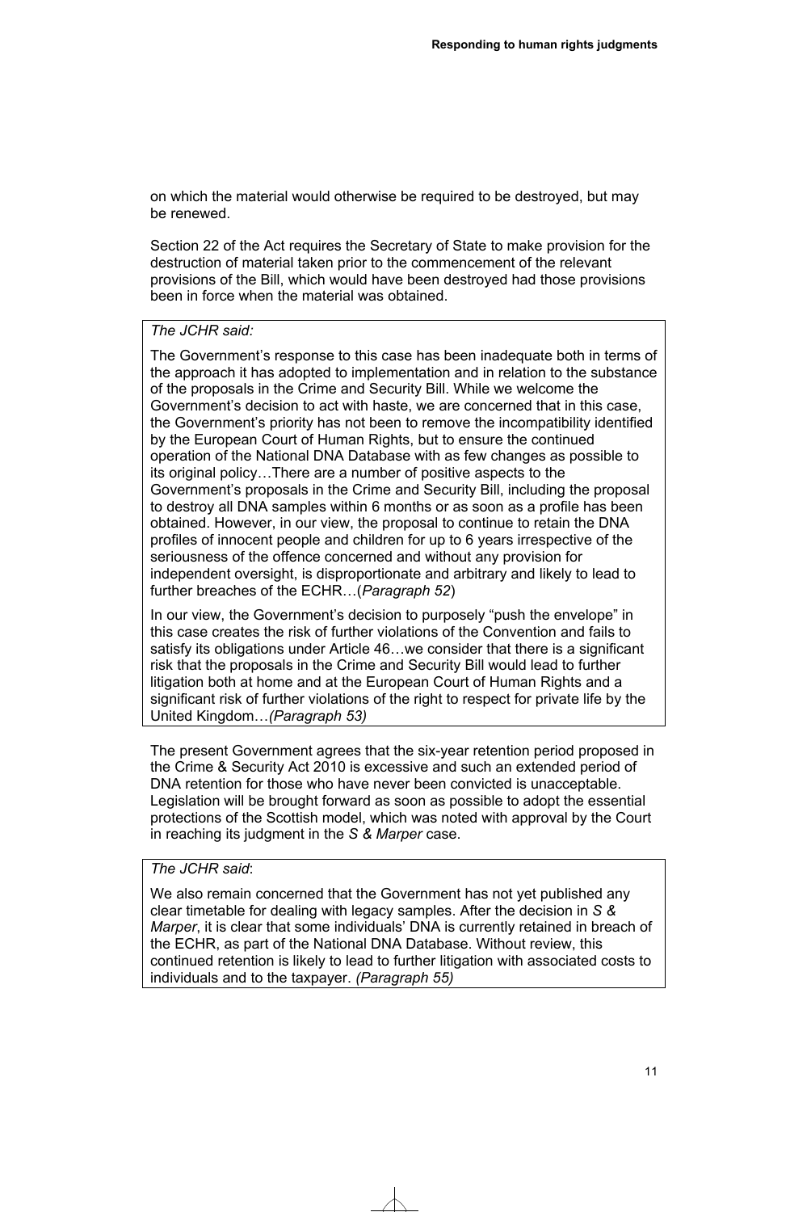on which the material would otherwise be required to be destroyed, but may be renewed.

Section 22 of the Act requires the Secretary of State to make provision for the destruction of material taken prior to the commencement of the relevant provisions of the Bill, which would have been destroyed had those provisions been in force when the material was obtained.

> *The JCHR said:*
>
> The Government's response to this case has been inadequate both in terms of the approach it has adopted to implementation and in relation to the substance of the proposals in the Crime and Security Bill. While we welcome the Government's decision to act with haste, we are concerned that in this case, the Government's priority has not been to remove the incompatibility identified by the European Court of Human Rights, but to ensure the continued operation of the National DNA Database with as few changes as possible to its original policy…There are a number of positive aspects to the Government's proposals in the Crime and Security Bill, including the proposal to destroy all DNA samples within 6 months or as soon as a profile has been obtained. However, in our view, the proposal to continue to retain the DNA profiles of innocent people and children for up to 6 years irrespective of the seriousness of the offence concerned and without any provision for independent oversight, is disproportionate and arbitrary and likely to lead to further breaches of the ECHR…(*Paragraph 52*)
>
> In our view, the Government's decision to purposely "push the envelope" in this case creates the risk of further violations of the Convention and fails to satisfy its obligations under Article 46…we consider that there is a significant risk that the proposals in the Crime and Security Bill would lead to further litigation both at home and at the European Court of Human Rights and a significant risk of further violations of the right to respect for private life by the United Kingdom…*(Paragraph 53)*

The present Government agrees that the six-year retention period proposed in the Crime & Security Act 2010 is excessive and such an extended period of DNA retention for those who have never been convicted is unacceptable. Legislation will be brought forward as soon as possible to adopt the essential protections of the Scottish model, which was noted with approval by the Court in reaching its judgment in the *S & Marper* case.

> *The JCHR said*:
>
> We also remain concerned that the Government has not yet published any clear timetable for dealing with legacy samples. After the decision in *S & Marper*, it is clear that some individuals' DNA is currently retained in breach of the ECHR, as part of the National DNA Database. Without review, this continued retention is likely to lead to further litigation with associated costs to individuals and to the taxpayer. *(Paragraph 55)*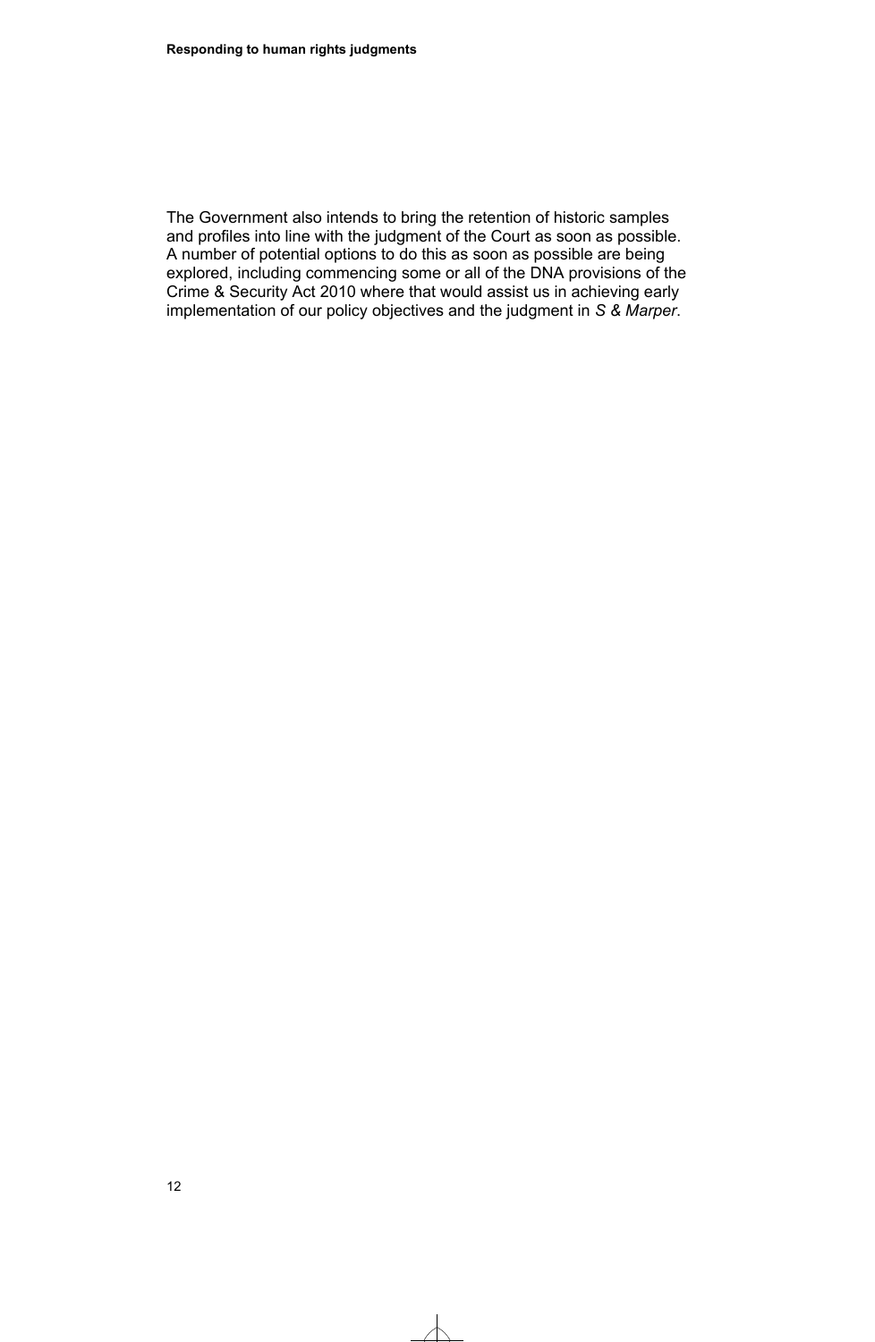The Government also intends to bring the retention of historic samples and profiles into line with the judgment of the Court as soon as possible. A number of potential options to do this as soon as possible are being explored, including commencing some or all of the DNA provisions of the Crime & Security Act 2010 where that would assist us in achieving early implementation of our policy objectives and the judgment in *S & Marper*.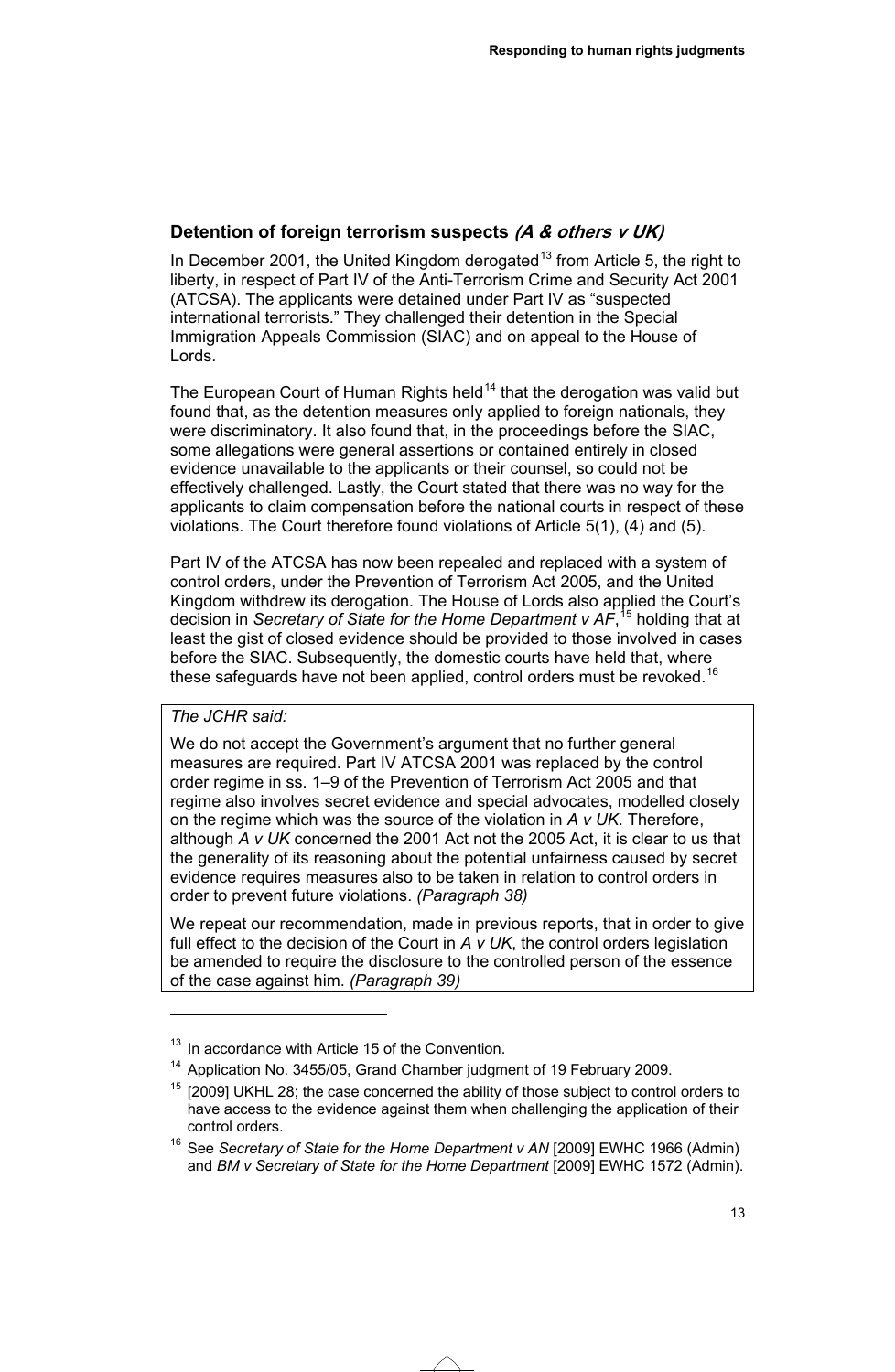### Detention of foreign terrorism suspects *(A & others v UK)*

In December 2001, the United Kingdom derogated[13] from Article 5, the right to liberty, in respect of Part IV of the Anti-Terrorism Crime and Security Act 2001 (ATCSA). The applicants were detained under Part IV as "suspected international terrorists." They challenged their detention in the Special Immigration Appeals Commission (SIAC) and on appeal to the House of Lords.

The European Court of Human Rights held[14] that the derogation was valid but found that, as the detention measures only applied to foreign nationals, they were discriminatory. It also found that, in the proceedings before the SIAC, some allegations were general assertions or contained entirely in closed evidence unavailable to the applicants or their counsel, so could not be effectively challenged. Lastly, the Court stated that there was no way for the applicants to claim compensation before the national courts in respect of these violations. The Court therefore found violations of Article 5(1), (4) and (5).

Part IV of the ATCSA has now been repealed and replaced with a system of control orders, under the Prevention of Terrorism Act 2005, and the United Kingdom withdrew its derogation. The House of Lords also applied the Court's decision in *Secretary of State for the Home Department v AF*,[15] holding that at least the gist of closed evidence should be provided to those involved in cases before the SIAC. Subsequently, the domestic courts have held that, where these safeguards have not been applied, control orders must be revoked.[16]

*The JCHR said:*

We do not accept the Government's argument that no further general measures are required. Part IV ATCSA 2001 was replaced by the control order regime in ss. 1–9 of the Prevention of Terrorism Act 2005 and that regime also involves secret evidence and special advocates, modelled closely on the regime which was the source of the violation in *A v UK*. Therefore, although *A v UK* concerned the 2001 Act not the 2005 Act, it is clear to us that the generality of its reasoning about the potential unfairness caused by secret evidence requires measures also to be taken in relation to control orders in order to prevent future violations. *(Paragraph 38)*

We repeat our recommendation, made in previous reports, that in order to give full effect to the decision of the Court in *A v UK*, the control orders legislation be amended to require the disclosure to the controlled person of the essence of the case against him. *(Paragraph 39)*

---

[13] In accordance with Article 15 of the Convention.

[14] Application No. 3455/05, Grand Chamber judgment of 19 February 2009.

[15] [2009] UKHL 28; the case concerned the ability of those subject to control orders to have access to the evidence against them when challenging the application of their control orders.

[16] See *Secretary of State for the Home Department v AN* [2009] EWHC 1966 (Admin) and *BM v Secretary of State for the Home Department* [2009] EWHC 1572 (Admin).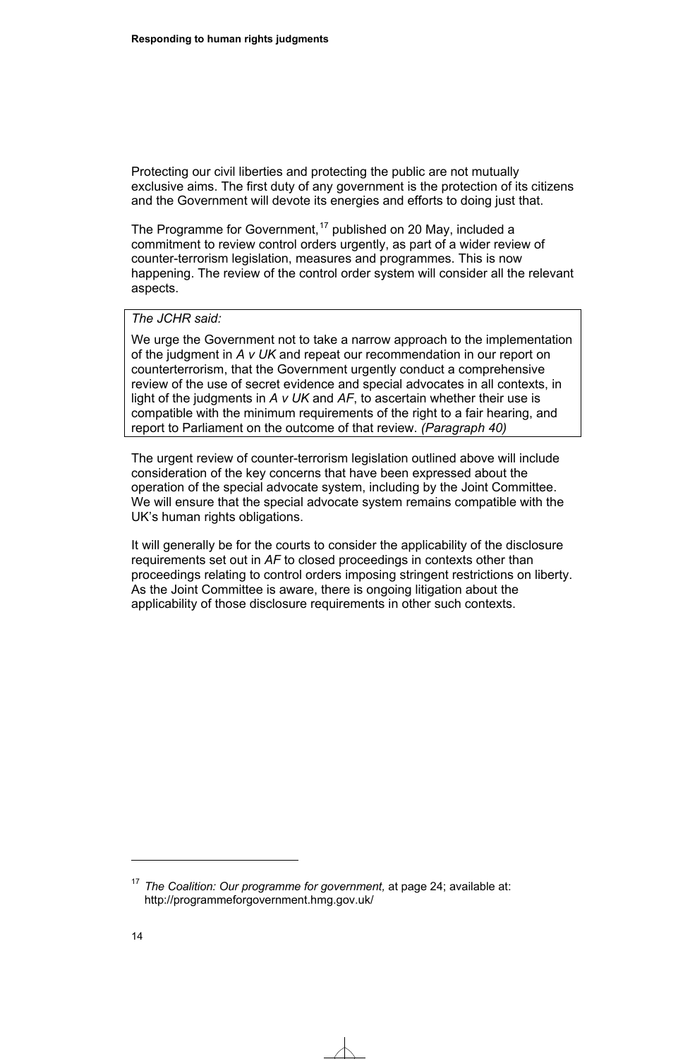Protecting our civil liberties and protecting the public are not mutually exclusive aims. The first duty of any government is the protection of its citizens and the Government will devote its energies and efforts to doing just that.

The Programme for Government,[17] published on 20 May, included a commitment to review control orders urgently, as part of a wider review of counter-terrorism legislation, measures and programmes. This is now happening. The review of the control order system will consider all the relevant aspects.

> *The JCHR said:*
>
> We urge the Government not to take a narrow approach to the implementation of the judgment in *A v UK* and repeat our recommendation in our report on counterterrorism, that the Government urgently conduct a comprehensive review of the use of secret evidence and special advocates in all contexts, in light of the judgments in *A v UK* and *AF*, to ascertain whether their use is compatible with the minimum requirements of the right to a fair hearing, and report to Parliament on the outcome of that review. *(Paragraph 40)*

The urgent review of counter-terrorism legislation outlined above will include consideration of the key concerns that have been expressed about the operation of the special advocate system, including by the Joint Committee. We will ensure that the special advocate system remains compatible with the UK's human rights obligations.

It will generally be for the courts to consider the applicability of the disclosure requirements set out in *AF* to closed proceedings in contexts other than proceedings relating to control orders imposing stringent restrictions on liberty. As the Joint Committee is aware, there is ongoing litigation about the applicability of those disclosure requirements in other such contexts.

---

[17] *The Coalition: Our programme for government,* at page 24; available at: http://programmeforgovernment.hmg.gov.uk/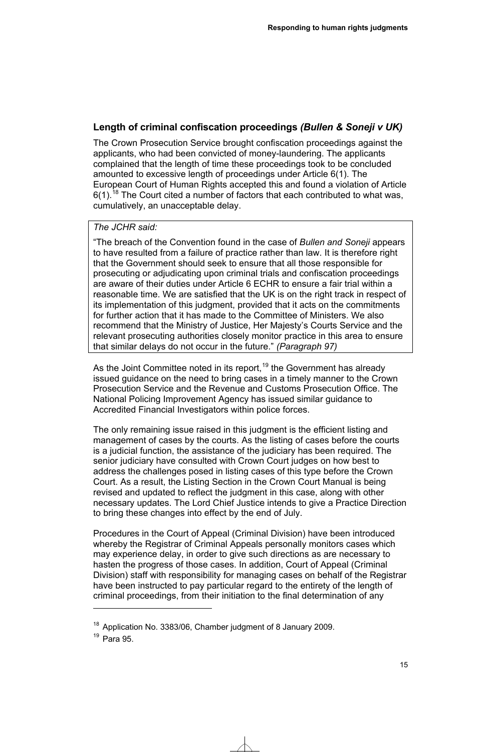### Length of criminal confiscation proceedings *(Bullen & Soneji v UK)*

The Crown Prosecution Service brought confiscation proceedings against the applicants, who had been convicted of money-laundering. The applicants complained that the length of time these proceedings took to be concluded amounted to excessive length of proceedings under Article 6(1). The European Court of Human Rights accepted this and found a violation of Article 6(1).[18] The Court cited a number of factors that each contributed to what was, cumulatively, an unacceptable delay.

> *The JCHR said:*
>
> "The breach of the Convention found in the case of *Bullen and Soneji* appears to have resulted from a failure of practice rather than law. It is therefore right that the Government should seek to ensure that all those responsible for prosecuting or adjudicating upon criminal trials and confiscation proceedings are aware of their duties under Article 6 ECHR to ensure a fair trial within a reasonable time. We are satisfied that the UK is on the right track in respect of its implementation of this judgment, provided that it acts on the commitments for further action that it has made to the Committee of Ministers. We also recommend that the Ministry of Justice, Her Majesty's Courts Service and the relevant prosecuting authorities closely monitor practice in this area to ensure that similar delays do not occur in the future." *(Paragraph 97)*

As the Joint Committee noted in its report,[19] the Government has already issued guidance on the need to bring cases in a timely manner to the Crown Prosecution Service and the Revenue and Customs Prosecution Office. The National Policing Improvement Agency has issued similar guidance to Accredited Financial Investigators within police forces.

The only remaining issue raised in this judgment is the efficient listing and management of cases by the courts. As the listing of cases before the courts is a judicial function, the assistance of the judiciary has been required. The senior judiciary have consulted with Crown Court judges on how best to address the challenges posed in listing cases of this type before the Crown Court. As a result, the Listing Section in the Crown Court Manual is being revised and updated to reflect the judgment in this case, along with other necessary updates. The Lord Chief Justice intends to give a Practice Direction to bring these changes into effect by the end of July.

Procedures in the Court of Appeal (Criminal Division) have been introduced whereby the Registrar of Criminal Appeals personally monitors cases which may experience delay, in order to give such directions as are necessary to hasten the progress of those cases. In addition, Court of Appeal (Criminal Division) staff with responsibility for managing cases on behalf of the Registrar have been instructed to pay particular regard to the entirety of the length of criminal proceedings, from their initiation to the final determination of any

---

[18] Application No. 3383/06, Chamber judgment of 8 January 2009.

[19] Para 95.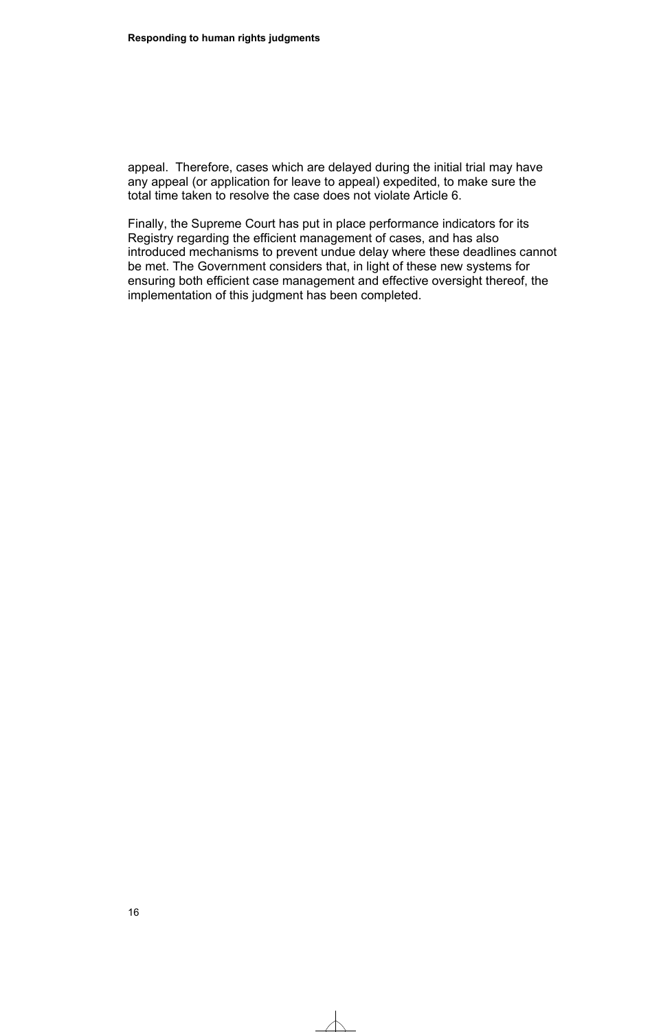appeal. Therefore, cases which are delayed during the initial trial may have any appeal (or application for leave to appeal) expedited, to make sure the total time taken to resolve the case does not violate Article 6.

Finally, the Supreme Court has put in place performance indicators for its Registry regarding the efficient management of cases, and has also introduced mechanisms to prevent undue delay where these deadlines cannot be met. The Government considers that, in light of these new systems for ensuring both efficient case management and effective oversight thereof, the implementation of this judgment has been completed.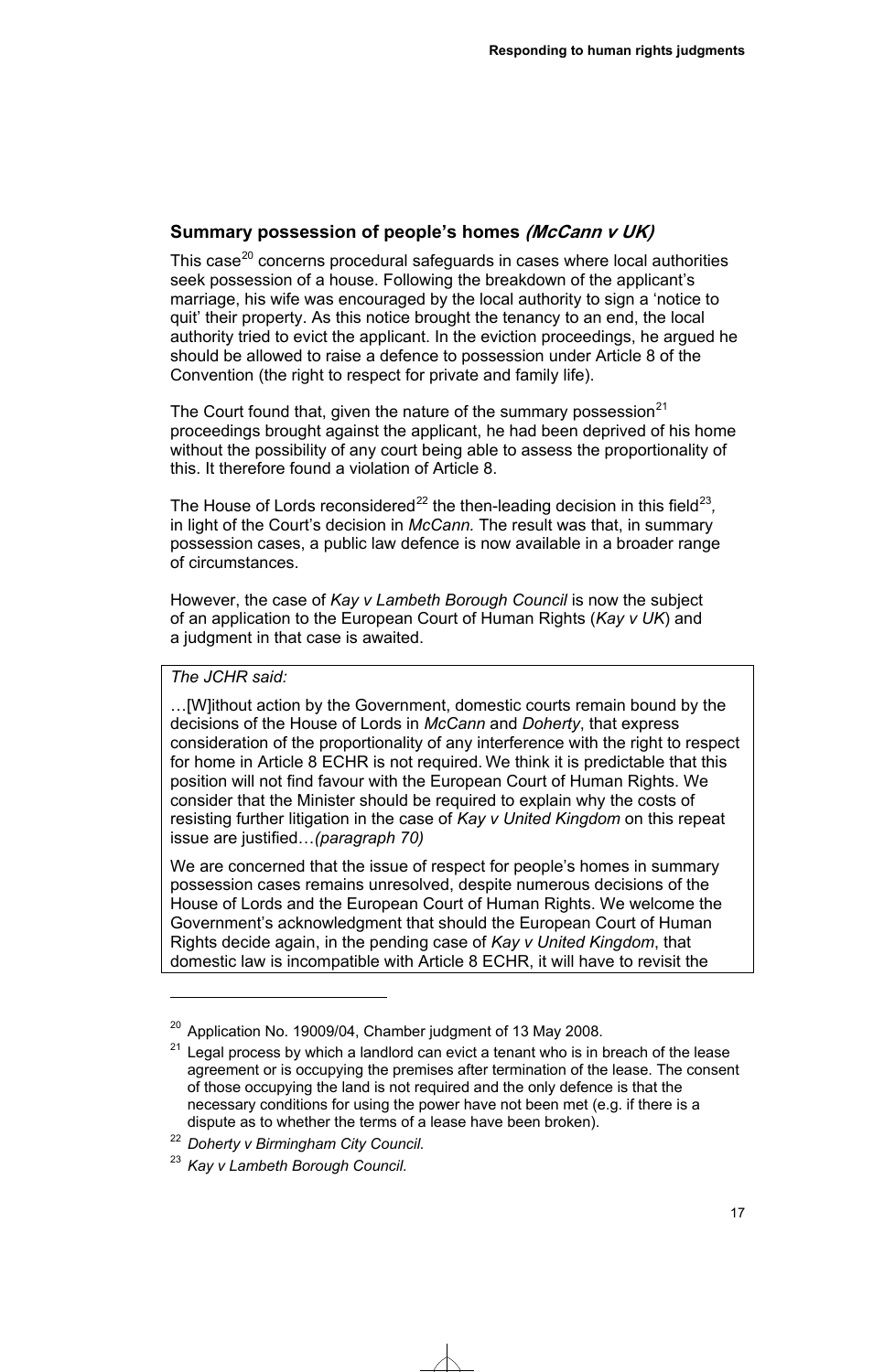## Summary possession of people's homes *(McCann v UK)*

This case[20] concerns procedural safeguards in cases where local authorities seek possession of a house. Following the breakdown of the applicant's marriage, his wife was encouraged by the local authority to sign a 'notice to quit' their property. As this notice brought the tenancy to an end, the local authority tried to evict the applicant. In the eviction proceedings, he argued he should be allowed to raise a defence to possession under Article 8 of the Convention (the right to respect for private and family life).

The Court found that, given the nature of the summary possession[21] proceedings brought against the applicant, he had been deprived of his home without the possibility of any court being able to assess the proportionality of this. It therefore found a violation of Article 8.

The House of Lords reconsidered[22] the then-leading decision in this field[23], in light of the Court's decision in *McCann.* The result was that, in summary possession cases, a public law defence is now available in a broader range of circumstances.

However, the case of *Kay v Lambeth Borough Council* is now the subject of an application to the European Court of Human Rights (*Kay v UK*) and a judgment in that case is awaited.

> *The JCHR said:*
>
> …[W]ithout action by the Government, domestic courts remain bound by the decisions of the House of Lords in *McCann* and *Doherty*, that express consideration of the proportionality of any interference with the right to respect for home in Article 8 ECHR is not required. We think it is predictable that this position will not find favour with the European Court of Human Rights. We consider that the Minister should be required to explain why the costs of resisting further litigation in the case of *Kay v United Kingdom* on this repeat issue are justified…*(paragraph 70)*
>
> We are concerned that the issue of respect for people's homes in summary possession cases remains unresolved, despite numerous decisions of the House of Lords and the European Court of Human Rights. We welcome the Government's acknowledgment that should the European Court of Human Rights decide again, in the pending case of *Kay v United Kingdom*, that domestic law is incompatible with Article 8 ECHR, it will have to revisit the

---

[20] Application No. 19009/04, Chamber judgment of 13 May 2008.

[21] Legal process by which a landlord can evict a tenant who is in breach of the lease agreement or is occupying the premises after termination of the lease. The consent of those occupying the land is not required and the only defence is that the necessary conditions for using the power have not been met (e.g. if there is a dispute as to whether the terms of a lease have been broken).

[22] *Doherty v Birmingham City Council.*

[23] *Kay v Lambeth Borough Council.*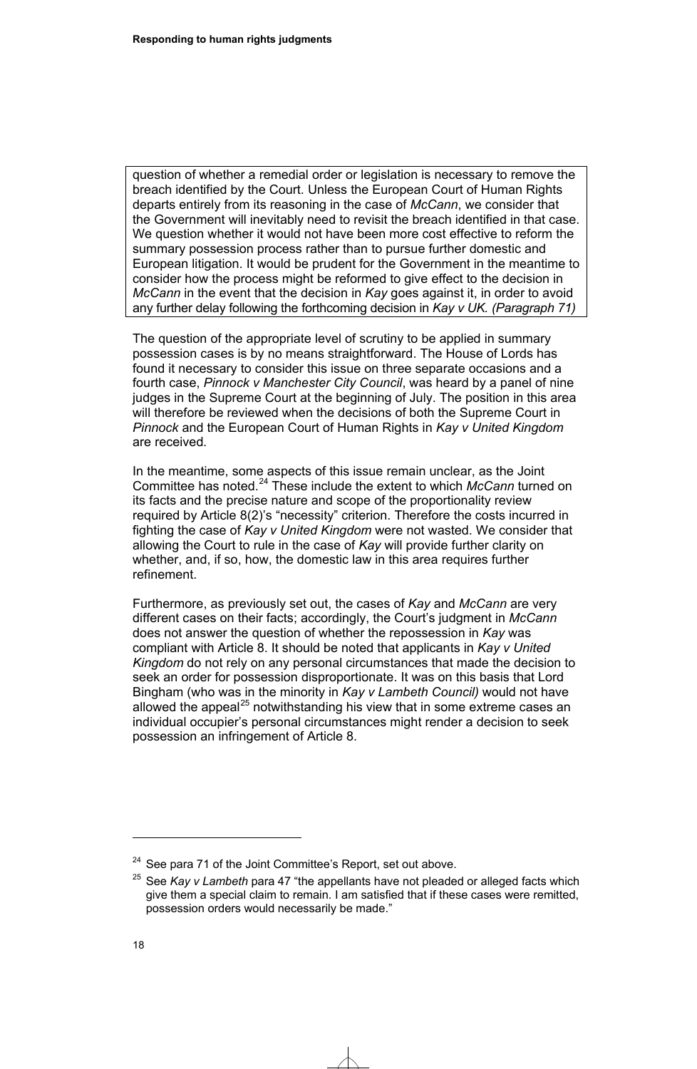question of whether a remedial order or legislation is necessary to remove the breach identified by the Court. Unless the European Court of Human Rights departs entirely from its reasoning in the case of *McCann*, we consider that the Government will inevitably need to revisit the breach identified in that case. We question whether it would not have been more cost effective to reform the summary possession process rather than to pursue further domestic and European litigation. It would be prudent for the Government in the meantime to consider how the process might be reformed to give effect to the decision in *McCann* in the event that the decision in *Kay* goes against it, in order to avoid any further delay following the forthcoming decision in *Kay v UK. (Paragraph 71)*

The question of the appropriate level of scrutiny to be applied in summary possession cases is by no means straightforward. The House of Lords has found it necessary to consider this issue on three separate occasions and a fourth case, *Pinnock v Manchester City Council*, was heard by a panel of nine judges in the Supreme Court at the beginning of July. The position in this area will therefore be reviewed when the decisions of both the Supreme Court in *Pinnock* and the European Court of Human Rights in *Kay v United Kingdom* are received.

In the meantime, some aspects of this issue remain unclear, as the Joint Committee has noted.[24] These include the extent to which *McCann* turned on its facts and the precise nature and scope of the proportionality review required by Article 8(2)'s "necessity" criterion. Therefore the costs incurred in fighting the case of *Kay v United Kingdom* were not wasted. We consider that allowing the Court to rule in the case of *Kay* will provide further clarity on whether, and, if so, how, the domestic law in this area requires further refinement.

Furthermore, as previously set out, the cases of *Kay* and *McCann* are very different cases on their facts; accordingly, the Court's judgment in *McCann* does not answer the question of whether the repossession in *Kay* was compliant with Article 8. It should be noted that applicants in *Kay v United Kingdom* do not rely on any personal circumstances that made the decision to seek an order for possession disproportionate. It was on this basis that Lord Bingham (who was in the minority in *Kay v Lambeth Council)* would not have allowed the appeal[25] notwithstanding his view that in some extreme cases an individual occupier's personal circumstances might render a decision to seek possession an infringement of Article 8.

---

[24] See para 71 of the Joint Committee's Report, set out above.

[25] See *Kay v Lambeth* para 47 "the appellants have not pleaded or alleged facts which give them a special claim to remain. I am satisfied that if these cases were remitted, possession orders would necessarily be made."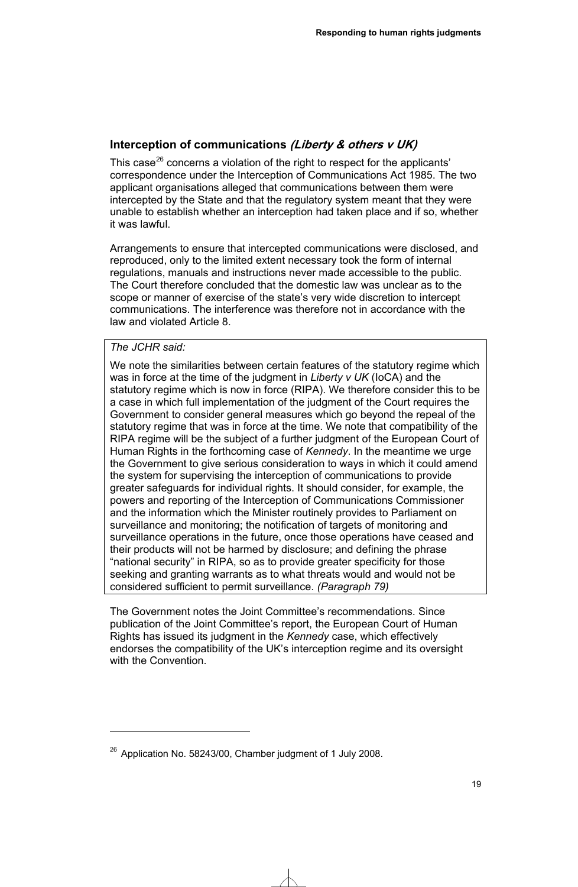### Interception of communications *(Liberty & others v UK)*

This case[26] concerns a violation of the right to respect for the applicants' correspondence under the Interception of Communications Act 1985. The two applicant organisations alleged that communications between them were intercepted by the State and that the regulatory system meant that they were unable to establish whether an interception had taken place and if so, whether it was lawful.

Arrangements to ensure that intercepted communications were disclosed, and reproduced, only to the limited extent necessary took the form of internal regulations, manuals and instructions never made accessible to the public. The Court therefore concluded that the domestic law was unclear as to the scope or manner of exercise of the state's very wide discretion to intercept communications. The interference was therefore not in accordance with the law and violated Article 8.

> *The JCHR said:*
>
> We note the similarities between certain features of the statutory regime which was in force at the time of the judgment in *Liberty v UK* (IoCA) and the statutory regime which is now in force (RIPA). We therefore consider this to be a case in which full implementation of the judgment of the Court requires the Government to consider general measures which go beyond the repeal of the statutory regime that was in force at the time. We note that compatibility of the RIPA regime will be the subject of a further judgment of the European Court of Human Rights in the forthcoming case of *Kennedy*. In the meantime we urge the Government to give serious consideration to ways in which it could amend the system for supervising the interception of communications to provide greater safeguards for individual rights. It should consider, for example, the powers and reporting of the Interception of Communications Commissioner and the information which the Minister routinely provides to Parliament on surveillance and monitoring; the notification of targets of monitoring and surveillance operations in the future, once those operations have ceased and their products will not be harmed by disclosure; and defining the phrase "national security" in RIPA, so as to provide greater specificity for those seeking and granting warrants as to what threats would and would not be considered sufficient to permit surveillance. *(Paragraph 79)*

The Government notes the Joint Committee's recommendations. Since publication of the Joint Committee's report, the European Court of Human Rights has issued its judgment in the *Kennedy* case, which effectively endorses the compatibility of the UK's interception regime and its oversight with the Convention.

---

[26] Application No. 58243/00, Chamber judgment of 1 July 2008.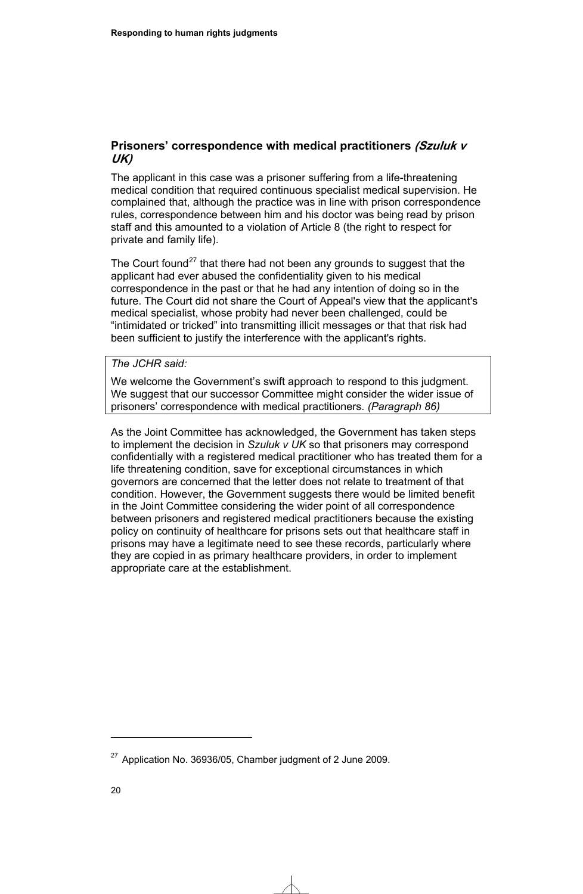### Prisoners' correspondence with medical practitioners *(Szuluk v UK)*

The applicant in this case was a prisoner suffering from a life-threatening medical condition that required continuous specialist medical supervision. He complained that, although the practice was in line with prison correspondence rules, correspondence between him and his doctor was being read by prison staff and this amounted to a violation of Article 8 (the right to respect for private and family life).

The Court found[27] that there had not been any grounds to suggest that the applicant had ever abused the confidentiality given to his medical correspondence in the past or that he had any intention of doing so in the future. The Court did not share the Court of Appeal's view that the applicant's medical specialist, whose probity had never been challenged, could be "intimidated or tricked" into transmitting illicit messages or that that risk had been sufficient to justify the interference with the applicant's rights.

> *The JCHR said:*
>
> We welcome the Government's swift approach to respond to this judgment. We suggest that our successor Committee might consider the wider issue of prisoners' correspondence with medical practitioners. *(Paragraph 86)*

As the Joint Committee has acknowledged, the Government has taken steps to implement the decision in *Szuluk v UK* so that prisoners may correspond confidentially with a registered medical practitioner who has treated them for a life threatening condition, save for exceptional circumstances in which governors are concerned that the letter does not relate to treatment of that condition. However, the Government suggests there would be limited benefit in the Joint Committee considering the wider point of all correspondence between prisoners and registered medical practitioners because the existing policy on continuity of healthcare for prisons sets out that healthcare staff in prisons may have a legitimate need to see these records, particularly where they are copied in as primary healthcare providers, in order to implement appropriate care at the establishment.

[27] Application No. 36936/05, Chamber judgment of 2 June 2009.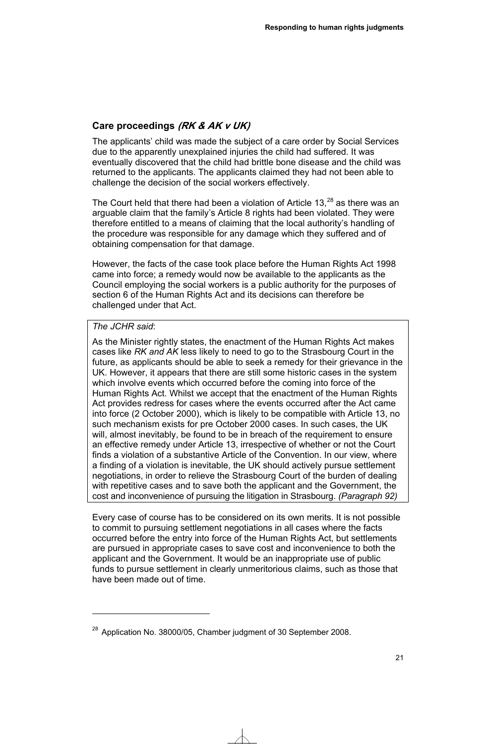## Care proceedings *(RK & AK v UK)*

The applicants' child was made the subject of a care order by Social Services due to the apparently unexplained injuries the child had suffered. It was eventually discovered that the child had brittle bone disease and the child was returned to the applicants. The applicants claimed they had not been able to challenge the decision of the social workers effectively.

The Court held that there had been a violation of Article 13,[28] as there was an arguable claim that the family's Article 8 rights had been violated. They were therefore entitled to a means of claiming that the local authority's handling of the procedure was responsible for any damage which they suffered and of obtaining compensation for that damage.

However, the facts of the case took place before the Human Rights Act 1998 came into force; a remedy would now be available to the applicants as the Council employing the social workers is a public authority for the purposes of section 6 of the Human Rights Act and its decisions can therefore be challenged under that Act.

> *The JCHR said*:
>
> As the Minister rightly states, the enactment of the Human Rights Act makes cases like *RK and AK* less likely to need to go to the Strasbourg Court in the future, as applicants should be able to seek a remedy for their grievance in the UK. However, it appears that there are still some historic cases in the system which involve events which occurred before the coming into force of the Human Rights Act. Whilst we accept that the enactment of the Human Rights Act provides redress for cases where the events occurred after the Act came into force (2 October 2000), which is likely to be compatible with Article 13, no such mechanism exists for pre October 2000 cases. In such cases, the UK will, almost inevitably, be found to be in breach of the requirement to ensure an effective remedy under Article 13, irrespective of whether or not the Court finds a violation of a substantive Article of the Convention. In our view, where a finding of a violation is inevitable, the UK should actively pursue settlement negotiations, in order to relieve the Strasbourg Court of the burden of dealing with repetitive cases and to save both the applicant and the Government, the cost and inconvenience of pursuing the litigation in Strasbourg. *(Paragraph 92)*

Every case of course has to be considered on its own merits. It is not possible to commit to pursuing settlement negotiations in all cases where the facts occurred before the entry into force of the Human Rights Act, but settlements are pursued in appropriate cases to save cost and inconvenience to both the applicant and the Government. It would be an inappropriate use of public funds to pursue settlement in clearly unmeritorious claims, such as those that have been made out of time.

---

[28] Application No. 38000/05, Chamber judgment of 30 September 2008.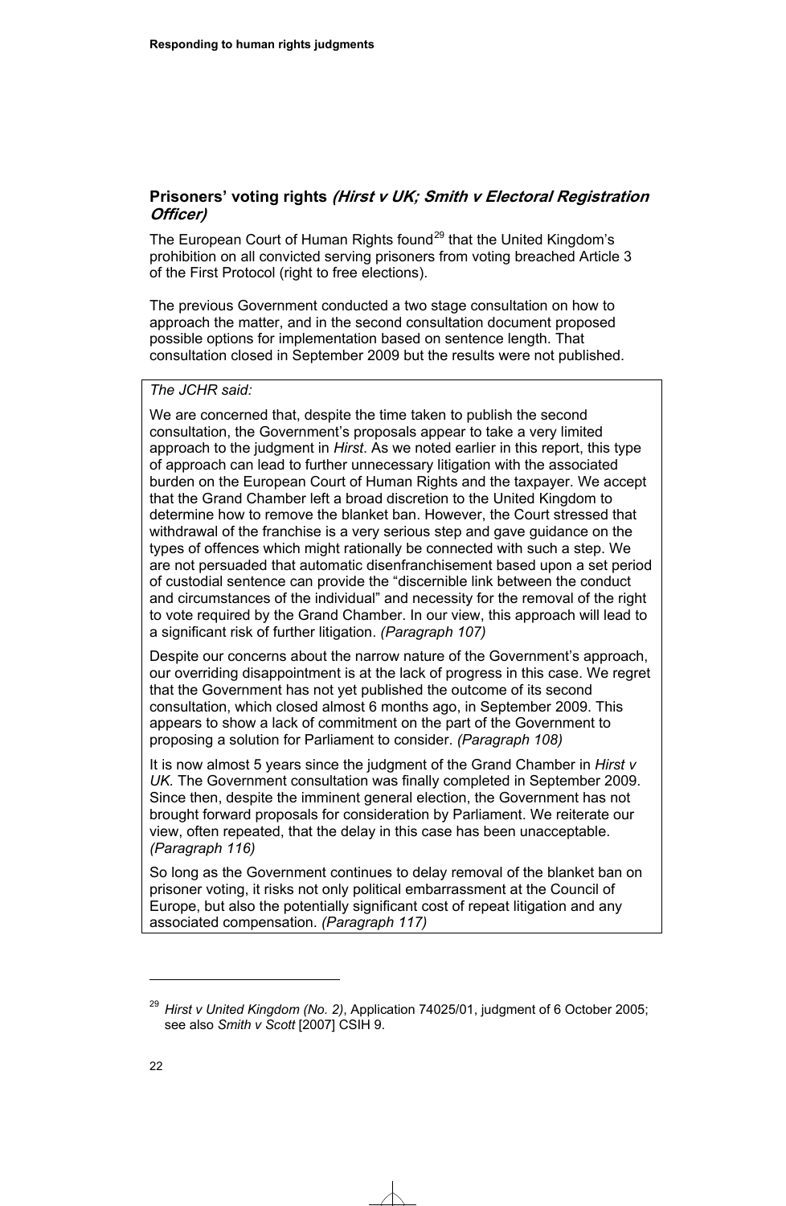### Prisoners' voting rights *(Hirst v UK; Smith v Electoral Registration Officer)*

The European Court of Human Rights found[29] that the United Kingdom's prohibition on all convicted serving prisoners from voting breached Article 3 of the First Protocol (right to free elections).

The previous Government conducted a two stage consultation on how to approach the matter, and in the second consultation document proposed possible options for implementation based on sentence length. That consultation closed in September 2009 but the results were not published.

> *The JCHR said:*
>
> We are concerned that, despite the time taken to publish the second consultation, the Government's proposals appear to take a very limited approach to the judgment in *Hirst*. As we noted earlier in this report, this type of approach can lead to further unnecessary litigation with the associated burden on the European Court of Human Rights and the taxpayer. We accept that the Grand Chamber left a broad discretion to the United Kingdom to determine how to remove the blanket ban. However, the Court stressed that withdrawal of the franchise is a very serious step and gave guidance on the types of offences which might rationally be connected with such a step. We are not persuaded that automatic disenfranchisement based upon a set period of custodial sentence can provide the "discernible link between the conduct and circumstances of the individual" and necessity for the removal of the right to vote required by the Grand Chamber. In our view, this approach will lead to a significant risk of further litigation. *(Paragraph 107)*
>
> Despite our concerns about the narrow nature of the Government's approach, our overriding disappointment is at the lack of progress in this case. We regret that the Government has not yet published the outcome of its second consultation, which closed almost 6 months ago, in September 2009. This appears to show a lack of commitment on the part of the Government to proposing a solution for Parliament to consider. *(Paragraph 108)*
>
> It is now almost 5 years since the judgment of the Grand Chamber in *Hirst v UK.* The Government consultation was finally completed in September 2009. Since then, despite the imminent general election, the Government has not brought forward proposals for consideration by Parliament. We reiterate our view, often repeated, that the delay in this case has been unacceptable. *(Paragraph 116)*
>
> So long as the Government continues to delay removal of the blanket ban on prisoner voting, it risks not only political embarrassment at the Council of Europe, but also the potentially significant cost of repeat litigation and any associated compensation. *(Paragraph 117)*

---

[29] *Hirst v United Kingdom (No. 2)*, Application 74025/01, judgment of 6 October 2005; see also *Smith v Scott* [2007] CSIH 9.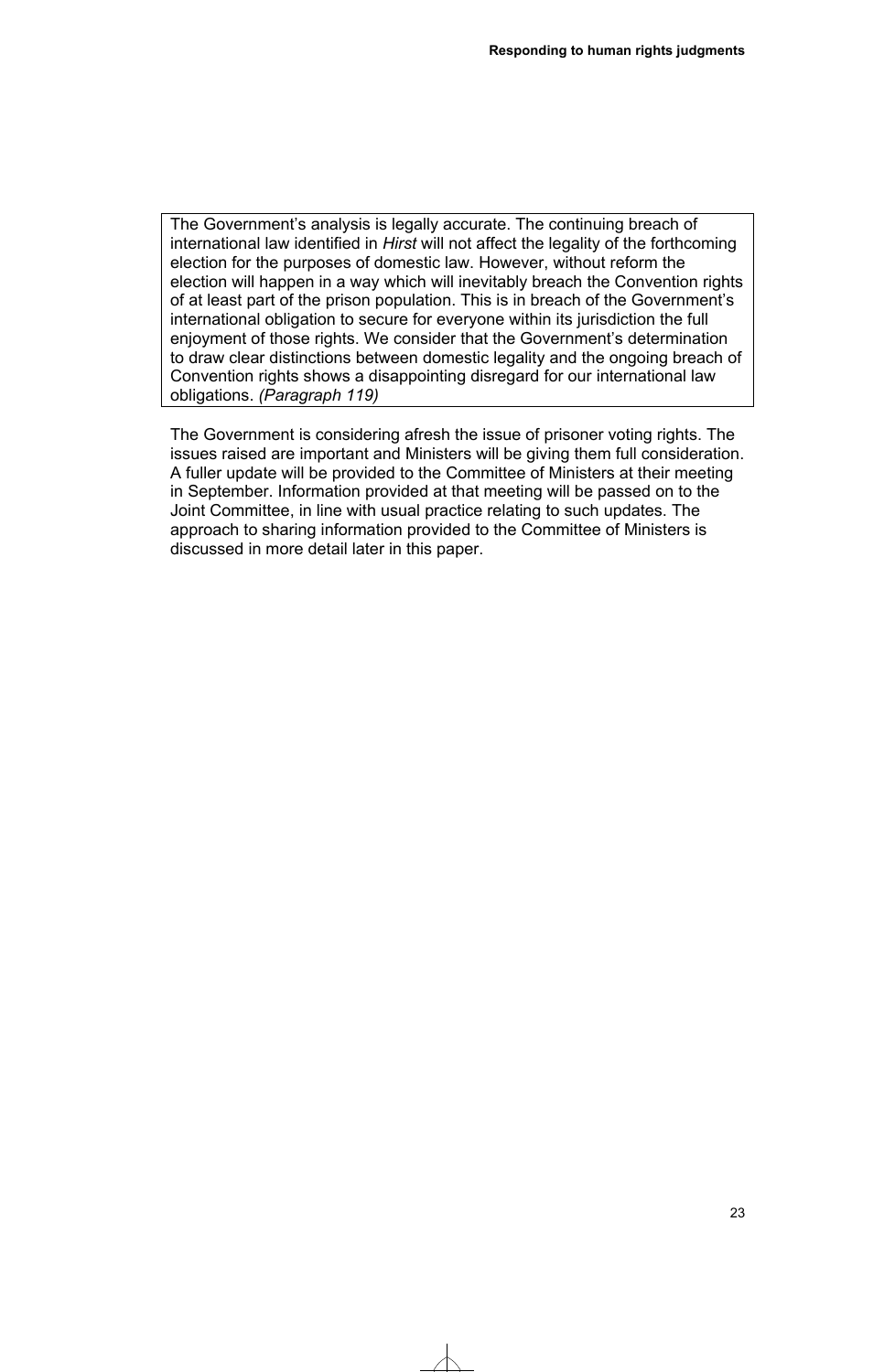The Government's analysis is legally accurate. The continuing breach of international law identified in *Hirst* will not affect the legality of the forthcoming election for the purposes of domestic law. However, without reform the election will happen in a way which will inevitably breach the Convention rights of at least part of the prison population. This is in breach of the Government's international obligation to secure for everyone within its jurisdiction the full enjoyment of those rights. We consider that the Government's determination to draw clear distinctions between domestic legality and the ongoing breach of Convention rights shows a disappointing disregard for our international law obligations. *(Paragraph 119)*

The Government is considering afresh the issue of prisoner voting rights. The issues raised are important and Ministers will be giving them full consideration. A fuller update will be provided to the Committee of Ministers at their meeting in September. Information provided at that meeting will be passed on to the Joint Committee, in line with usual practice relating to such updates. The approach to sharing information provided to the Committee of Ministers is discussed in more detail later in this paper.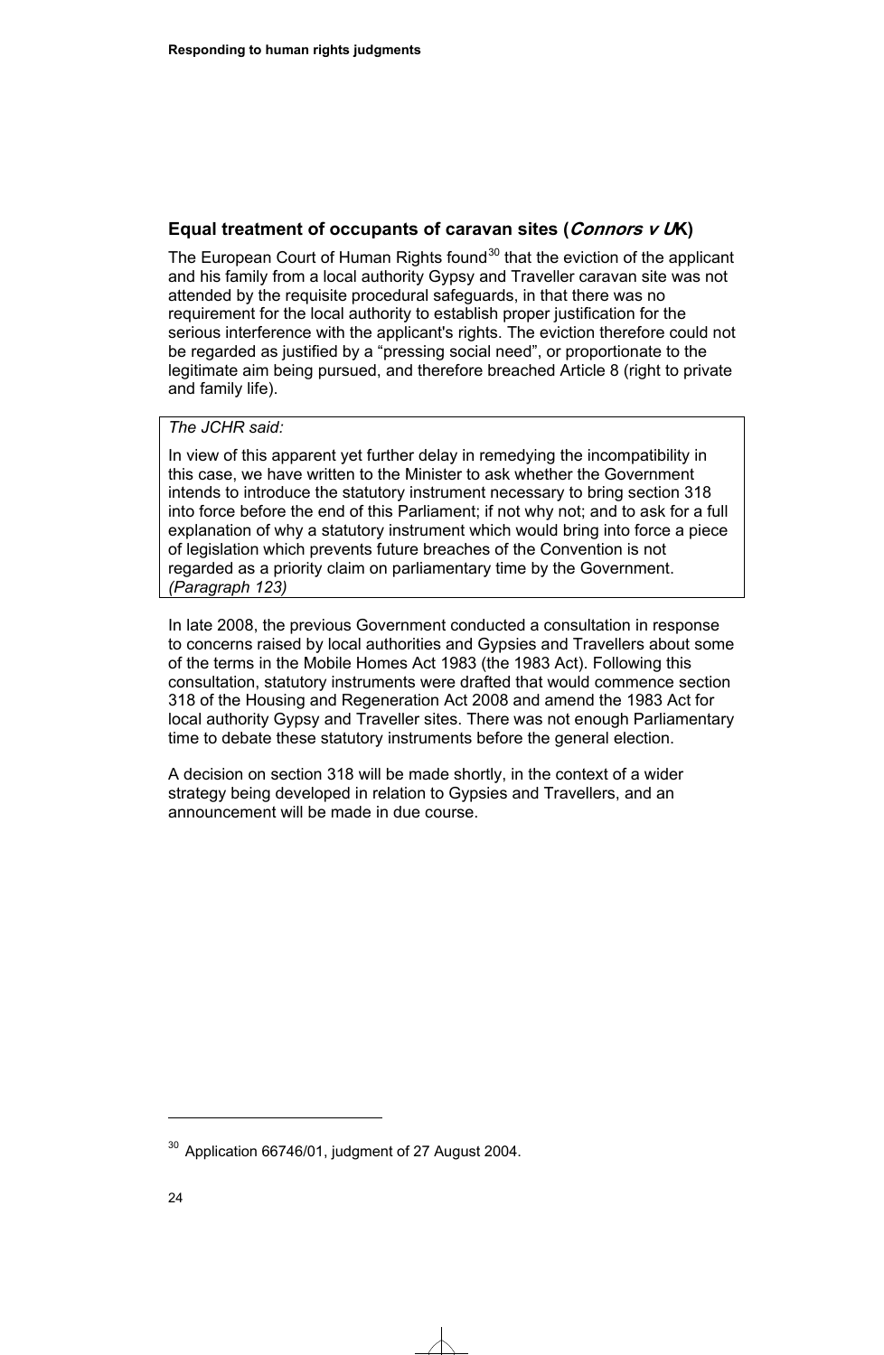### Equal treatment of occupants of caravan sites (*Connors v UK*)

The European Court of Human Rights found[30] that the eviction of the applicant and his family from a local authority Gypsy and Traveller caravan site was not attended by the requisite procedural safeguards, in that there was no requirement for the local authority to establish proper justification for the serious interference with the applicant's rights. The eviction therefore could not be regarded as justified by a "pressing social need", or proportionate to the legitimate aim being pursued, and therefore breached Article 8 (right to private and family life).

> *The JCHR said:*
>
> In view of this apparent yet further delay in remedying the incompatibility in this case, we have written to the Minister to ask whether the Government intends to introduce the statutory instrument necessary to bring section 318 into force before the end of this Parliament; if not why not; and to ask for a full explanation of why a statutory instrument which would bring into force a piece of legislation which prevents future breaches of the Convention is not regarded as a priority claim on parliamentary time by the Government. *(Paragraph 123)*

In late 2008, the previous Government conducted a consultation in response to concerns raised by local authorities and Gypsies and Travellers about some of the terms in the Mobile Homes Act 1983 (the 1983 Act). Following this consultation, statutory instruments were drafted that would commence section 318 of the Housing and Regeneration Act 2008 and amend the 1983 Act for local authority Gypsy and Traveller sites. There was not enough Parliamentary time to debate these statutory instruments before the general election.

A decision on section 318 will be made shortly, in the context of a wider strategy being developed in relation to Gypsies and Travellers, and an announcement will be made in due course.

---

[30] Application 66746/01, judgment of 27 August 2004.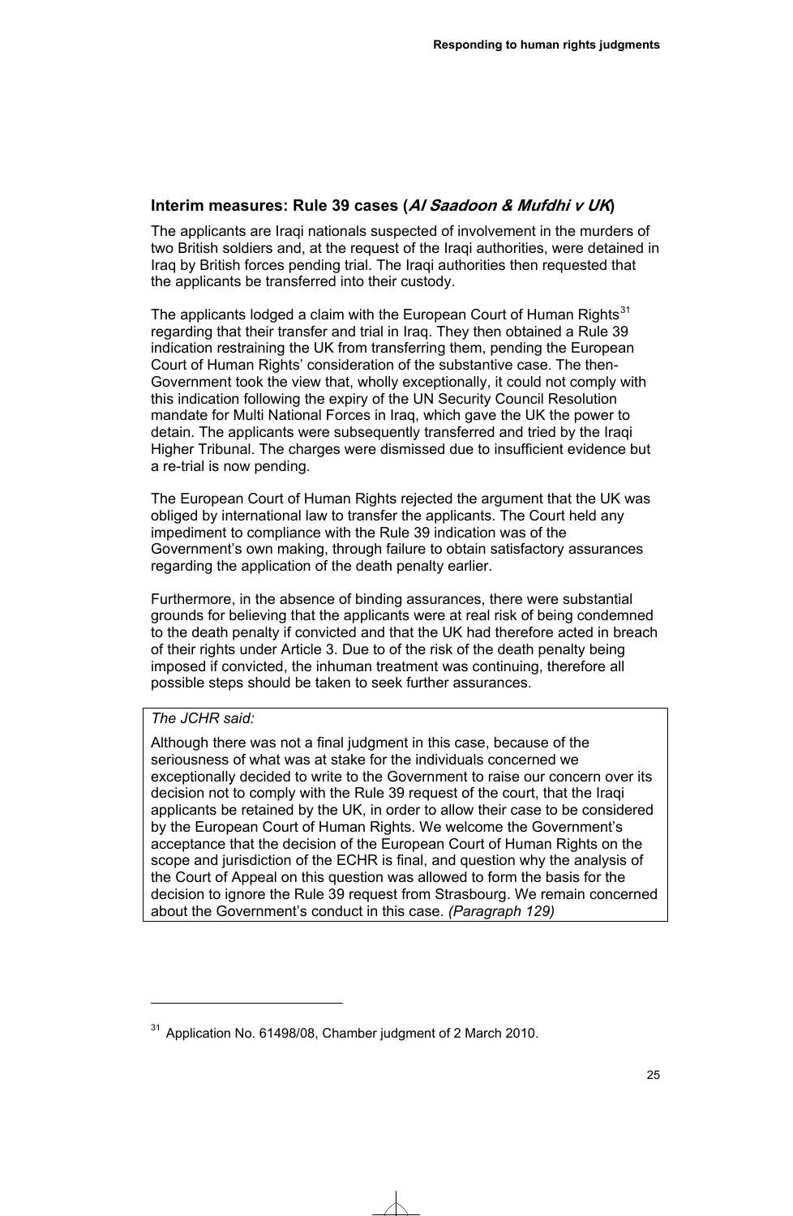### Interim measures: Rule 39 cases (*Al Saadoon & Mufdhi v UK*)

The applicants are Iraqi nationals suspected of involvement in the murders of two British soldiers and, at the request of the Iraqi authorities, were detained in Iraq by British forces pending trial. The Iraqi authorities then requested that the applicants be transferred into their custody.

The applicants lodged a claim with the European Court of Human Rights[31] regarding that their transfer and trial in Iraq. They then obtained a Rule 39 indication restraining the UK from transferring them, pending the European Court of Human Rights' consideration of the substantive case. The then-Government took the view that, wholly exceptionally, it could not comply with this indication following the expiry of the UN Security Council Resolution mandate for Multi National Forces in Iraq, which gave the UK the power to detain. The applicants were subsequently transferred and tried by the Iraqi Higher Tribunal. The charges were dismissed due to insufficient evidence but a re-trial is now pending.

The European Court of Human Rights rejected the argument that the UK was obliged by international law to transfer the applicants. The Court held any impediment to compliance with the Rule 39 indication was of the Government's own making, through failure to obtain satisfactory assurances regarding the application of the death penalty earlier.

Furthermore, in the absence of binding assurances, there were substantial grounds for believing that the applicants were at real risk of being condemned to the death penalty if convicted and that the UK had therefore acted in breach of their rights under Article 3. Due to of the risk of the death penalty being imposed if convicted, the inhuman treatment was continuing, therefore all possible steps should be taken to seek further assurances.

> *The JCHR said:*
>
> Although there was not a final judgment in this case, because of the seriousness of what was at stake for the individuals concerned we exceptionally decided to write to the Government to raise our concern over its decision not to comply with the Rule 39 request of the court, that the Iraqi applicants be retained by the UK, in order to allow their case to be considered by the European Court of Human Rights. We welcome the Government's acceptance that the decision of the European Court of Human Rights on the scope and jurisdiction of the ECHR is final, and question why the analysis of the Court of Appeal on this question was allowed to form the basis for the decision to ignore the Rule 39 request from Strasbourg. We remain concerned about the Government's conduct in this case. *(Paragraph 129)*

[31] Application No. 61498/08, Chamber judgment of 2 March 2010.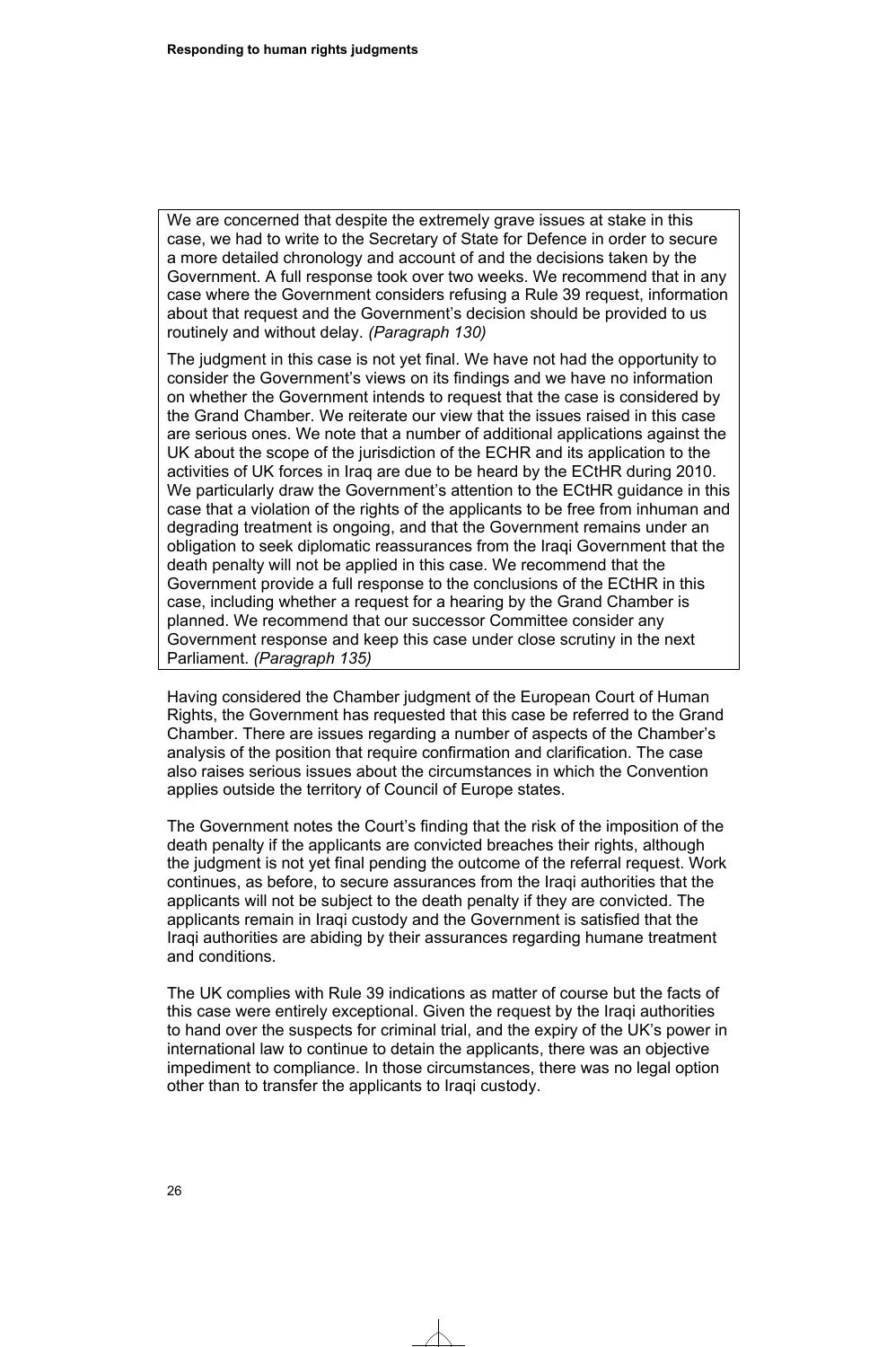We are concerned that despite the extremely grave issues at stake in this case, we had to write to the Secretary of State for Defence in order to secure a more detailed chronology and account of and the decisions taken by the Government. A full response took over two weeks. We recommend that in any case where the Government considers refusing a Rule 39 request, information about that request and the Government's decision should be provided to us routinely and without delay. *(Paragraph 130)*

The judgment in this case is not yet final. We have not had the opportunity to consider the Government's views on its findings and we have no information on whether the Government intends to request that the case is considered by the Grand Chamber. We reiterate our view that the issues raised in this case are serious ones. We note that a number of additional applications against the UK about the scope of the jurisdiction of the ECHR and its application to the activities of UK forces in Iraq are due to be heard by the ECtHR during 2010. We particularly draw the Government's attention to the ECtHR guidance in this case that a violation of the rights of the applicants to be free from inhuman and degrading treatment is ongoing, and that the Government remains under an obligation to seek diplomatic reassurances from the Iraqi Government that the death penalty will not be applied in this case. We recommend that the Government provide a full response to the conclusions of the ECtHR in this case, including whether a request for a hearing by the Grand Chamber is planned. We recommend that our successor Committee consider any Government response and keep this case under close scrutiny in the next Parliament. *(Paragraph 135)*

Having considered the Chamber judgment of the European Court of Human Rights, the Government has requested that this case be referred to the Grand Chamber. There are issues regarding a number of aspects of the Chamber's analysis of the position that require confirmation and clarification. The case also raises serious issues about the circumstances in which the Convention applies outside the territory of Council of Europe states.

The Government notes the Court's finding that the risk of the imposition of the death penalty if the applicants are convicted breaches their rights, although the judgment is not yet final pending the outcome of the referral request. Work continues, as before, to secure assurances from the Iraqi authorities that the applicants will not be subject to the death penalty if they are convicted. The applicants remain in Iraqi custody and the Government is satisfied that the Iraqi authorities are abiding by their assurances regarding humane treatment and conditions.

The UK complies with Rule 39 indications as matter of course but the facts of this case were entirely exceptional. Given the request by the Iraqi authorities to hand over the suspects for criminal trial, and the expiry of the UK's power in international law to continue to detain the applicants, there was an objective impediment to compliance. In those circumstances, there was no legal option other than to transfer the applicants to Iraqi custody.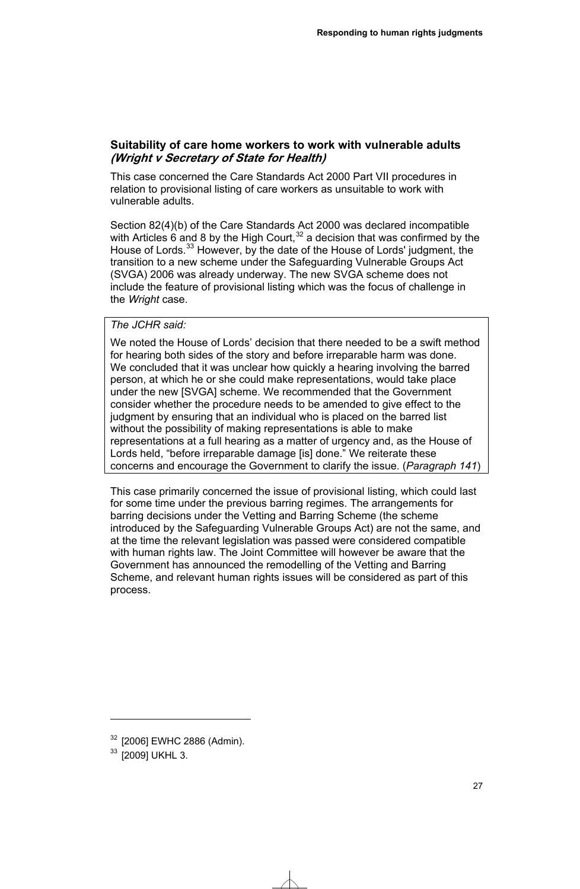### Suitability of care home workers to work with vulnerable adults *(Wright v Secretary of State for Health)*

This case concerned the Care Standards Act 2000 Part VII procedures in relation to provisional listing of care workers as unsuitable to work with vulnerable adults.

Section 82(4)(b) of the Care Standards Act 2000 was declared incompatible with Articles 6 and 8 by the High Court,[32] a decision that was confirmed by the House of Lords.[33] However, by the date of the House of Lords' judgment, the transition to a new scheme under the Safeguarding Vulnerable Groups Act (SVGA) 2006 was already underway. The new SVGA scheme does not include the feature of provisional listing which was the focus of challenge in the *Wright* case.

> *The JCHR said:*
>
> We noted the House of Lords' decision that there needed to be a swift method for hearing both sides of the story and before irreparable harm was done. We concluded that it was unclear how quickly a hearing involving the barred person, at which he or she could make representations, would take place under the new [SVGA] scheme. We recommended that the Government consider whether the procedure needs to be amended to give effect to the judgment by ensuring that an individual who is placed on the barred list without the possibility of making representations is able to make representations at a full hearing as a matter of urgency and, as the House of Lords held, "before irreparable damage [is] done." We reiterate these concerns and encourage the Government to clarify the issue. (*Paragraph 141*)

This case primarily concerned the issue of provisional listing, which could last for some time under the previous barring regimes. The arrangements for barring decisions under the Vetting and Barring Scheme (the scheme introduced by the Safeguarding Vulnerable Groups Act) are not the same, and at the time the relevant legislation was passed were considered compatible with human rights law. The Joint Committee will however be aware that the Government has announced the remodelling of the Vetting and Barring Scheme, and relevant human rights issues will be considered as part of this process.

---

[32] [2006] EWHC 2886 (Admin).

[33] [2009] UKHL 3.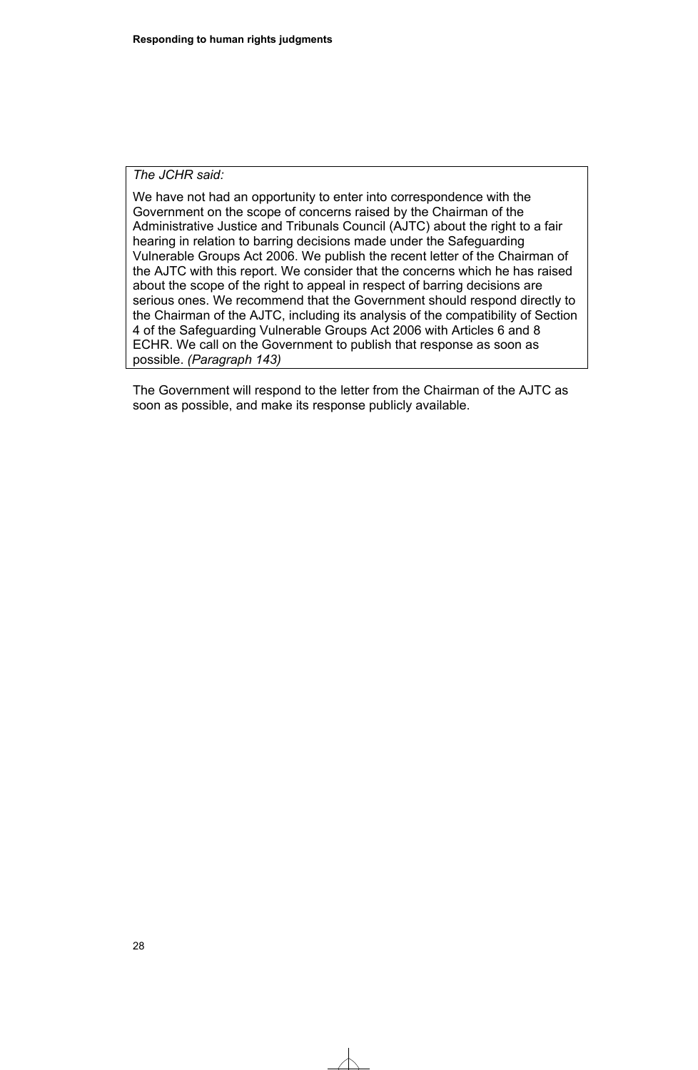*The JCHR said:*

We have not had an opportunity to enter into correspondence with the Government on the scope of concerns raised by the Chairman of the Administrative Justice and Tribunals Council (AJTC) about the right to a fair hearing in relation to barring decisions made under the Safeguarding Vulnerable Groups Act 2006. We publish the recent letter of the Chairman of the AJTC with this report. We consider that the concerns which he has raised about the scope of the right to appeal in respect of barring decisions are serious ones. We recommend that the Government should respond directly to the Chairman of the AJTC, including its analysis of the compatibility of Section 4 of the Safeguarding Vulnerable Groups Act 2006 with Articles 6 and 8 ECHR. We call on the Government to publish that response as soon as possible. *(Paragraph 143)*

The Government will respond to the letter from the Chairman of the AJTC as soon as possible, and make its response publicly available.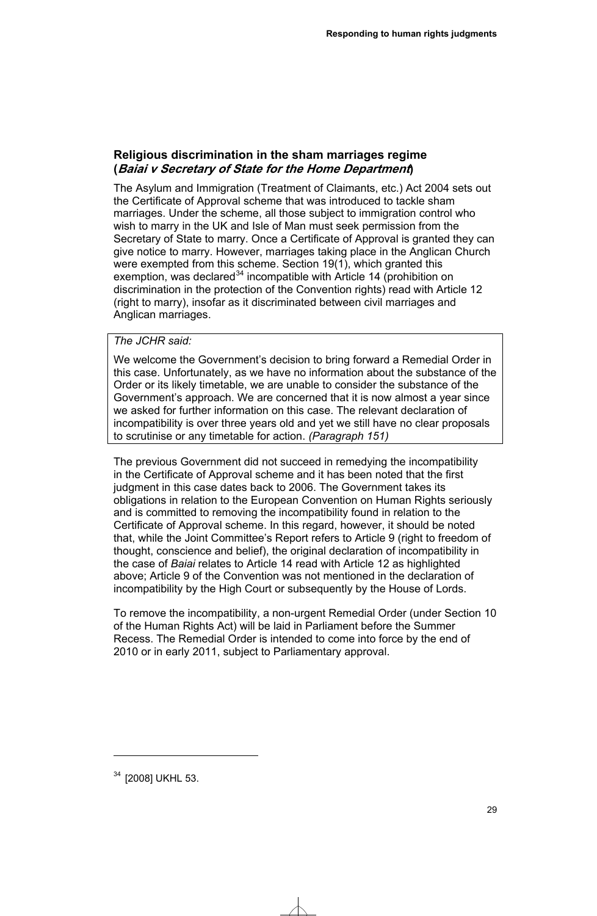### Religious discrimination in the sham marriages regime (*Baiai v Secretary of State for the Home Department*)

The Asylum and Immigration (Treatment of Claimants, etc.) Act 2004 sets out the Certificate of Approval scheme that was introduced to tackle sham marriages. Under the scheme, all those subject to immigration control who wish to marry in the UK and Isle of Man must seek permission from the Secretary of State to marry. Once a Certificate of Approval is granted they can give notice to marry. However, marriages taking place in the Anglican Church were exempted from this scheme. Section 19(1), which granted this exemption, was declared[34] incompatible with Article 14 (prohibition on discrimination in the protection of the Convention rights) read with Article 12 (right to marry), insofar as it discriminated between civil marriages and Anglican marriages.

> *The JCHR said:*
>
> We welcome the Government's decision to bring forward a Remedial Order in this case. Unfortunately, as we have no information about the substance of the Order or its likely timetable, we are unable to consider the substance of the Government's approach. We are concerned that it is now almost a year since we asked for further information on this case. The relevant declaration of incompatibility is over three years old and yet we still have no clear proposals to scrutinise or any timetable for action. *(Paragraph 151)*

The previous Government did not succeed in remedying the incompatibility in the Certificate of Approval scheme and it has been noted that the first judgment in this case dates back to 2006. The Government takes its obligations in relation to the European Convention on Human Rights seriously and is committed to removing the incompatibility found in relation to the Certificate of Approval scheme. In this regard, however, it should be noted that, while the Joint Committee's Report refers to Article 9 (right to freedom of thought, conscience and belief), the original declaration of incompatibility in the case of *Baiai* relates to Article 14 read with Article 12 as highlighted above; Article 9 of the Convention was not mentioned in the declaration of incompatibility by the High Court or subsequently by the House of Lords.

To remove the incompatibility, a non-urgent Remedial Order (under Section 10 of the Human Rights Act) will be laid in Parliament before the Summer Recess. The Remedial Order is intended to come into force by the end of 2010 or in early 2011, subject to Parliamentary approval.

[34] [2008] UKHL 53.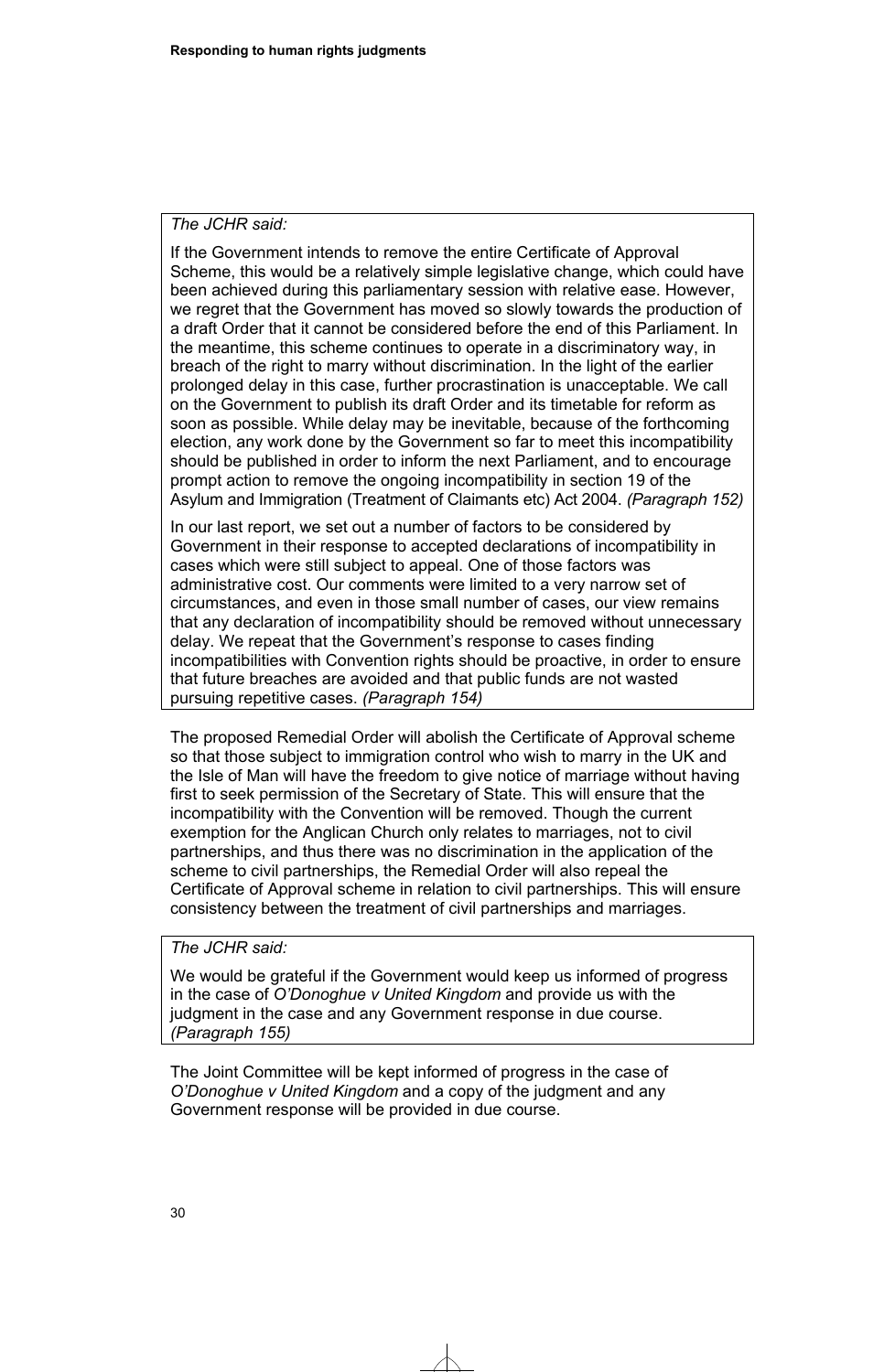*The JCHR said:*

If the Government intends to remove the entire Certificate of Approval Scheme, this would be a relatively simple legislative change, which could have been achieved during this parliamentary session with relative ease. However, we regret that the Government has moved so slowly towards the production of a draft Order that it cannot be considered before the end of this Parliament. In the meantime, this scheme continues to operate in a discriminatory way, in breach of the right to marry without discrimination. In the light of the earlier prolonged delay in this case, further procrastination is unacceptable. We call on the Government to publish its draft Order and its timetable for reform as soon as possible. While delay may be inevitable, because of the forthcoming election, any work done by the Government so far to meet this incompatibility should be published in order to inform the next Parliament, and to encourage prompt action to remove the ongoing incompatibility in section 19 of the Asylum and Immigration (Treatment of Claimants etc) Act 2004. *(Paragraph 152)*

In our last report, we set out a number of factors to be considered by Government in their response to accepted declarations of incompatibility in cases which were still subject to appeal. One of those factors was administrative cost. Our comments were limited to a very narrow set of circumstances, and even in those small number of cases, our view remains that any declaration of incompatibility should be removed without unnecessary delay. We repeat that the Government's response to cases finding incompatibilities with Convention rights should be proactive, in order to ensure that future breaches are avoided and that public funds are not wasted pursuing repetitive cases. *(Paragraph 154)*

The proposed Remedial Order will abolish the Certificate of Approval scheme so that those subject to immigration control who wish to marry in the UK and the Isle of Man will have the freedom to give notice of marriage without having first to seek permission of the Secretary of State. This will ensure that the incompatibility with the Convention will be removed. Though the current exemption for the Anglican Church only relates to marriages, not to civil partnerships, and thus there was no discrimination in the application of the scheme to civil partnerships, the Remedial Order will also repeal the Certificate of Approval scheme in relation to civil partnerships. This will ensure consistency between the treatment of civil partnerships and marriages.

*The JCHR said:*

We would be grateful if the Government would keep us informed of progress in the case of *O'Donoghue v United Kingdom* and provide us with the judgment in the case and any Government response in due course. *(Paragraph 155)*

The Joint Committee will be kept informed of progress in the case of *O'Donoghue v United Kingdom* and a copy of the judgment and any Government response will be provided in due course.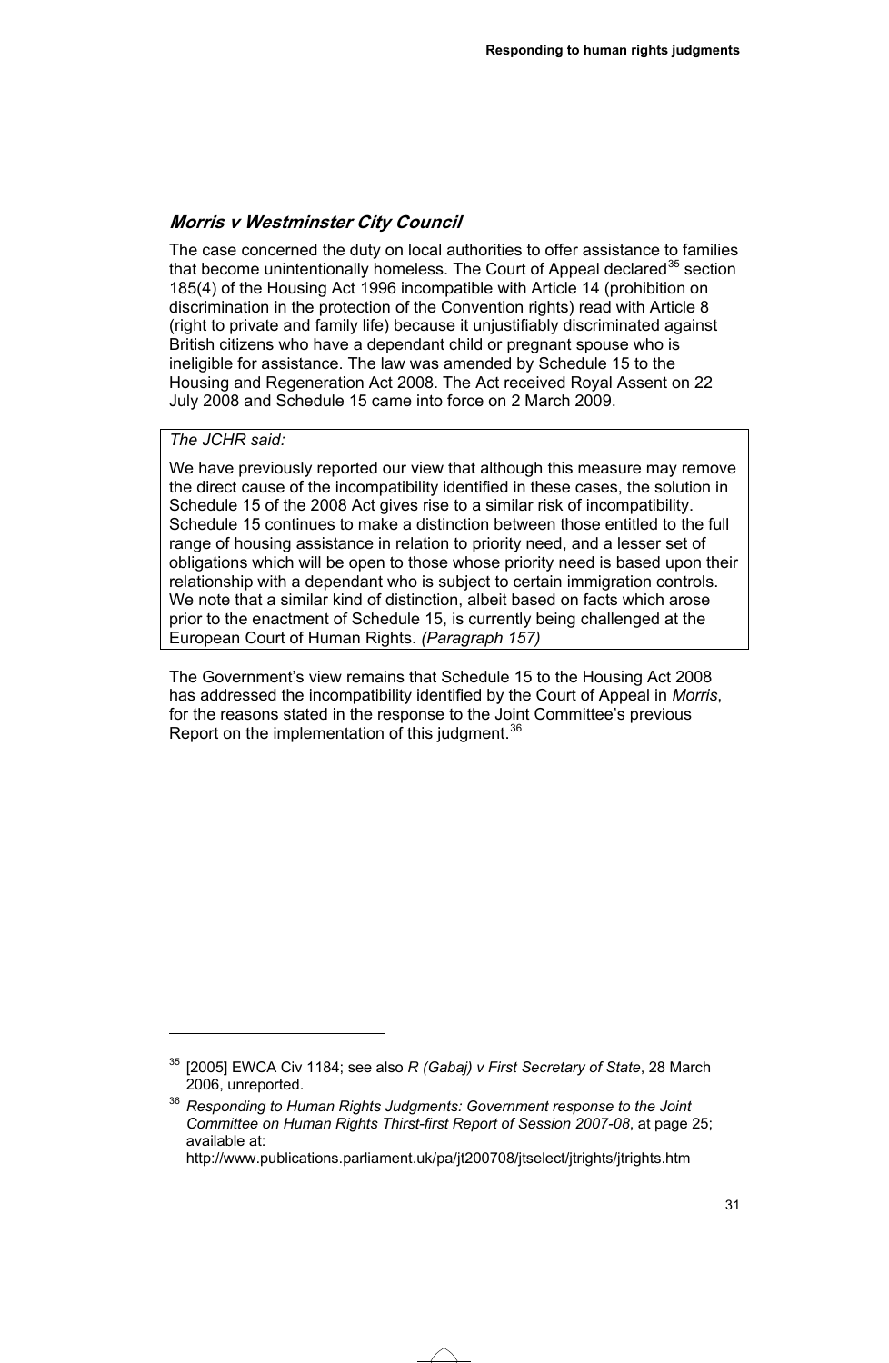### *Morris v Westminster City Council*

The case concerned the duty on local authorities to offer assistance to families that become unintentionally homeless. The Court of Appeal declared[35] section 185(4) of the Housing Act 1996 incompatible with Article 14 (prohibition on discrimination in the protection of the Convention rights) read with Article 8 (right to private and family life) because it unjustifiably discriminated against British citizens who have a dependant child or pregnant spouse who is ineligible for assistance. The law was amended by Schedule 15 to the Housing and Regeneration Act 2008. The Act received Royal Assent on 22 July 2008 and Schedule 15 came into force on 2 March 2009.

> *The JCHR said:*
>
> We have previously reported our view that although this measure may remove the direct cause of the incompatibility identified in these cases, the solution in Schedule 15 of the 2008 Act gives rise to a similar risk of incompatibility. Schedule 15 continues to make a distinction between those entitled to the full range of housing assistance in relation to priority need, and a lesser set of obligations which will be open to those whose priority need is based upon their relationship with a dependant who is subject to certain immigration controls. We note that a similar kind of distinction, albeit based on facts which arose prior to the enactment of Schedule 15, is currently being challenged at the European Court of Human Rights. *(Paragraph 157)*

The Government's view remains that Schedule 15 to the Housing Act 2008 has addressed the incompatibility identified by the Court of Appeal in *Morris*, for the reasons stated in the response to the Joint Committee's previous Report on the implementation of this judgment.[36]

---

[35] [2005] EWCA Civ 1184; see also *R (Gabaj) v First Secretary of State*, 28 March 2006, unreported.

[36] *Responding to Human Rights Judgments: Government response to the Joint Committee on Human Rights Thirst-first Report of Session 2007-08*, at page 25; available at: http://www.publications.parliament.uk/pa/jt200708/jtselect/jtrights/jtrights.htm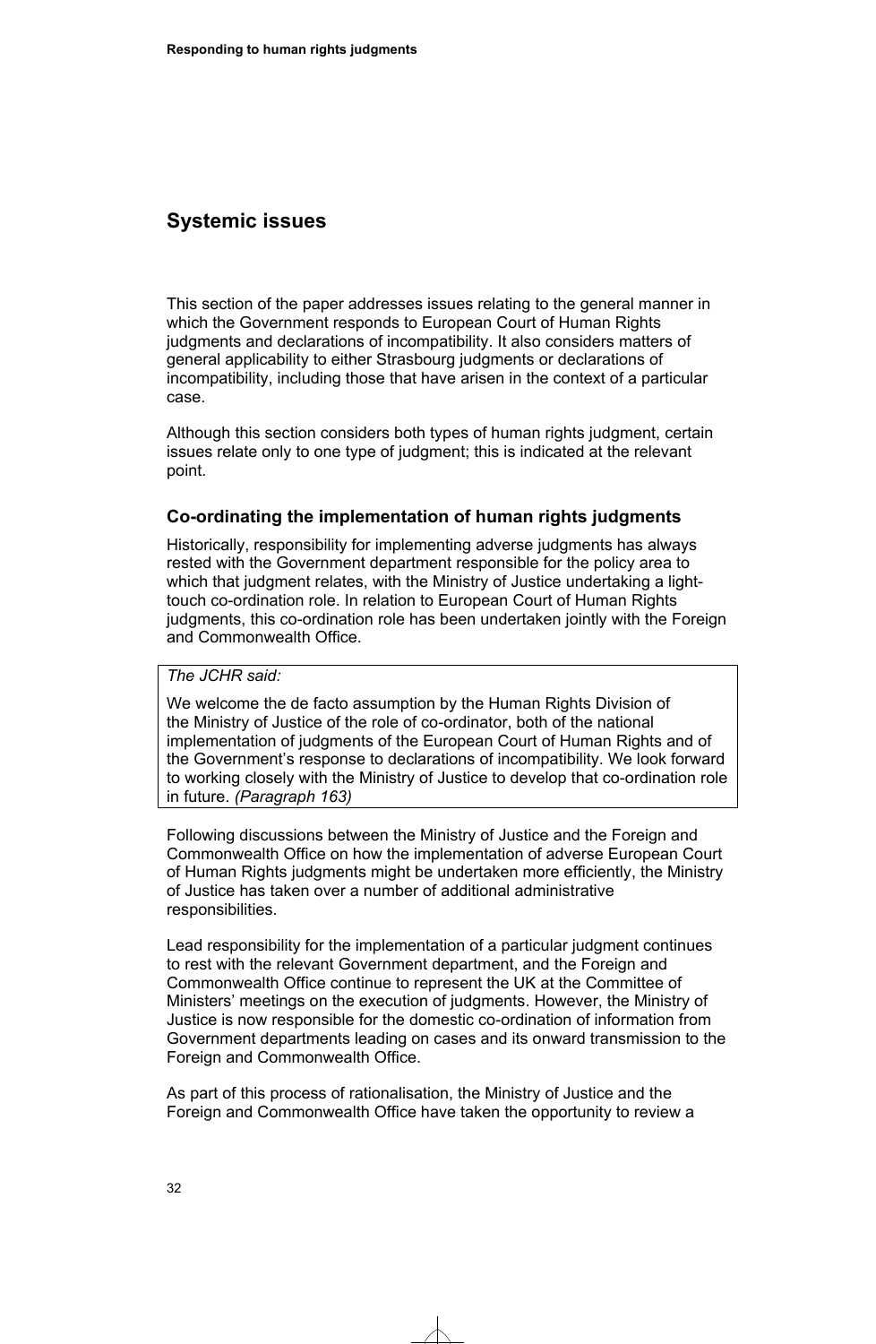## Systemic issues

This section of the paper addresses issues relating to the general manner in which the Government responds to European Court of Human Rights judgments and declarations of incompatibility. It also considers matters of general applicability to either Strasbourg judgments or declarations of incompatibility, including those that have arisen in the context of a particular case.

Although this section considers both types of human rights judgment, certain issues relate only to one type of judgment; this is indicated at the relevant point.

### Co-ordinating the implementation of human rights judgments

Historically, responsibility for implementing adverse judgments has always rested with the Government department responsible for the policy area to which that judgment relates, with the Ministry of Justice undertaking a light-touch co-ordination role. In relation to European Court of Human Rights judgments, this co-ordination role has been undertaken jointly with the Foreign and Commonwealth Office.

> *The JCHR said:*
>
> We welcome the de facto assumption by the Human Rights Division of the Ministry of Justice of the role of co-ordinator, both of the national implementation of judgments of the European Court of Human Rights and of the Government's response to declarations of incompatibility. We look forward to working closely with the Ministry of Justice to develop that co-ordination role in future. *(Paragraph 163)*

Following discussions between the Ministry of Justice and the Foreign and Commonwealth Office on how the implementation of adverse European Court of Human Rights judgments might be undertaken more efficiently, the Ministry of Justice has taken over a number of additional administrative responsibilities.

Lead responsibility for the implementation of a particular judgment continues to rest with the relevant Government department, and the Foreign and Commonwealth Office continue to represent the UK at the Committee of Ministers' meetings on the execution of judgments. However, the Ministry of Justice is now responsible for the domestic co-ordination of information from Government departments leading on cases and its onward transmission to the Foreign and Commonwealth Office.

As part of this process of rationalisation, the Ministry of Justice and the Foreign and Commonwealth Office have taken the opportunity to review a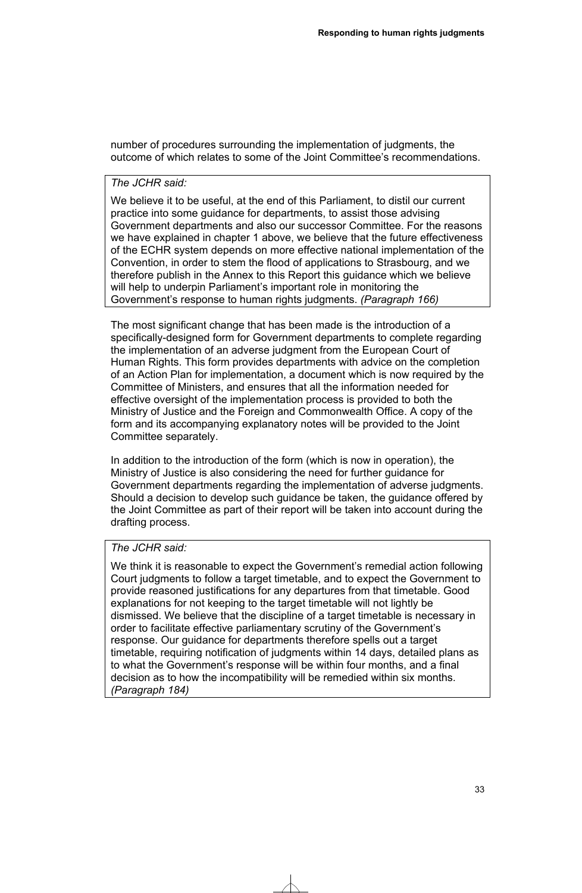number of procedures surrounding the implementation of judgments, the outcome of which relates to some of the Joint Committee's recommendations.

> *The JCHR said:*
>
> We believe it to be useful, at the end of this Parliament, to distil our current practice into some guidance for departments, to assist those advising Government departments and also our successor Committee. For the reasons we have explained in chapter 1 above, we believe that the future effectiveness of the ECHR system depends on more effective national implementation of the Convention, in order to stem the flood of applications to Strasbourg, and we therefore publish in the Annex to this Report this guidance which we believe will help to underpin Parliament's important role in monitoring the Government's response to human rights judgments. *(Paragraph 166)*

The most significant change that has been made is the introduction of a specifically-designed form for Government departments to complete regarding the implementation of an adverse judgment from the European Court of Human Rights. This form provides departments with advice on the completion of an Action Plan for implementation, a document which is now required by the Committee of Ministers, and ensures that all the information needed for effective oversight of the implementation process is provided to both the Ministry of Justice and the Foreign and Commonwealth Office. A copy of the form and its accompanying explanatory notes will be provided to the Joint Committee separately.

In addition to the introduction of the form (which is now in operation), the Ministry of Justice is also considering the need for further guidance for Government departments regarding the implementation of adverse judgments. Should a decision to develop such guidance be taken, the guidance offered by the Joint Committee as part of their report will be taken into account during the drafting process.

> *The JCHR said:*
>
> We think it is reasonable to expect the Government's remedial action following Court judgments to follow a target timetable, and to expect the Government to provide reasoned justifications for any departures from that timetable. Good explanations for not keeping to the target timetable will not lightly be dismissed. We believe that the discipline of a target timetable is necessary in order to facilitate effective parliamentary scrutiny of the Government's response. Our guidance for departments therefore spells out a target timetable, requiring notification of judgments within 14 days, detailed plans as to what the Government's response will be within four months, and a final decision as to how the incompatibility will be remedied within six months. *(Paragraph 184)*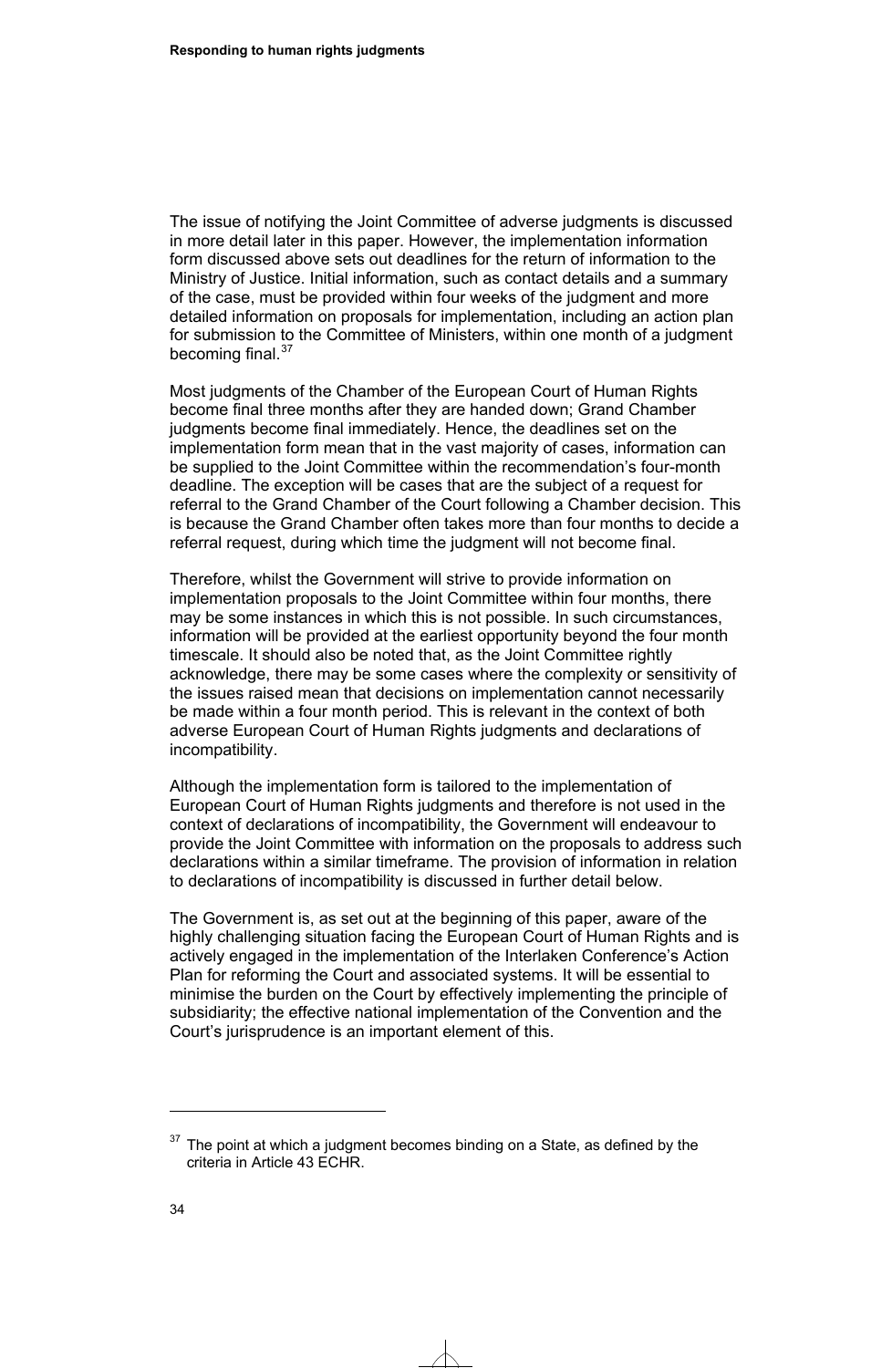The issue of notifying the Joint Committee of adverse judgments is discussed in more detail later in this paper. However, the implementation information form discussed above sets out deadlines for the return of information to the Ministry of Justice. Initial information, such as contact details and a summary of the case, must be provided within four weeks of the judgment and more detailed information on proposals for implementation, including an action plan for submission to the Committee of Ministers, within one month of a judgment becoming final.[37]

Most judgments of the Chamber of the European Court of Human Rights become final three months after they are handed down; Grand Chamber judgments become final immediately. Hence, the deadlines set on the implementation form mean that in the vast majority of cases, information can be supplied to the Joint Committee within the recommendation's four-month deadline. The exception will be cases that are the subject of a request for referral to the Grand Chamber of the Court following a Chamber decision. This is because the Grand Chamber often takes more than four months to decide a referral request, during which time the judgment will not become final.

Therefore, whilst the Government will strive to provide information on implementation proposals to the Joint Committee within four months, there may be some instances in which this is not possible. In such circumstances, information will be provided at the earliest opportunity beyond the four month timescale. It should also be noted that, as the Joint Committee rightly acknowledge, there may be some cases where the complexity or sensitivity of the issues raised mean that decisions on implementation cannot necessarily be made within a four month period. This is relevant in the context of both adverse European Court of Human Rights judgments and declarations of incompatibility.

Although the implementation form is tailored to the implementation of European Court of Human Rights judgments and therefore is not used in the context of declarations of incompatibility, the Government will endeavour to provide the Joint Committee with information on the proposals to address such declarations within a similar timeframe. The provision of information in relation to declarations of incompatibility is discussed in further detail below.

The Government is, as set out at the beginning of this paper, aware of the highly challenging situation facing the European Court of Human Rights and is actively engaged in the implementation of the Interlaken Conference's Action Plan for reforming the Court and associated systems. It will be essential to minimise the burden on the Court by effectively implementing the principle of subsidiarity; the effective national implementation of the Convention and the Court's jurisprudence is an important element of this.

[37] The point at which a judgment becomes binding on a State, as defined by the criteria in Article 43 ECHR.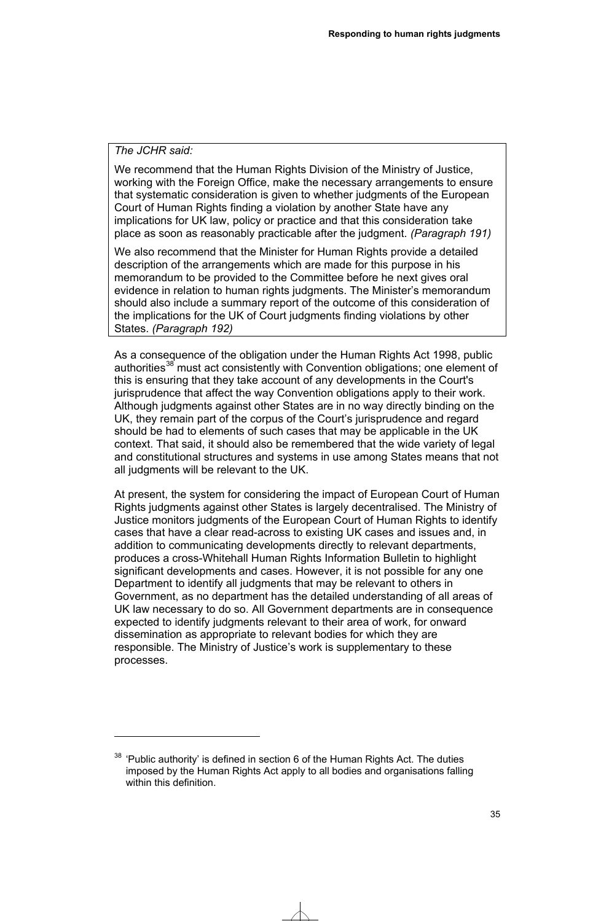*The JCHR said:*

We recommend that the Human Rights Division of the Ministry of Justice, working with the Foreign Office, make the necessary arrangements to ensure that systematic consideration is given to whether judgments of the European Court of Human Rights finding a violation by another State have any implications for UK law, policy or practice and that this consideration take place as soon as reasonably practicable after the judgment. *(Paragraph 191)*

We also recommend that the Minister for Human Rights provide a detailed description of the arrangements which are made for this purpose in his memorandum to be provided to the Committee before he next gives oral evidence in relation to human rights judgments. The Minister's memorandum should also include a summary report of the outcome of this consideration of the implications for the UK of Court judgments finding violations by other States. *(Paragraph 192)*

As a consequence of the obligation under the Human Rights Act 1998, public authorities[38] must act consistently with Convention obligations; one element of this is ensuring that they take account of any developments in the Court's jurisprudence that affect the way Convention obligations apply to their work. Although judgments against other States are in no way directly binding on the UK, they remain part of the corpus of the Court's jurisprudence and regard should be had to elements of such cases that may be applicable in the UK context. That said, it should also be remembered that the wide variety of legal and constitutional structures and systems in use among States means that not all judgments will be relevant to the UK.

At present, the system for considering the impact of European Court of Human Rights judgments against other States is largely decentralised. The Ministry of Justice monitors judgments of the European Court of Human Rights to identify cases that have a clear read-across to existing UK cases and issues and, in addition to communicating developments directly to relevant departments, produces a cross-Whitehall Human Rights Information Bulletin to highlight significant developments and cases. However, it is not possible for any one Department to identify all judgments that may be relevant to others in Government, as no department has the detailed understanding of all areas of UK law necessary to do so. All Government departments are in consequence expected to identify judgments relevant to their area of work, for onward dissemination as appropriate to relevant bodies for which they are responsible. The Ministry of Justice's work is supplementary to these processes.

[38] 'Public authority' is defined in section 6 of the Human Rights Act. The duties imposed by the Human Rights Act apply to all bodies and organisations falling within this definition.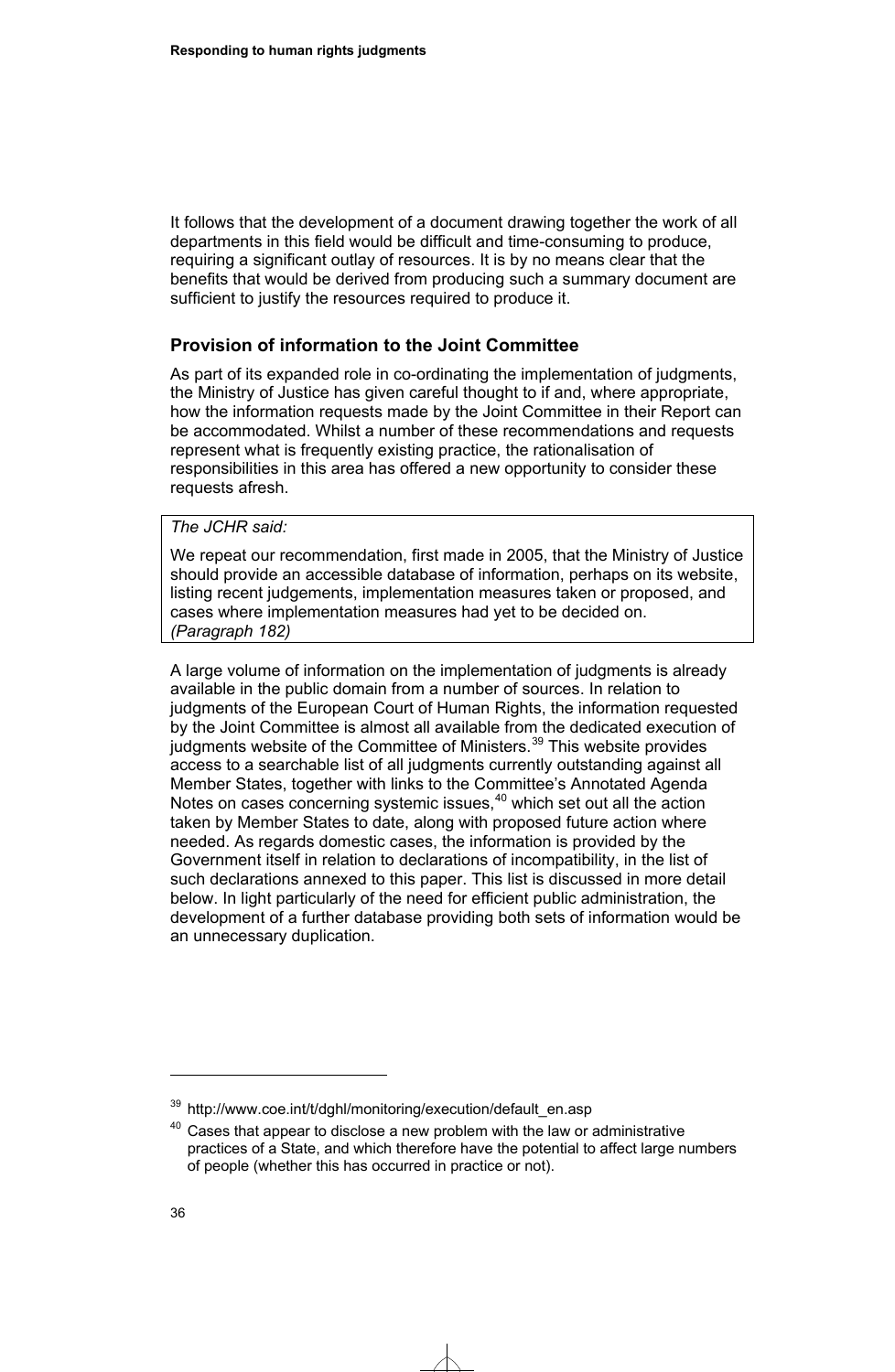It follows that the development of a document drawing together the work of all departments in this field would be difficult and time-consuming to produce, requiring a significant outlay of resources. It is by no means clear that the benefits that would be derived from producing such a summary document are sufficient to justify the resources required to produce it.

### Provision of information to the Joint Committee

As part of its expanded role in co-ordinating the implementation of judgments, the Ministry of Justice has given careful thought to if and, where appropriate, how the information requests made by the Joint Committee in their Report can be accommodated. Whilst a number of these recommendations and requests represent what is frequently existing practice, the rationalisation of responsibilities in this area has offered a new opportunity to consider these requests afresh.

> *The JCHR said:*
>
> We repeat our recommendation, first made in 2005, that the Ministry of Justice should provide an accessible database of information, perhaps on its website, listing recent judgements, implementation measures taken or proposed, and cases where implementation measures had yet to be decided on. *(Paragraph 182)*

A large volume of information on the implementation of judgments is already available in the public domain from a number of sources. In relation to judgments of the European Court of Human Rights, the information requested by the Joint Committee is almost all available from the dedicated execution of judgments website of the Committee of Ministers.[39] This website provides access to a searchable list of all judgments currently outstanding against all Member States, together with links to the Committee's Annotated Agenda Notes on cases concerning systemic issues,[40] which set out all the action taken by Member States to date, along with proposed future action where needed. As regards domestic cases, the information is provided by the Government itself in relation to declarations of incompatibility, in the list of such declarations annexed to this paper. This list is discussed in more detail below. In light particularly of the need for efficient public administration, the development of a further database providing both sets of information would be an unnecessary duplication.

---

[39] http://www.coe.int/t/dghl/monitoring/execution/default_en.asp

[40] Cases that appear to disclose a new problem with the law or administrative practices of a State, and which therefore have the potential to affect large numbers of people (whether this has occurred in practice or not).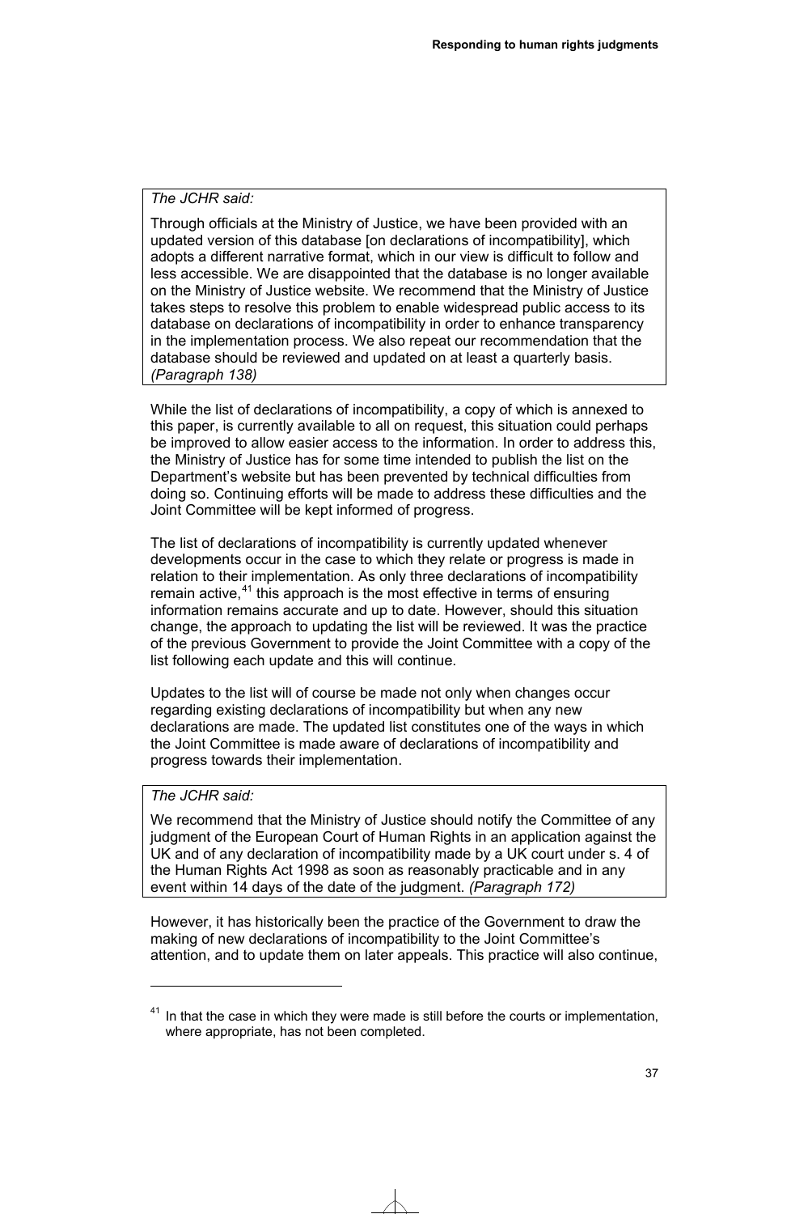> *The JCHR said:*
>
> Through officials at the Ministry of Justice, we have been provided with an updated version of this database [on declarations of incompatibility], which adopts a different narrative format, which in our view is difficult to follow and less accessible. We are disappointed that the database is no longer available on the Ministry of Justice website. We recommend that the Ministry of Justice takes steps to resolve this problem to enable widespread public access to its database on declarations of incompatibility in order to enhance transparency in the implementation process. We also repeat our recommendation that the database should be reviewed and updated on at least a quarterly basis. *(Paragraph 138)*

While the list of declarations of incompatibility, a copy of which is annexed to this paper, is currently available to all on request, this situation could perhaps be improved to allow easier access to the information. In order to address this, the Ministry of Justice has for some time intended to publish the list on the Department's website but has been prevented by technical difficulties from doing so. Continuing efforts will be made to address these difficulties and the Joint Committee will be kept informed of progress.

The list of declarations of incompatibility is currently updated whenever developments occur in the case to which they relate or progress is made in relation to their implementation. As only three declarations of incompatibility remain active,[41] this approach is the most effective in terms of ensuring information remains accurate and up to date. However, should this situation change, the approach to updating the list will be reviewed. It was the practice of the previous Government to provide the Joint Committee with a copy of the list following each update and this will continue.

Updates to the list will of course be made not only when changes occur regarding existing declarations of incompatibility but when any new declarations are made. The updated list constitutes one of the ways in which the Joint Committee is made aware of declarations of incompatibility and progress towards their implementation.

> *The JCHR said:*
>
> We recommend that the Ministry of Justice should notify the Committee of any judgment of the European Court of Human Rights in an application against the UK and of any declaration of incompatibility made by a UK court under s. 4 of the Human Rights Act 1998 as soon as reasonably practicable and in any event within 14 days of the date of the judgment. *(Paragraph 172)*

However, it has historically been the practice of the Government to draw the making of new declarations of incompatibility to the Joint Committee's attention, and to update them on later appeals. This practice will also continue,

---

[41] In that the case in which they were made is still before the courts or implementation, where appropriate, has not been completed.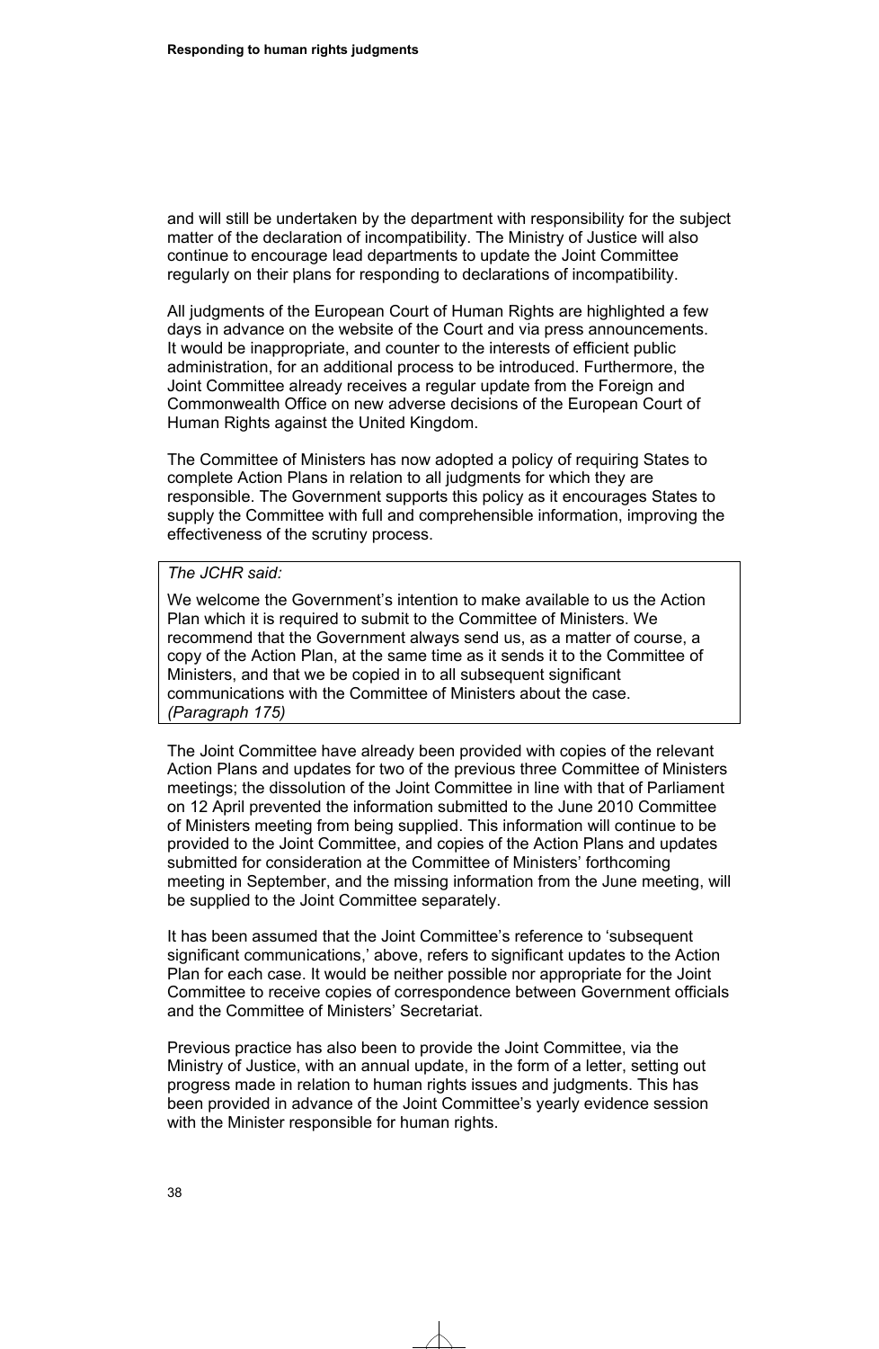and will still be undertaken by the department with responsibility for the subject matter of the declaration of incompatibility. The Ministry of Justice will also continue to encourage lead departments to update the Joint Committee regularly on their plans for responding to declarations of incompatibility.

All judgments of the European Court of Human Rights are highlighted a few days in advance on the website of the Court and via press announcements. It would be inappropriate, and counter to the interests of efficient public administration, for an additional process to be introduced. Furthermore, the Joint Committee already receives a regular update from the Foreign and Commonwealth Office on new adverse decisions of the European Court of Human Rights against the United Kingdom.

The Committee of Ministers has now adopted a policy of requiring States to complete Action Plans in relation to all judgments for which they are responsible. The Government supports this policy as it encourages States to supply the Committee with full and comprehensible information, improving the effectiveness of the scrutiny process.

> *The JCHR said:*
>
> We welcome the Government's intention to make available to us the Action Plan which it is required to submit to the Committee of Ministers. We recommend that the Government always send us, as a matter of course, a copy of the Action Plan, at the same time as it sends it to the Committee of Ministers, and that we be copied in to all subsequent significant communications with the Committee of Ministers about the case. *(Paragraph 175)*

The Joint Committee have already been provided with copies of the relevant Action Plans and updates for two of the previous three Committee of Ministers meetings; the dissolution of the Joint Committee in line with that of Parliament on 12 April prevented the information submitted to the June 2010 Committee of Ministers meeting from being supplied. This information will continue to be provided to the Joint Committee, and copies of the Action Plans and updates submitted for consideration at the Committee of Ministers' forthcoming meeting in September, and the missing information from the June meeting, will be supplied to the Joint Committee separately.

It has been assumed that the Joint Committee's reference to 'subsequent significant communications,' above, refers to significant updates to the Action Plan for each case. It would be neither possible nor appropriate for the Joint Committee to receive copies of correspondence between Government officials and the Committee of Ministers' Secretariat.

Previous practice has also been to provide the Joint Committee, via the Ministry of Justice, with an annual update, in the form of a letter, setting out progress made in relation to human rights issues and judgments. This has been provided in advance of the Joint Committee's yearly evidence session with the Minister responsible for human rights.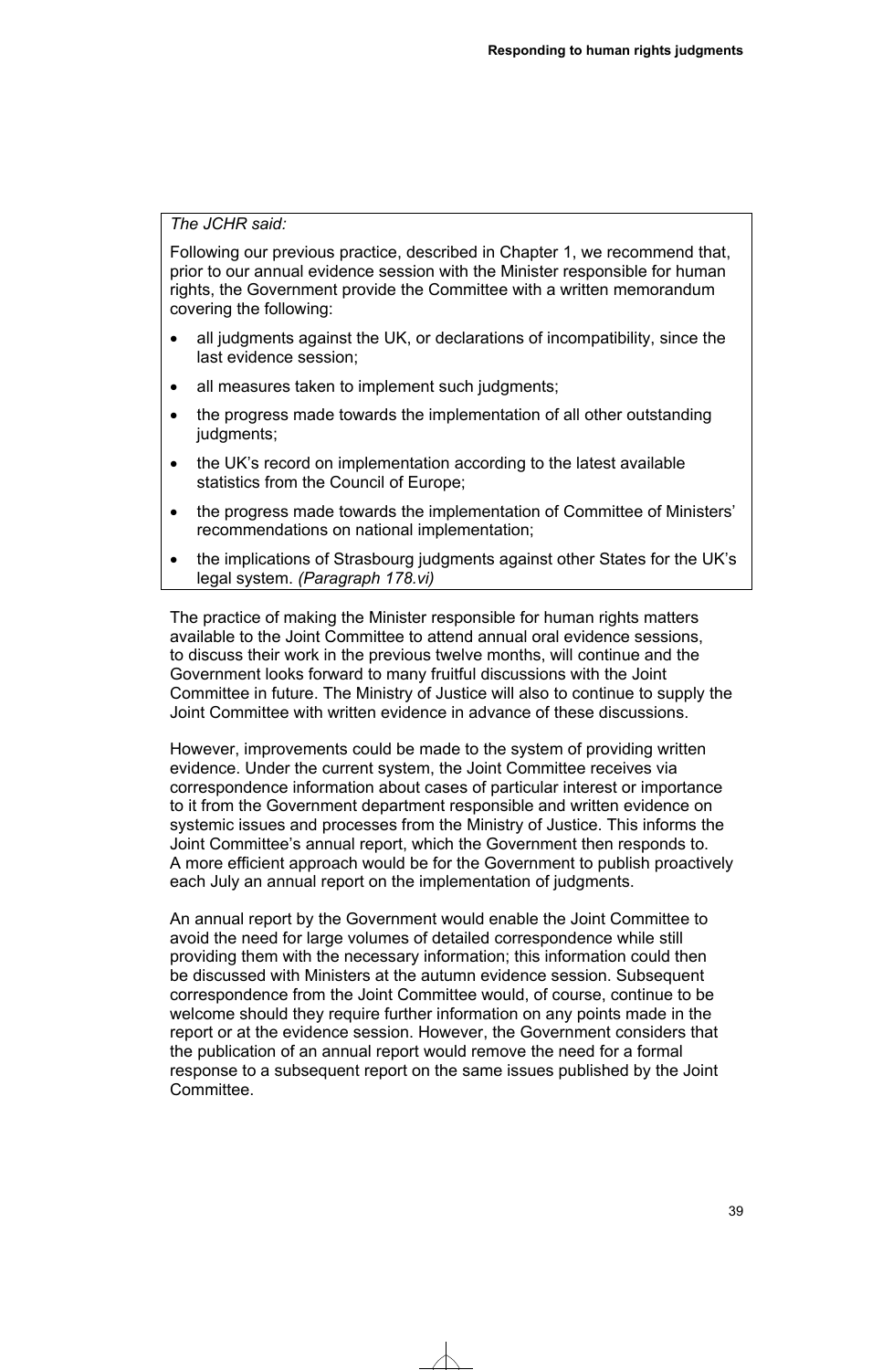*The JCHR said:*

Following our previous practice, described in Chapter 1, we recommend that, prior to our annual evidence session with the Minister responsible for human rights, the Government provide the Committee with a written memorandum covering the following:

- all judgments against the UK, or declarations of incompatibility, since the last evidence session;
- all measures taken to implement such judgments;
- the progress made towards the implementation of all other outstanding judgments;
- the UK's record on implementation according to the latest available statistics from the Council of Europe;
- the progress made towards the implementation of Committee of Ministers' recommendations on national implementation;
- the implications of Strasbourg judgments against other States for the UK's legal system. *(Paragraph 178.vi)*

The practice of making the Minister responsible for human rights matters available to the Joint Committee to attend annual oral evidence sessions, to discuss their work in the previous twelve months, will continue and the Government looks forward to many fruitful discussions with the Joint Committee in future. The Ministry of Justice will also to continue to supply the Joint Committee with written evidence in advance of these discussions.

However, improvements could be made to the system of providing written evidence. Under the current system, the Joint Committee receives via correspondence information about cases of particular interest or importance to it from the Government department responsible and written evidence on systemic issues and processes from the Ministry of Justice. This informs the Joint Committee's annual report, which the Government then responds to. A more efficient approach would be for the Government to publish proactively each July an annual report on the implementation of judgments.

An annual report by the Government would enable the Joint Committee to avoid the need for large volumes of detailed correspondence while still providing them with the necessary information; this information could then be discussed with Ministers at the autumn evidence session. Subsequent correspondence from the Joint Committee would, of course, continue to be welcome should they require further information on any points made in the report or at the evidence session. However, the Government considers that the publication of an annual report would remove the need for a formal response to a subsequent report on the same issues published by the Joint Committee.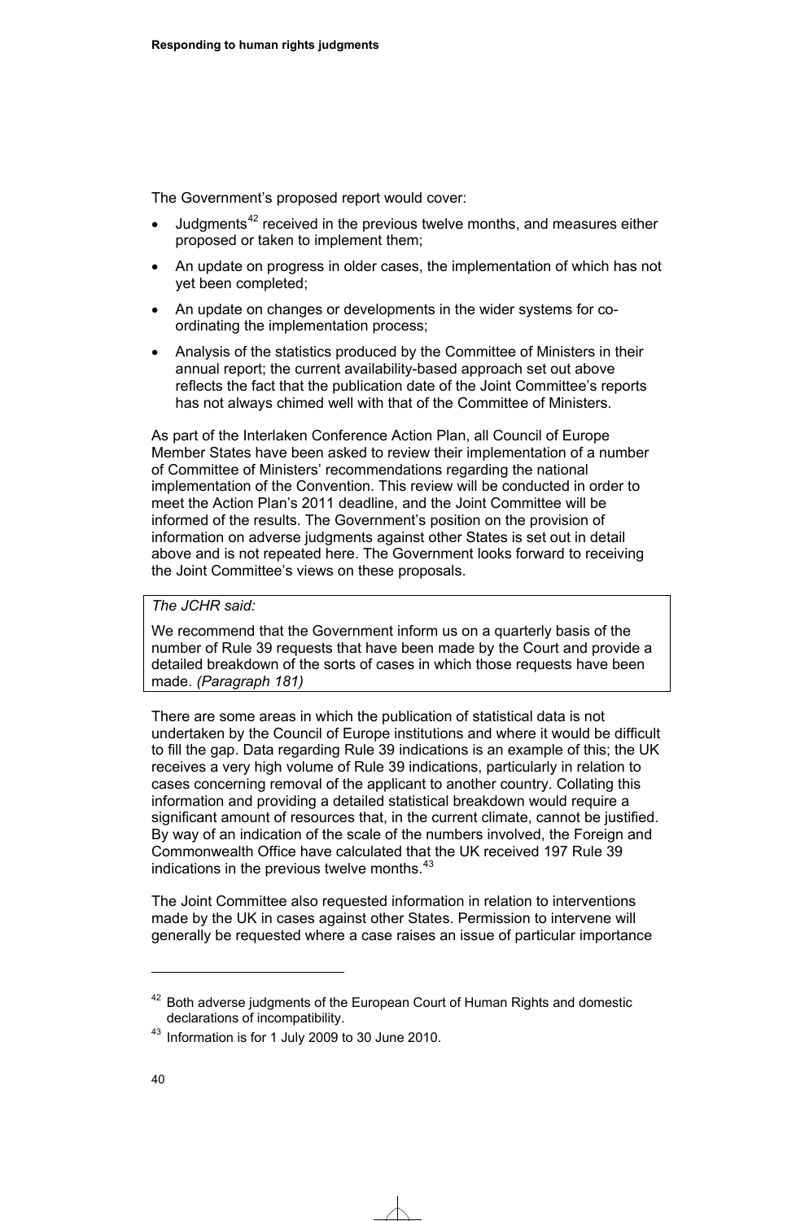The Government's proposed report would cover:

- Judgments[42] received in the previous twelve months, and measures either proposed or taken to implement them;
- An update on progress in older cases, the implementation of which has not yet been completed;
- An update on changes or developments in the wider systems for co-ordinating the implementation process;
- Analysis of the statistics produced by the Committee of Ministers in their annual report; the current availability-based approach set out above reflects the fact that the publication date of the Joint Committee's reports has not always chimed well with that of the Committee of Ministers.

As part of the Interlaken Conference Action Plan, all Council of Europe Member States have been asked to review their implementation of a number of Committee of Ministers' recommendations regarding the national implementation of the Convention. This review will be conducted in order to meet the Action Plan's 2011 deadline, and the Joint Committee will be informed of the results. The Government's position on the provision of information on adverse judgments against other States is set out in detail above and is not repeated here. The Government looks forward to receiving the Joint Committee's views on these proposals.

> *The JCHR said:*
>
> We recommend that the Government inform us on a quarterly basis of the number of Rule 39 requests that have been made by the Court and provide a detailed breakdown of the sorts of cases in which those requests have been made. *(Paragraph 181)*

There are some areas in which the publication of statistical data is not undertaken by the Council of Europe institutions and where it would be difficult to fill the gap. Data regarding Rule 39 indications is an example of this; the UK receives a very high volume of Rule 39 indications, particularly in relation to cases concerning removal of the applicant to another country. Collating this information and providing a detailed statistical breakdown would require a significant amount of resources that, in the current climate, cannot be justified. By way of an indication of the scale of the numbers involved, the Foreign and Commonwealth Office have calculated that the UK received 197 Rule 39 indications in the previous twelve months.[43]

The Joint Committee also requested information in relation to interventions made by the UK in cases against other States. Permission to intervene will generally be requested where a case raises an issue of particular importance

---

[42] Both adverse judgments of the European Court of Human Rights and domestic declarations of incompatibility.

[43] Information is for 1 July 2009 to 30 June 2010.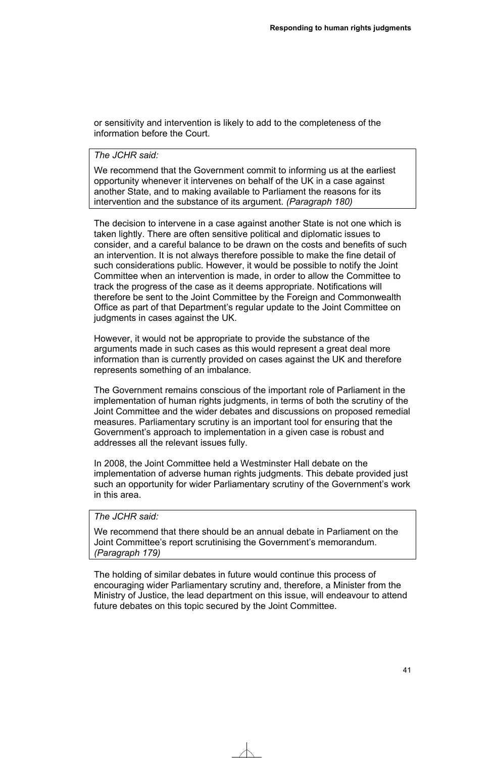or sensitivity and intervention is likely to add to the completeness of the information before the Court.

> *The JCHR said:*
>
> We recommend that the Government commit to informing us at the earliest opportunity whenever it intervenes on behalf of the UK in a case against another State, and to making available to Parliament the reasons for its intervention and the substance of its argument. *(Paragraph 180)*

The decision to intervene in a case against another State is not one which is taken lightly. There are often sensitive political and diplomatic issues to consider, and a careful balance to be drawn on the costs and benefits of such an intervention. It is not always therefore possible to make the fine detail of such considerations public. However, it would be possible to notify the Joint Committee when an intervention is made, in order to allow the Committee to track the progress of the case as it deems appropriate. Notifications will therefore be sent to the Joint Committee by the Foreign and Commonwealth Office as part of that Department's regular update to the Joint Committee on judgments in cases against the UK.

However, it would not be appropriate to provide the substance of the arguments made in such cases as this would represent a great deal more information than is currently provided on cases against the UK and therefore represents something of an imbalance.

The Government remains conscious of the important role of Parliament in the implementation of human rights judgments, in terms of both the scrutiny of the Joint Committee and the wider debates and discussions on proposed remedial measures. Parliamentary scrutiny is an important tool for ensuring that the Government's approach to implementation in a given case is robust and addresses all the relevant issues fully.

In 2008, the Joint Committee held a Westminster Hall debate on the implementation of adverse human rights judgments. This debate provided just such an opportunity for wider Parliamentary scrutiny of the Government's work in this area.

> *The JCHR said:*
>
> We recommend that there should be an annual debate in Parliament on the Joint Committee's report scrutinising the Government's memorandum. *(Paragraph 179)*

The holding of similar debates in future would continue this process of encouraging wider Parliamentary scrutiny and, therefore, a Minister from the Ministry of Justice, the lead department on this issue, will endeavour to attend future debates on this topic secured by the Joint Committee.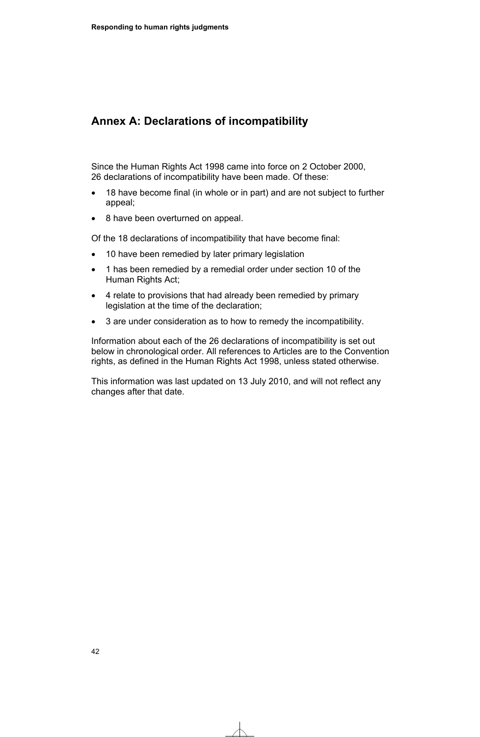## Annex A: Declarations of incompatibility

Since the Human Rights Act 1998 came into force on 2 October 2000, 26 declarations of incompatibility have been made. Of these:

- 18 have become final (in whole or in part) and are not subject to further appeal;
- 8 have been overturned on appeal.

Of the 18 declarations of incompatibility that have become final:

- 10 have been remedied by later primary legislation
- 1 has been remedied by a remedial order under section 10 of the Human Rights Act;
- 4 relate to provisions that had already been remedied by primary legislation at the time of the declaration;
- 3 are under consideration as to how to remedy the incompatibility.

Information about each of the 26 declarations of incompatibility is set out below in chronological order. All references to Articles are to the Convention rights, as defined in the Human Rights Act 1998, unless stated otherwise.

This information was last updated on 13 July 2010, and will not reflect any changes after that date.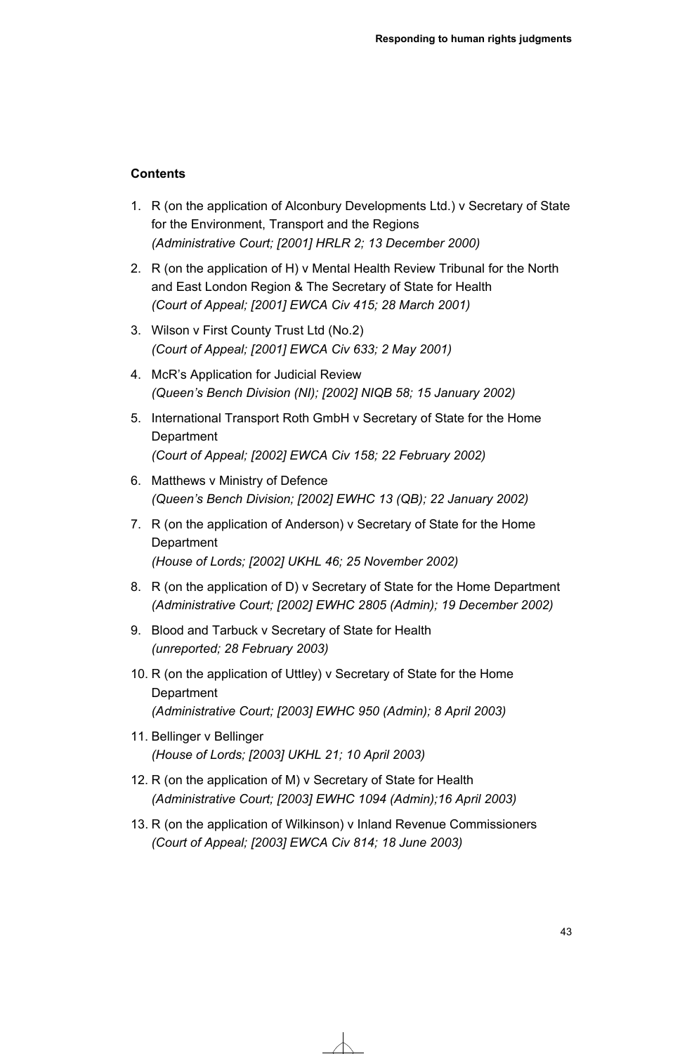**Contents**

1. R (on the application of Alconbury Developments Ltd.) v Secretary of State for the Environment, Transport and the Regions
   *(Administrative Court; [2001] HRLR 2; 13 December 2000)*
2. R (on the application of H) v Mental Health Review Tribunal for the North and East London Region & The Secretary of State for Health
   *(Court of Appeal; [2001] EWCA Civ 415; 28 March 2001)*
3. Wilson v First County Trust Ltd (No.2)
   *(Court of Appeal; [2001] EWCA Civ 633; 2 May 2001)*
4. McR's Application for Judicial Review
   *(Queen's Bench Division (NI); [2002] NIQB 58; 15 January 2002)*
5. International Transport Roth GmbH v Secretary of State for the Home Department
   *(Court of Appeal; [2002] EWCA Civ 158; 22 February 2002)*
6. Matthews v Ministry of Defence
   *(Queen's Bench Division; [2002] EWHC 13 (QB); 22 January 2002)*
7. R (on the application of Anderson) v Secretary of State for the Home Department
   *(House of Lords; [2002] UKHL 46; 25 November 2002)*
8. R (on the application of D) v Secretary of State for the Home Department
   *(Administrative Court; [2002] EWHC 2805 (Admin); 19 December 2002)*
9. Blood and Tarbuck v Secretary of State for Health
   *(unreported; 28 February 2003)*
10. R (on the application of Uttley) v Secretary of State for the Home Department
    *(Administrative Court; [2003] EWHC 950 (Admin); 8 April 2003)*
11. Bellinger v Bellinger
    *(House of Lords; [2003] UKHL 21; 10 April 2003)*
12. R (on the application of M) v Secretary of State for Health
    *(Administrative Court; [2003] EWHC 1094 (Admin);16 April 2003)*
13. R (on the application of Wilkinson) v Inland Revenue Commissioners
    *(Court of Appeal; [2003] EWCA Civ 814; 18 June 2003)*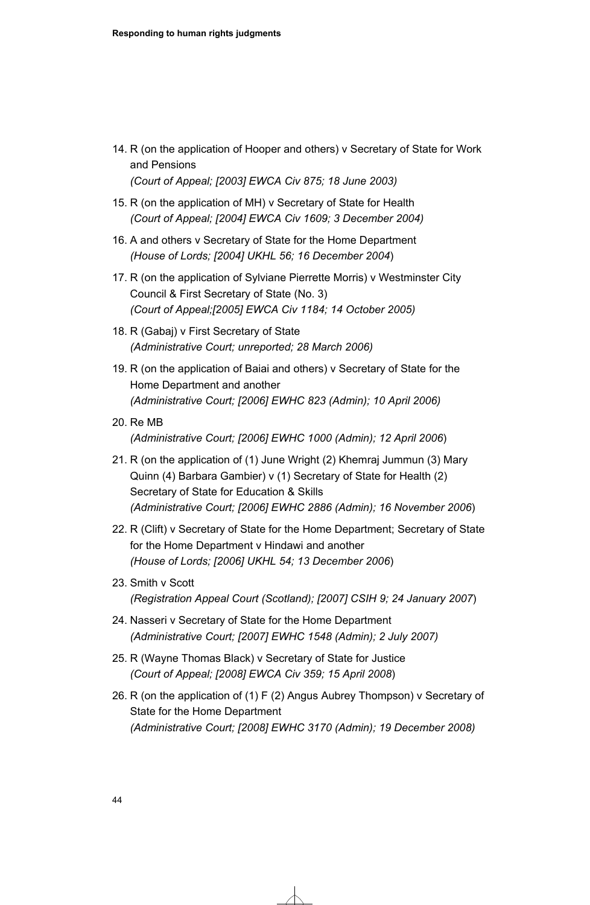14. R (on the application of Hooper and others) v Secretary of State for Work and Pensions
    *(Court of Appeal; [2003] EWCA Civ 875; 18 June 2003)*

15. R (on the application of MH) v Secretary of State for Health
    *(Court of Appeal; [2004] EWCA Civ 1609; 3 December 2004)*

16. A and others v Secretary of State for the Home Department
    *(House of Lords; [2004] UKHL 56; 16 December 2004*)

17. R (on the application of Sylviane Pierrette Morris) v Westminster City Council & First Secretary of State (No. 3)
    *(Court of Appeal;[2005] EWCA Civ 1184; 14 October 2005)*

18. R (Gabaj) v First Secretary of State
    *(Administrative Court; unreported; 28 March 2006)*

19. R (on the application of Baiai and others) v Secretary of State for the Home Department and another
    *(Administrative Court; [2006] EWHC 823 (Admin); 10 April 2006)*

20. Re MB
    *(Administrative Court; [2006] EWHC 1000 (Admin); 12 April 2006*)

21. R (on the application of (1) June Wright (2) Khemraj Jummun (3) Mary Quinn (4) Barbara Gambier) v (1) Secretary of State for Health (2) Secretary of State for Education & Skills
    *(Administrative Court; [2006] EWHC 2886 (Admin); 16 November 2006*)

22. R (Clift) v Secretary of State for the Home Department; Secretary of State for the Home Department v Hindawi and another
    *(House of Lords; [2006] UKHL 54; 13 December 2006*)

23. Smith v Scott
    *(Registration Appeal Court (Scotland); [2007] CSIH 9; 24 January 2007*)

24. Nasseri v Secretary of State for the Home Department
    *(Administrative Court; [2007] EWHC 1548 (Admin); 2 July 2007)*

25. R (Wayne Thomas Black) v Secretary of State for Justice
    *(Court of Appeal; [2008] EWCA Civ 359; 15 April 2008*)

26. R (on the application of (1) F (2) Angus Aubrey Thompson) v Secretary of State for the Home Department
    *(Administrative Court; [2008] EWHC 3170 (Admin); 19 December 2008)*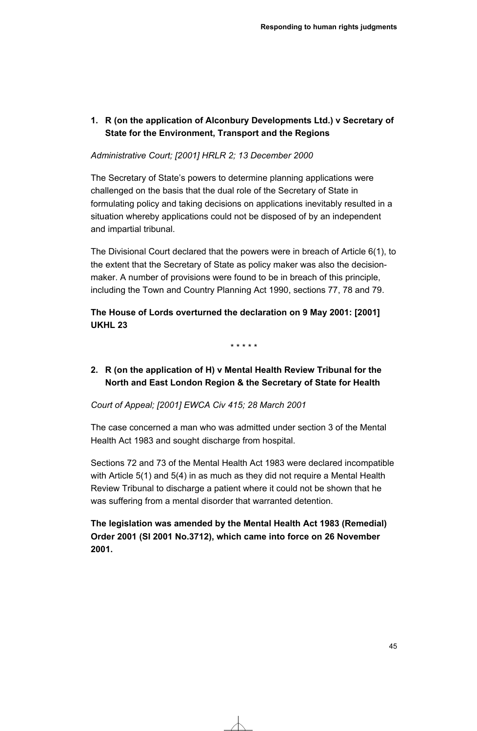### 1. R (on the application of Alconbury Developments Ltd.) v Secretary of State for the Environment, Transport and the Regions

*Administrative Court; [2001] HRLR 2; 13 December 2000*

The Secretary of State's powers to determine planning applications were challenged on the basis that the dual role of the Secretary of State in formulating policy and taking decisions on applications inevitably resulted in a situation whereby applications could not be disposed of by an independent and impartial tribunal.

The Divisional Court declared that the powers were in breach of Article 6(1), to the extent that the Secretary of State as policy maker was also the decision-maker. A number of provisions were found to be in breach of this principle, including the Town and Country Planning Act 1990, sections 77, 78 and 79.

**The House of Lords overturned the declaration on 9 May 2001: [2001] UKHL 23**

\* \* \* \* \*

### 2. R (on the application of H) v Mental Health Review Tribunal for the North and East London Region & the Secretary of State for Health

*Court of Appeal; [2001] EWCA Civ 415; 28 March 2001*

The case concerned a man who was admitted under section 3 of the Mental Health Act 1983 and sought discharge from hospital.

Sections 72 and 73 of the Mental Health Act 1983 were declared incompatible with Article 5(1) and 5(4) in as much as they did not require a Mental Health Review Tribunal to discharge a patient where it could not be shown that he was suffering from a mental disorder that warranted detention.

**The legislation was amended by the Mental Health Act 1983 (Remedial) Order 2001 (SI 2001 No.3712), which came into force on 26 November 2001.**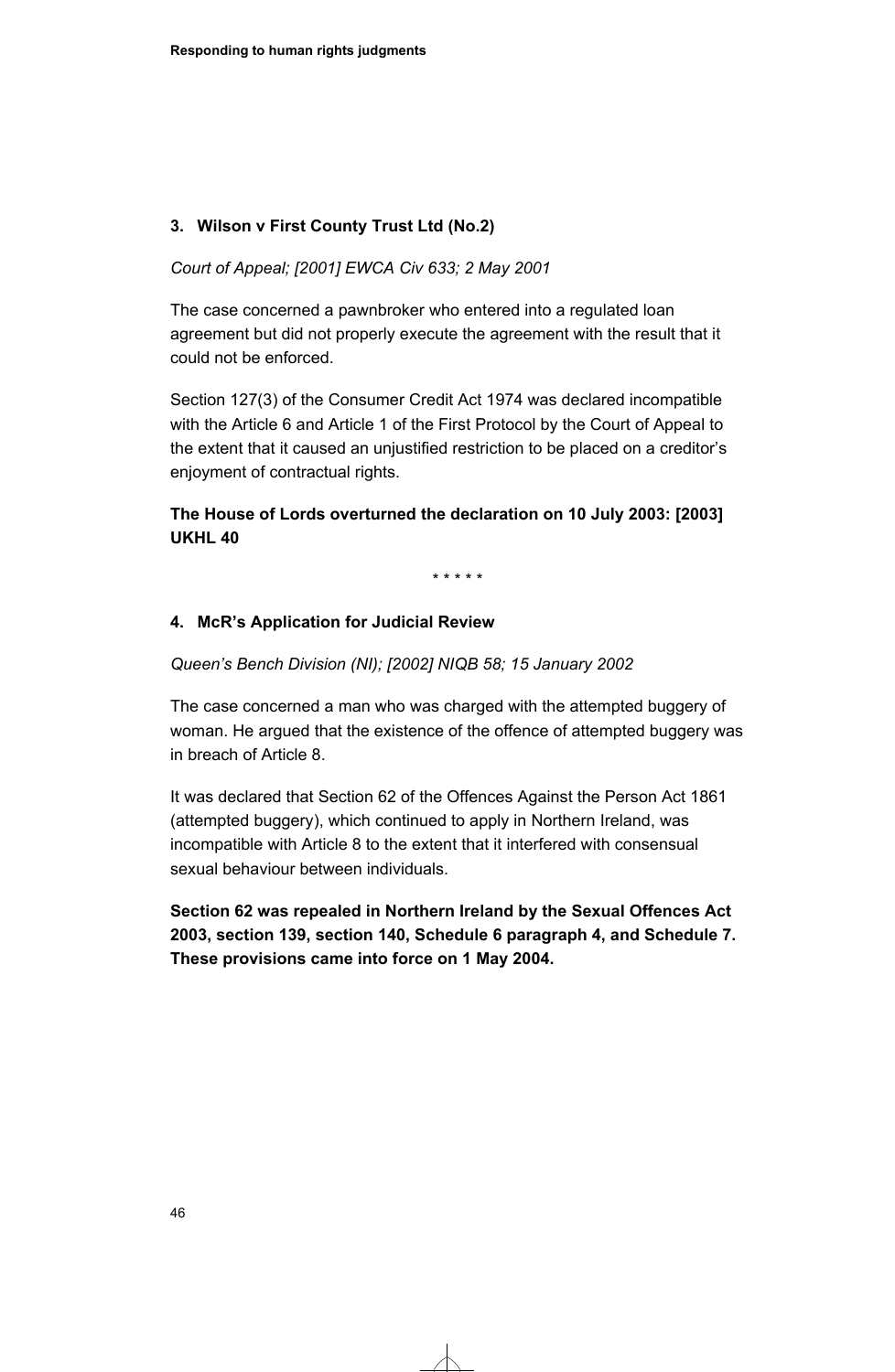### 3. Wilson v First County Trust Ltd (No.2)

*Court of Appeal; [2001] EWCA Civ 633; 2 May 2001*

The case concerned a pawnbroker who entered into a regulated loan agreement but did not properly execute the agreement with the result that it could not be enforced.

Section 127(3) of the Consumer Credit Act 1974 was declared incompatible with the Article 6 and Article 1 of the First Protocol by the Court of Appeal to the extent that it caused an unjustified restriction to be placed on a creditor's enjoyment of contractual rights.

**The House of Lords overturned the declaration on 10 July 2003: [2003] UKHL 40**

\* \* \* \* \*

### 4. McR's Application for Judicial Review

*Queen's Bench Division (NI); [2002] NIQB 58; 15 January 2002*

The case concerned a man who was charged with the attempted buggery of woman. He argued that the existence of the offence of attempted buggery was in breach of Article 8.

It was declared that Section 62 of the Offences Against the Person Act 1861 (attempted buggery), which continued to apply in Northern Ireland, was incompatible with Article 8 to the extent that it interfered with consensual sexual behaviour between individuals.

**Section 62 was repealed in Northern Ireland by the Sexual Offences Act 2003, section 139, section 140, Schedule 6 paragraph 4, and Schedule 7. These provisions came into force on 1 May 2004.**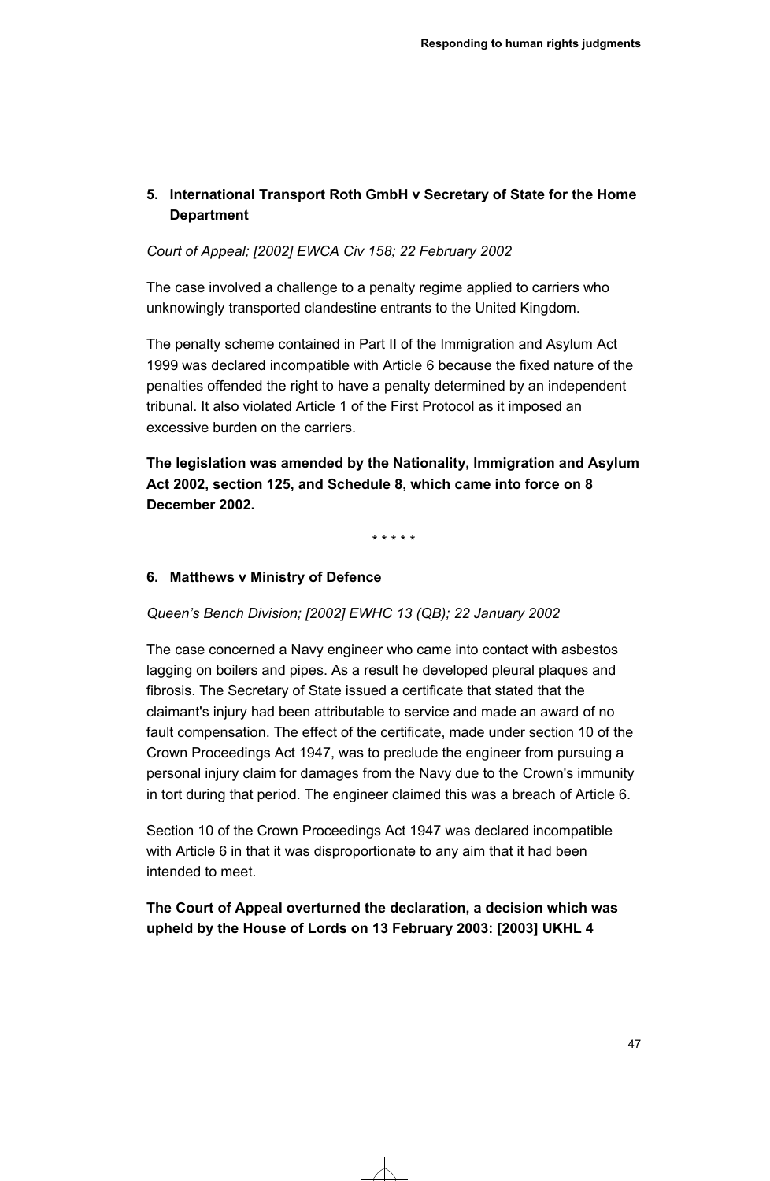## 5. International Transport Roth GmbH v Secretary of State for the Home Department

*Court of Appeal; [2002] EWCA Civ 158; 22 February 2002*

The case involved a challenge to a penalty regime applied to carriers who unknowingly transported clandestine entrants to the United Kingdom.

The penalty scheme contained in Part II of the Immigration and Asylum Act 1999 was declared incompatible with Article 6 because the fixed nature of the penalties offended the right to have a penalty determined by an independent tribunal. It also violated Article 1 of the First Protocol as it imposed an excessive burden on the carriers.

**The legislation was amended by the Nationality, Immigration and Asylum Act 2002, section 125, and Schedule 8, which came into force on 8 December 2002.**

\* \* \* \* \*

## 6. Matthews v Ministry of Defence

*Queen's Bench Division; [2002] EWHC 13 (QB); 22 January 2002*

The case concerned a Navy engineer who came into contact with asbestos lagging on boilers and pipes. As a result he developed pleural plaques and fibrosis. The Secretary of State issued a certificate that stated that the claimant's injury had been attributable to service and made an award of no fault compensation. The effect of the certificate, made under section 10 of the Crown Proceedings Act 1947, was to preclude the engineer from pursuing a personal injury claim for damages from the Navy due to the Crown's immunity in tort during that period. The engineer claimed this was a breach of Article 6.

Section 10 of the Crown Proceedings Act 1947 was declared incompatible with Article 6 in that it was disproportionate to any aim that it had been intended to meet.

**The Court of Appeal overturned the declaration, a decision which was upheld by the House of Lords on 13 February 2003: [2003] UKHL 4**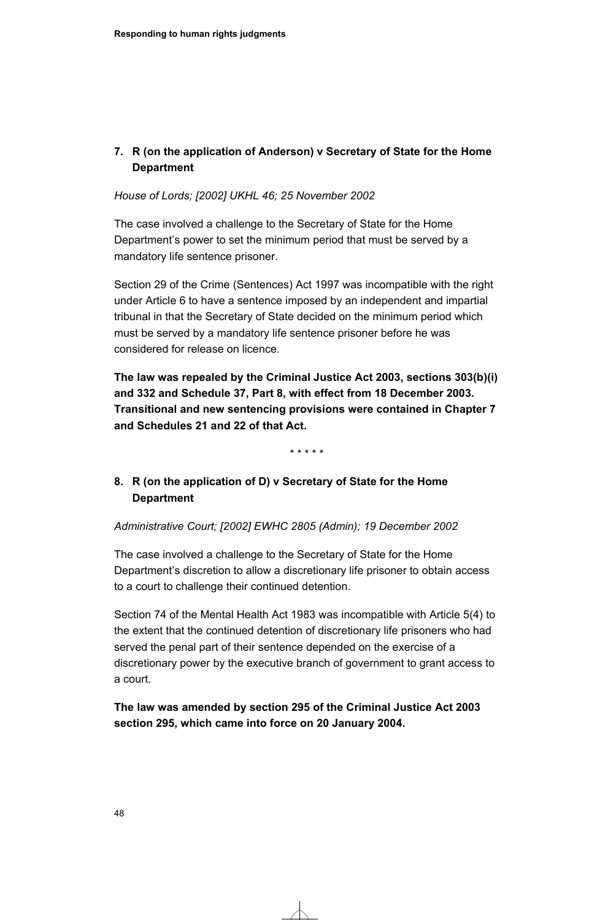## 7. R (on the application of Anderson) v Secretary of State for the Home Department

*House of Lords; [2002] UKHL 46; 25 November 2002*

The case involved a challenge to the Secretary of State for the Home Department's power to set the minimum period that must be served by a mandatory life sentence prisoner.

Section 29 of the Crime (Sentences) Act 1997 was incompatible with the right under Article 6 to have a sentence imposed by an independent and impartial tribunal in that the Secretary of State decided on the minimum period which must be served by a mandatory life sentence prisoner before he was considered for release on licence.

**The law was repealed by the Criminal Justice Act 2003, sections 303(b)(i) and 332 and Schedule 37, Part 8, with effect from 18 December 2003. Transitional and new sentencing provisions were contained in Chapter 7 and Schedules 21 and 22 of that Act.**

\* \* \* \* \*

## 8. R (on the application of D) v Secretary of State for the Home Department

*Administrative Court; [2002] EWHC 2805 (Admin); 19 December 2002*

The case involved a challenge to the Secretary of State for the Home Department's discretion to allow a discretionary life prisoner to obtain access to a court to challenge their continued detention.

Section 74 of the Mental Health Act 1983 was incompatible with Article 5(4) to the extent that the continued detention of discretionary life prisoners who had served the penal part of their sentence depended on the exercise of a discretionary power by the executive branch of government to grant access to a court.

**The law was amended by section 295 of the Criminal Justice Act 2003 section 295, which came into force on 20 January 2004.**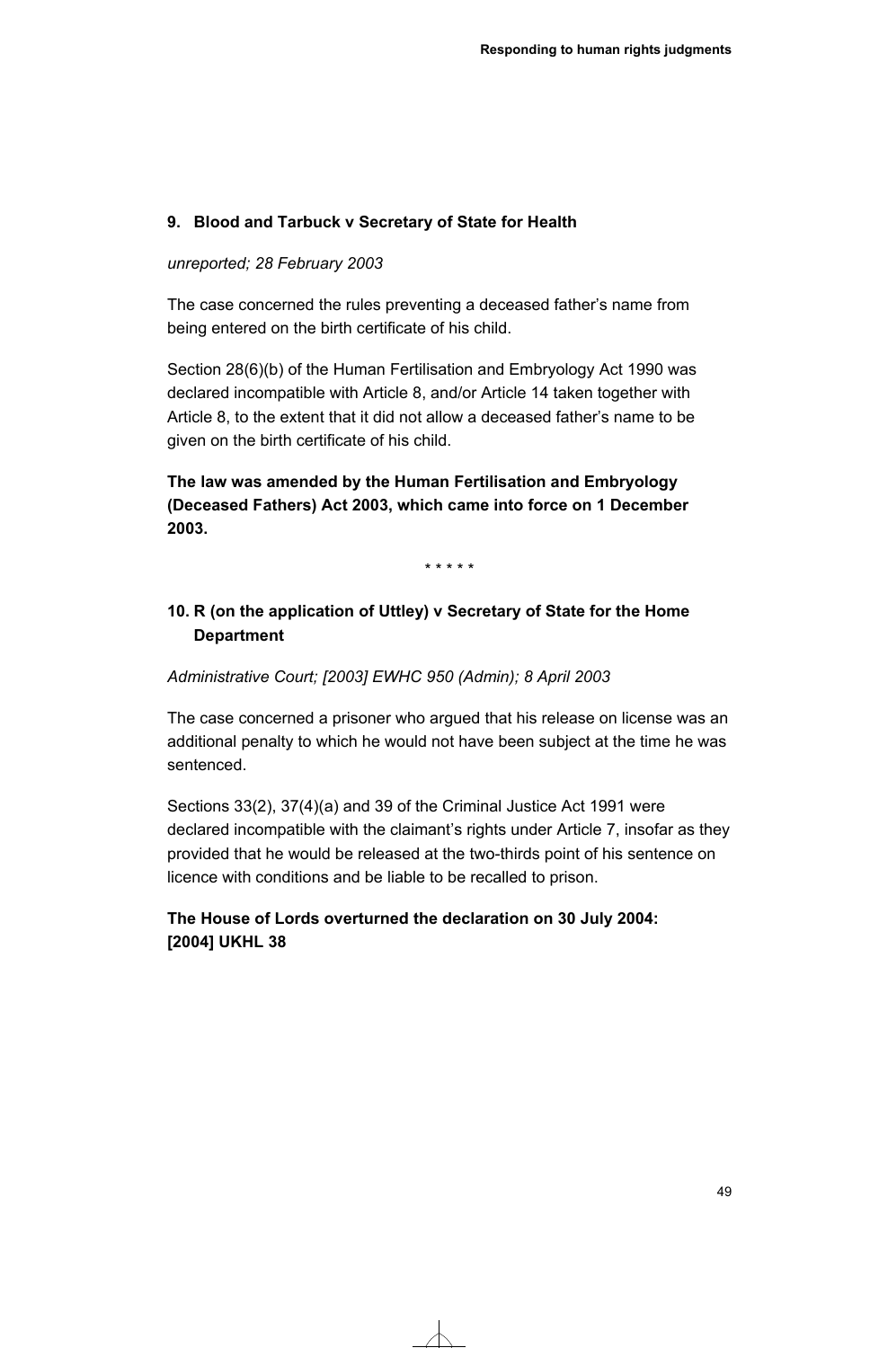### 9. Blood and Tarbuck v Secretary of State for Health

*unreported; 28 February 2003*

The case concerned the rules preventing a deceased father's name from being entered on the birth certificate of his child.

Section 28(6)(b) of the Human Fertilisation and Embryology Act 1990 was declared incompatible with Article 8, and/or Article 14 taken together with Article 8, to the extent that it did not allow a deceased father's name to be given on the birth certificate of his child.

**The law was amended by the Human Fertilisation and Embryology (Deceased Fathers) Act 2003, which came into force on 1 December 2003.**

\* \* \* \* \*

### 10. R (on the application of Uttley) v Secretary of State for the Home Department

*Administrative Court; [2003] EWHC 950 (Admin); 8 April 2003*

The case concerned a prisoner who argued that his release on license was an additional penalty to which he would not have been subject at the time he was sentenced.

Sections 33(2), 37(4)(a) and 39 of the Criminal Justice Act 1991 were declared incompatible with the claimant's rights under Article 7, insofar as they provided that he would be released at the two-thirds point of his sentence on licence with conditions and be liable to be recalled to prison.

**The House of Lords overturned the declaration on 30 July 2004: [2004] UKHL 38**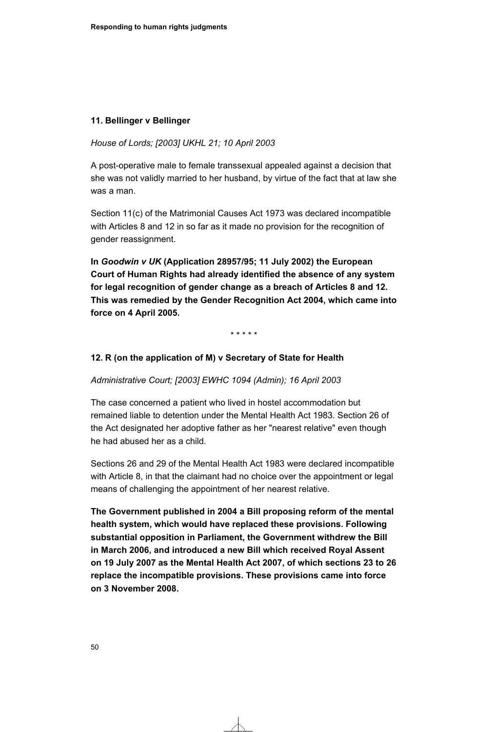### 11. Bellinger v Bellinger

*House of Lords; [2003] UKHL 21; 10 April 2003*

A post-operative male to female transsexual appealed against a decision that she was not validly married to her husband, by virtue of the fact that at law she was a man.

Section 11(c) of the Matrimonial Causes Act 1973 was declared incompatible with Articles 8 and 12 in so far as it made no provision for the recognition of gender reassignment.

**In *Goodwin v UK* (Application 28957/95; 11 July 2002) the European Court of Human Rights had already identified the absence of any system for legal recognition of gender change as a breach of Articles 8 and 12. This was remedied by the Gender Recognition Act 2004, which came into force on 4 April 2005.**

\* \* \* \* \*

### 12. R (on the application of M) v Secretary of State for Health

*Administrative Court; [2003] EWHC 1094 (Admin); 16 April 2003*

The case concerned a patient who lived in hostel accommodation but remained liable to detention under the Mental Health Act 1983. Section 26 of the Act designated her adoptive father as her "nearest relative" even though he had abused her as a child.

Sections 26 and 29 of the Mental Health Act 1983 were declared incompatible with Article 8, in that the claimant had no choice over the appointment or legal means of challenging the appointment of her nearest relative.

**The Government published in 2004 a Bill proposing reform of the mental health system, which would have replaced these provisions. Following substantial opposition in Parliament, the Government withdrew the Bill in March 2006, and introduced a new Bill which received Royal Assent on 19 July 2007 as the Mental Health Act 2007, of which sections 23 to 26 replace the incompatible provisions. These provisions came into force on 3 November 2008.**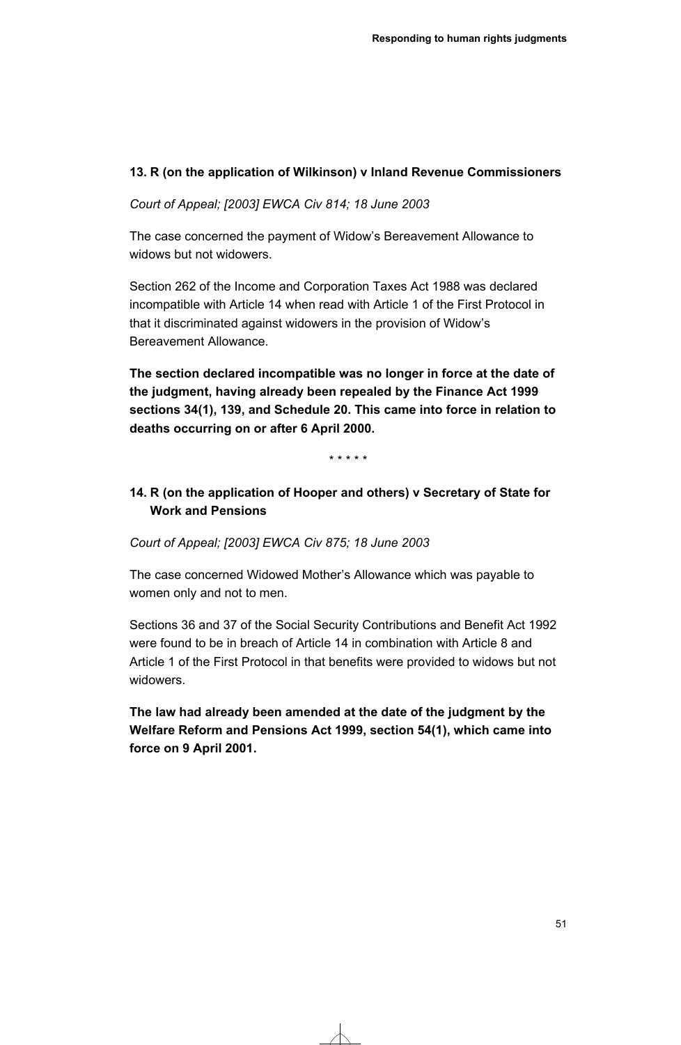### 13. R (on the application of Wilkinson) v Inland Revenue Commissioners

*Court of Appeal; [2003] EWCA Civ 814; 18 June 2003*

The case concerned the payment of Widow's Bereavement Allowance to widows but not widowers.

Section 262 of the Income and Corporation Taxes Act 1988 was declared incompatible with Article 14 when read with Article 1 of the First Protocol in that it discriminated against widowers in the provision of Widow's Bereavement Allowance.

**The section declared incompatible was no longer in force at the date of the judgment, having already been repealed by the Finance Act 1999 sections 34(1), 139, and Schedule 20. This came into force in relation to deaths occurring on or after 6 April 2000.**

\* \* \* \* \*

### 14. R (on the application of Hooper and others) v Secretary of State for Work and Pensions

*Court of Appeal; [2003] EWCA Civ 875; 18 June 2003*

The case concerned Widowed Mother's Allowance which was payable to women only and not to men.

Sections 36 and 37 of the Social Security Contributions and Benefit Act 1992 were found to be in breach of Article 14 in combination with Article 8 and Article 1 of the First Protocol in that benefits were provided to widows but not widowers.

**The law had already been amended at the date of the judgment by the Welfare Reform and Pensions Act 1999, section 54(1), which came into force on 9 April 2001.**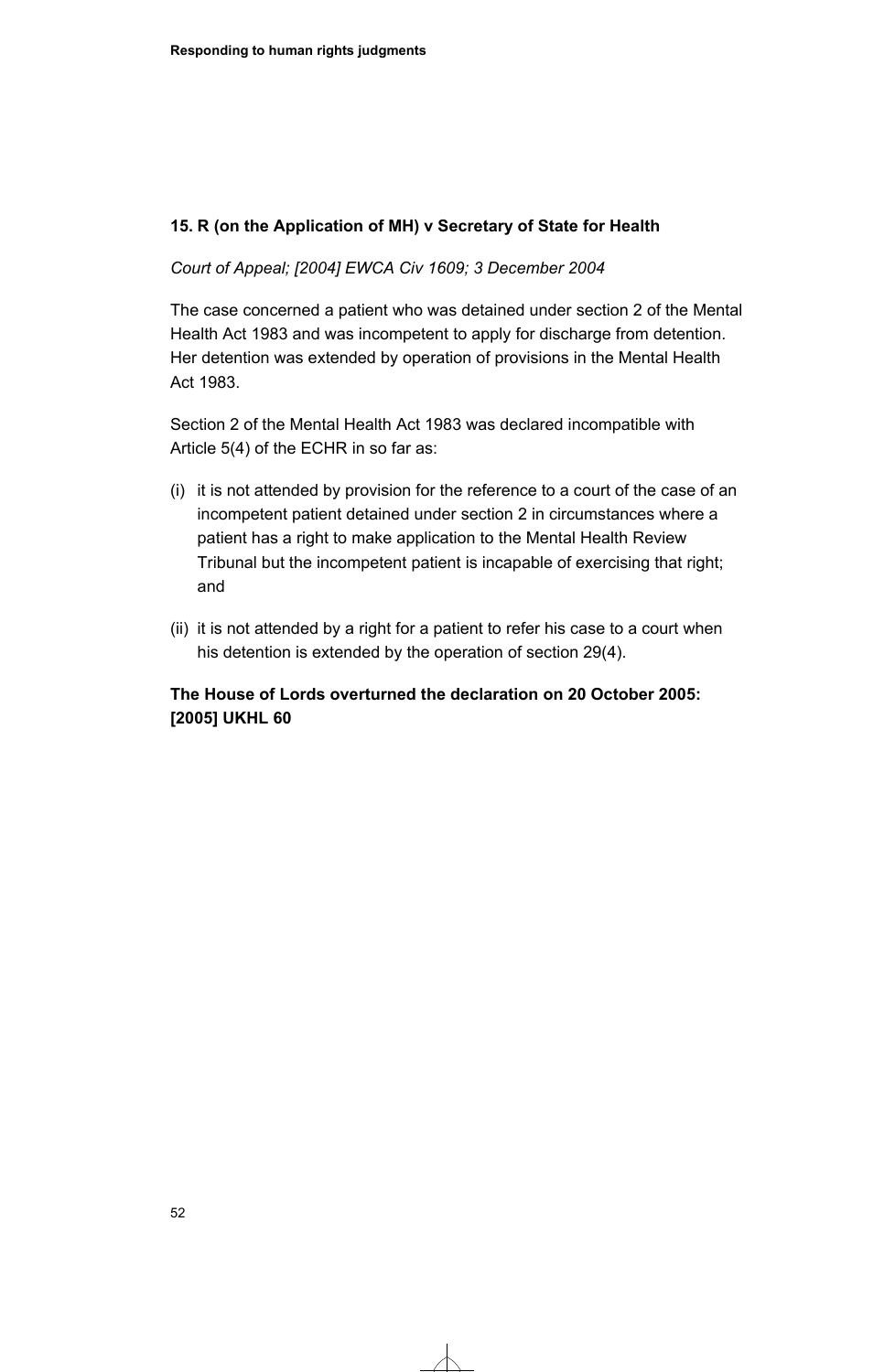### 15. R (on the Application of MH) v Secretary of State for Health

*Court of Appeal; [2004] EWCA Civ 1609; 3 December 2004*

The case concerned a patient who was detained under section 2 of the Mental Health Act 1983 and was incompetent to apply for discharge from detention. Her detention was extended by operation of provisions in the Mental Health Act 1983.

Section 2 of the Mental Health Act 1983 was declared incompatible with Article 5(4) of the ECHR in so far as:

(i) it is not attended by provision for the reference to a court of the case of an incompetent patient detained under section 2 in circumstances where a patient has a right to make application to the Mental Health Review Tribunal but the incompetent patient is incapable of exercising that right; and

(ii) it is not attended by a right for a patient to refer his case to a court when his detention is extended by the operation of section 29(4).

**The House of Lords overturned the declaration on 20 October 2005: [2005] UKHL 60**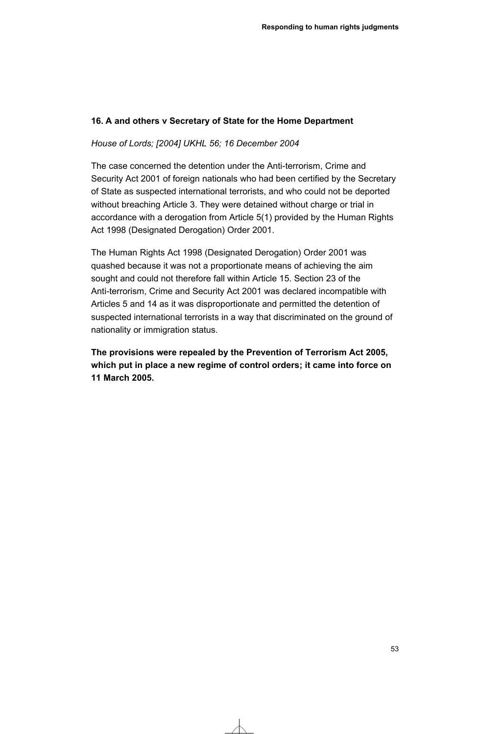### 16. A and others v Secretary of State for the Home Department

*House of Lords; [2004] UKHL 56; 16 December 2004*

The case concerned the detention under the Anti-terrorism, Crime and Security Act 2001 of foreign nationals who had been certified by the Secretary of State as suspected international terrorists, and who could not be deported without breaching Article 3. They were detained without charge or trial in accordance with a derogation from Article 5(1) provided by the Human Rights Act 1998 (Designated Derogation) Order 2001.

The Human Rights Act 1998 (Designated Derogation) Order 2001 was quashed because it was not a proportionate means of achieving the aim sought and could not therefore fall within Article 15. Section 23 of the Anti-terrorism, Crime and Security Act 2001 was declared incompatible with Articles 5 and 14 as it was disproportionate and permitted the detention of suspected international terrorists in a way that discriminated on the ground of nationality or immigration status.

**The provisions were repealed by the Prevention of Terrorism Act 2005, which put in place a new regime of control orders; it came into force on 11 March 2005.**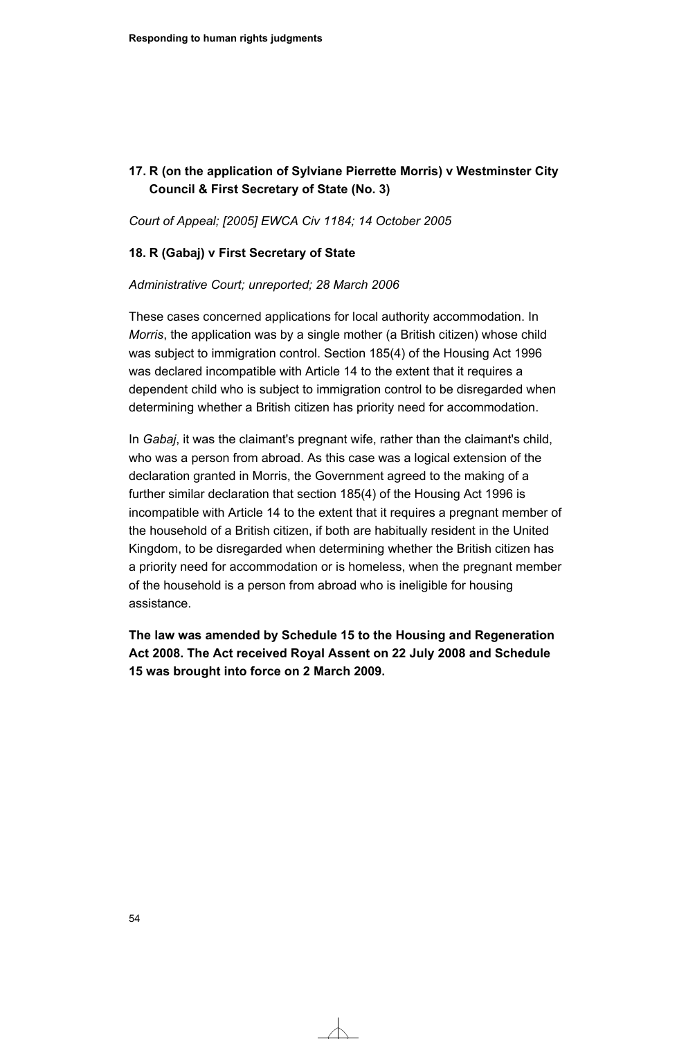### 17. R (on the application of Sylviane Pierrette Morris) v Westminster City Council & First Secretary of State (No. 3)

*Court of Appeal; [2005] EWCA Civ 1184; 14 October 2005*

### 18. R (Gabaj) v First Secretary of State

*Administrative Court; unreported; 28 March 2006*

These cases concerned applications for local authority accommodation. In *Morris*, the application was by a single mother (a British citizen) whose child was subject to immigration control. Section 185(4) of the Housing Act 1996 was declared incompatible with Article 14 to the extent that it requires a dependent child who is subject to immigration control to be disregarded when determining whether a British citizen has priority need for accommodation.

In *Gabaj*, it was the claimant's pregnant wife, rather than the claimant's child, who was a person from abroad. As this case was a logical extension of the declaration granted in Morris, the Government agreed to the making of a further similar declaration that section 185(4) of the Housing Act 1996 is incompatible with Article 14 to the extent that it requires a pregnant member of the household of a British citizen, if both are habitually resident in the United Kingdom, to be disregarded when determining whether the British citizen has a priority need for accommodation or is homeless, when the pregnant member of the household is a person from abroad who is ineligible for housing assistance.

**The law was amended by Schedule 15 to the Housing and Regeneration Act 2008. The Act received Royal Assent on 22 July 2008 and Schedule 15 was brought into force on 2 March 2009.**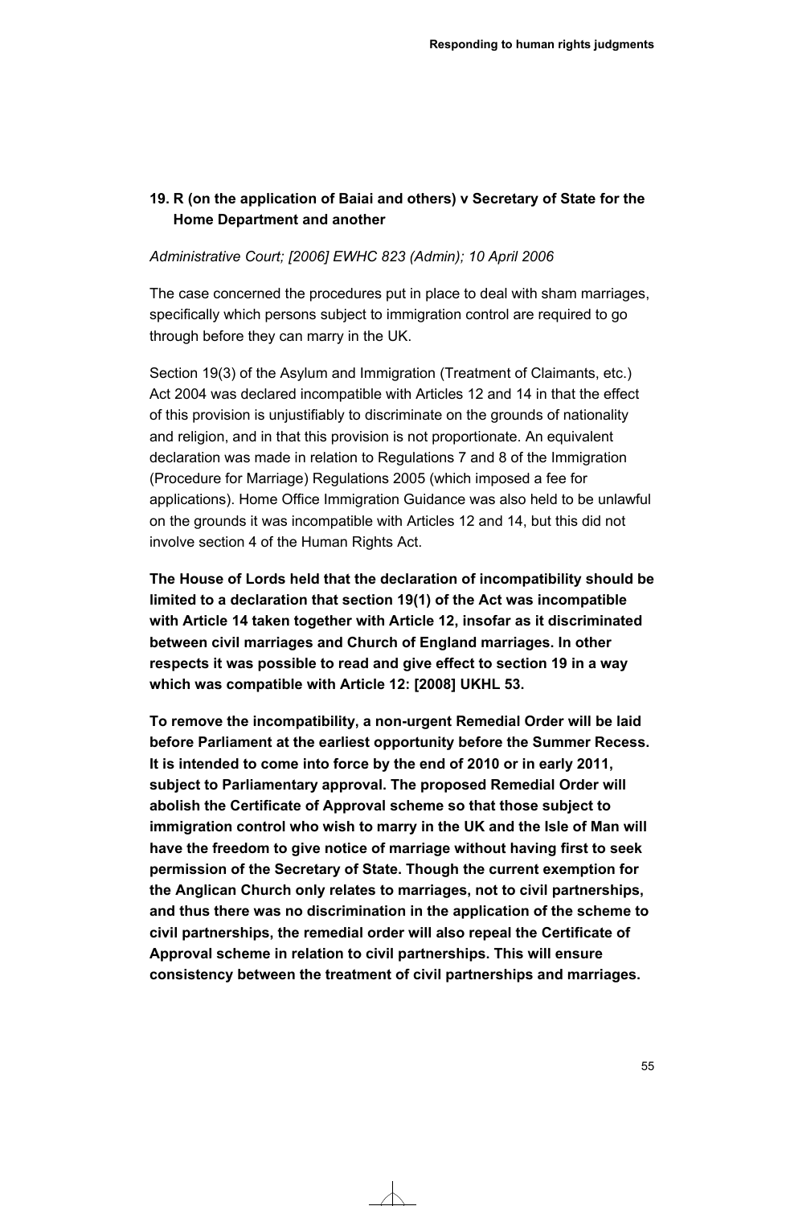## 19. R (on the application of Baiai and others) v Secretary of State for the Home Department and another

*Administrative Court; [2006] EWHC 823 (Admin); 10 April 2006*

The case concerned the procedures put in place to deal with sham marriages, specifically which persons subject to immigration control are required to go through before they can marry in the UK.

Section 19(3) of the Asylum and Immigration (Treatment of Claimants, etc.) Act 2004 was declared incompatible with Articles 12 and 14 in that the effect of this provision is unjustifiably to discriminate on the grounds of nationality and religion, and in that this provision is not proportionate. An equivalent declaration was made in relation to Regulations 7 and 8 of the Immigration (Procedure for Marriage) Regulations 2005 (which imposed a fee for applications). Home Office Immigration Guidance was also held to be unlawful on the grounds it was incompatible with Articles 12 and 14, but this did not involve section 4 of the Human Rights Act.

**The House of Lords held that the declaration of incompatibility should be limited to a declaration that section 19(1) of the Act was incompatible with Article 14 taken together with Article 12, insofar as it discriminated between civil marriages and Church of England marriages. In other respects it was possible to read and give effect to section 19 in a way which was compatible with Article 12: [2008] UKHL 53.**

**To remove the incompatibility, a non-urgent Remedial Order will be laid before Parliament at the earliest opportunity before the Summer Recess. It is intended to come into force by the end of 2010 or in early 2011, subject to Parliamentary approval. The proposed Remedial Order will abolish the Certificate of Approval scheme so that those subject to immigration control who wish to marry in the UK and the Isle of Man will have the freedom to give notice of marriage without having first to seek permission of the Secretary of State. Though the current exemption for the Anglican Church only relates to marriages, not to civil partnerships, and thus there was no discrimination in the application of the scheme to civil partnerships, the remedial order will also repeal the Certificate of Approval scheme in relation to civil partnerships. This will ensure consistency between the treatment of civil partnerships and marriages.**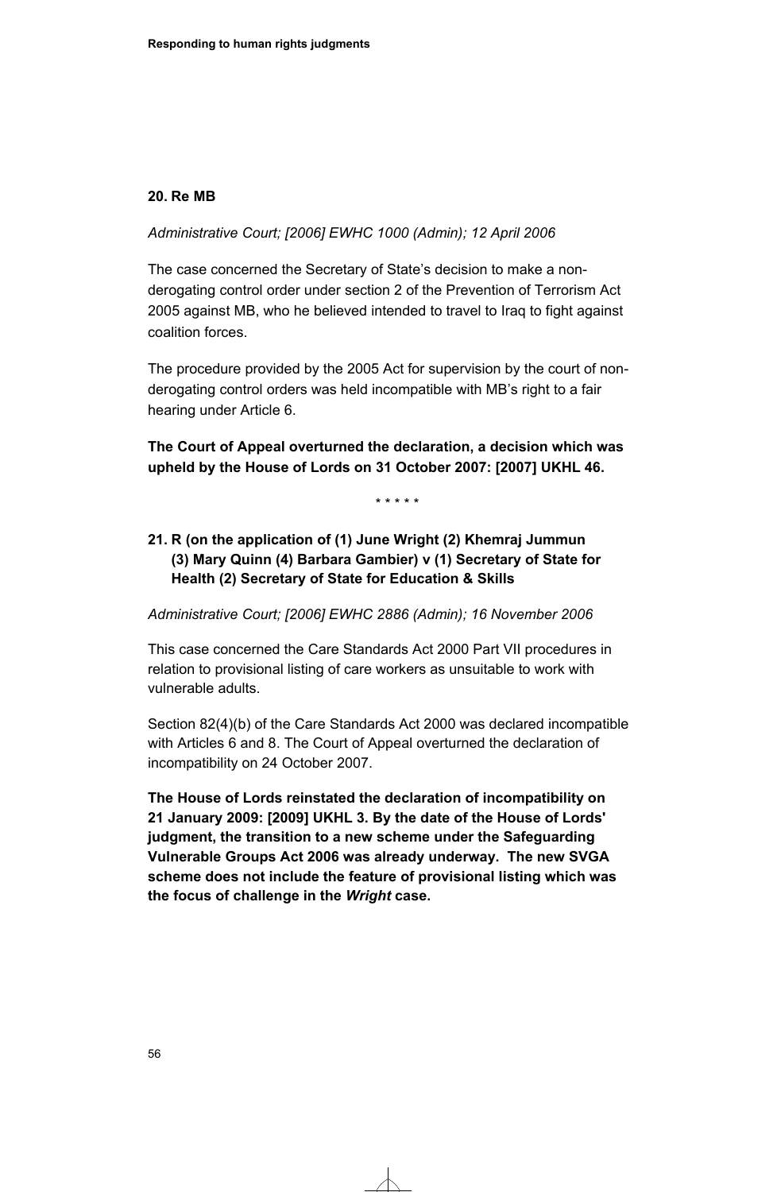### 20. Re MB

*Administrative Court; [2006] EWHC 1000 (Admin); 12 April 2006*

The case concerned the Secretary of State's decision to make a non-derogating control order under section 2 of the Prevention of Terrorism Act 2005 against MB, who he believed intended to travel to Iraq to fight against coalition forces.

The procedure provided by the 2005 Act for supervision by the court of non-derogating control orders was held incompatible with MB's right to a fair hearing under Article 6.

**The Court of Appeal overturned the declaration, a decision which was upheld by the House of Lords on 31 October 2007: [2007] UKHL 46.**

\* \* \* \* \*

### 21. R (on the application of (1) June Wright (2) Khemraj Jummun (3) Mary Quinn (4) Barbara Gambier) v (1) Secretary of State for Health (2) Secretary of State for Education & Skills

*Administrative Court; [2006] EWHC 2886 (Admin); 16 November 2006*

This case concerned the Care Standards Act 2000 Part VII procedures in relation to provisional listing of care workers as unsuitable to work with vulnerable adults.

Section 82(4)(b) of the Care Standards Act 2000 was declared incompatible with Articles 6 and 8. The Court of Appeal overturned the declaration of incompatibility on 24 October 2007.

**The House of Lords reinstated the declaration of incompatibility on 21 January 2009: [2009] UKHL 3. By the date of the House of Lords' judgment, the transition to a new scheme under the Safeguarding Vulnerable Groups Act 2006 was already underway. The new SVGA scheme does not include the feature of provisional listing which was the focus of challenge in the *Wright* case.**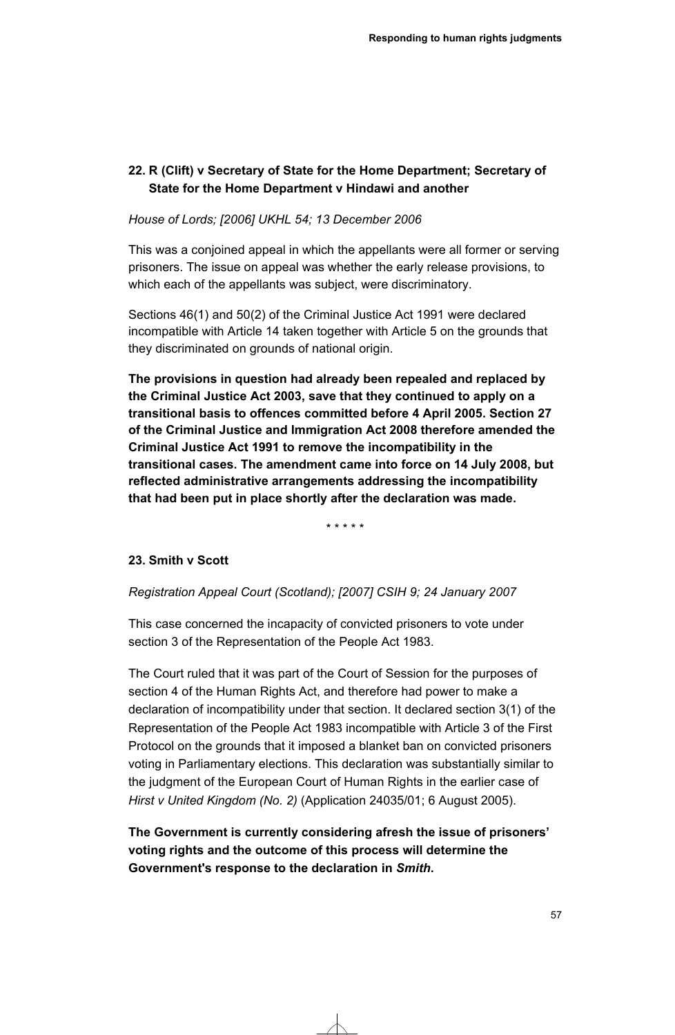### 22. R (Clift) v Secretary of State for the Home Department; Secretary of State for the Home Department v Hindawi and another

*House of Lords; [2006] UKHL 54; 13 December 2006*

This was a conjoined appeal in which the appellants were all former or serving prisoners. The issue on appeal was whether the early release provisions, to which each of the appellants was subject, were discriminatory.

Sections 46(1) and 50(2) of the Criminal Justice Act 1991 were declared incompatible with Article 14 taken together with Article 5 on the grounds that they discriminated on grounds of national origin.

**The provisions in question had already been repealed and replaced by the Criminal Justice Act 2003, save that they continued to apply on a transitional basis to offences committed before 4 April 2005. Section 27 of the Criminal Justice and Immigration Act 2008 therefore amended the Criminal Justice Act 1991 to remove the incompatibility in the transitional cases. The amendment came into force on 14 July 2008, but reflected administrative arrangements addressing the incompatibility that had been put in place shortly after the declaration was made.**

\* \* \* \* \*

### 23. Smith v Scott

*Registration Appeal Court (Scotland); [2007] CSIH 9; 24 January 2007*

This case concerned the incapacity of convicted prisoners to vote under section 3 of the Representation of the People Act 1983.

The Court ruled that it was part of the Court of Session for the purposes of section 4 of the Human Rights Act, and therefore had power to make a declaration of incompatibility under that section. It declared section 3(1) of the Representation of the People Act 1983 incompatible with Article 3 of the First Protocol on the grounds that it imposed a blanket ban on convicted prisoners voting in Parliamentary elections. This declaration was substantially similar to the judgment of the European Court of Human Rights in the earlier case of *Hirst v United Kingdom (No. 2)* (Application 24035/01; 6 August 2005).

**The Government is currently considering afresh the issue of prisoners' voting rights and the outcome of this process will determine the Government's response to the declaration in *Smith*.**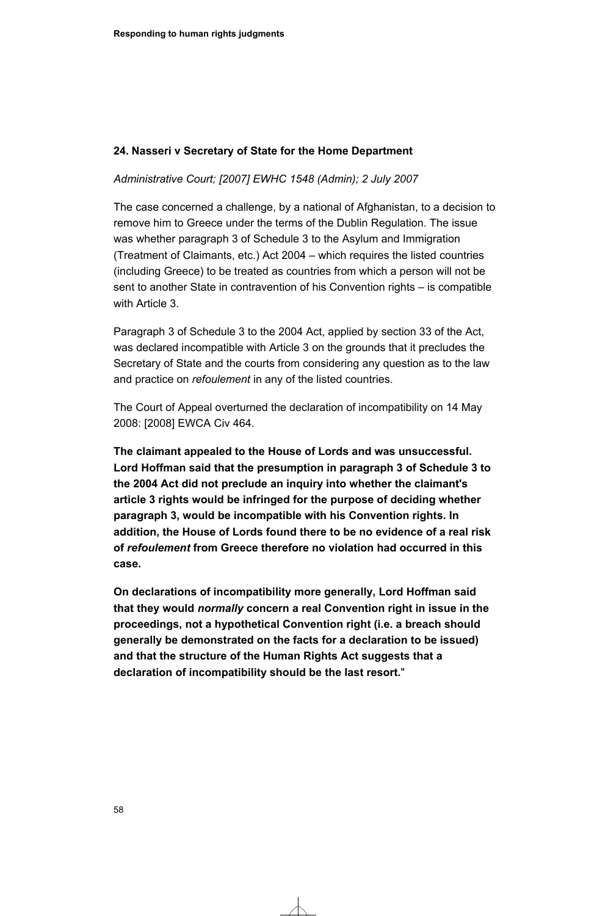### 24. Nasseri v Secretary of State for the Home Department

*Administrative Court; [2007] EWHC 1548 (Admin); 2 July 2007*

The case concerned a challenge, by a national of Afghanistan, to a decision to remove him to Greece under the terms of the Dublin Regulation. The issue was whether paragraph 3 of Schedule 3 to the Asylum and Immigration (Treatment of Claimants, etc.) Act 2004 – which requires the listed countries (including Greece) to be treated as countries from which a person will not be sent to another State in contravention of his Convention rights – is compatible with Article 3.

Paragraph 3 of Schedule 3 to the 2004 Act, applied by section 33 of the Act, was declared incompatible with Article 3 on the grounds that it precludes the Secretary of State and the courts from considering any question as to the law and practice on *refoulement* in any of the listed countries.

The Court of Appeal overturned the declaration of incompatibility on 14 May 2008: [2008] EWCA Civ 464.

**The claimant appealed to the House of Lords and was unsuccessful. Lord Hoffman said that the presumption in paragraph 3 of Schedule 3 to the 2004 Act did not preclude an inquiry into whether the claimant's article 3 rights would be infringed for the purpose of deciding whether paragraph 3, would be incompatible with his Convention rights. In addition, the House of Lords found there to be no evidence of a real risk of *refoulement* from Greece therefore no violation had occurred in this case.**

**On declarations of incompatibility more generally, Lord Hoffman said that they would *normally* concern a real Convention right in issue in the proceedings, not a hypothetical Convention right (i.e. a breach should generally be demonstrated on the facts for a declaration to be issued) and that the structure of the Human Rights Act suggests that a declaration of incompatibility should be the last resort.**"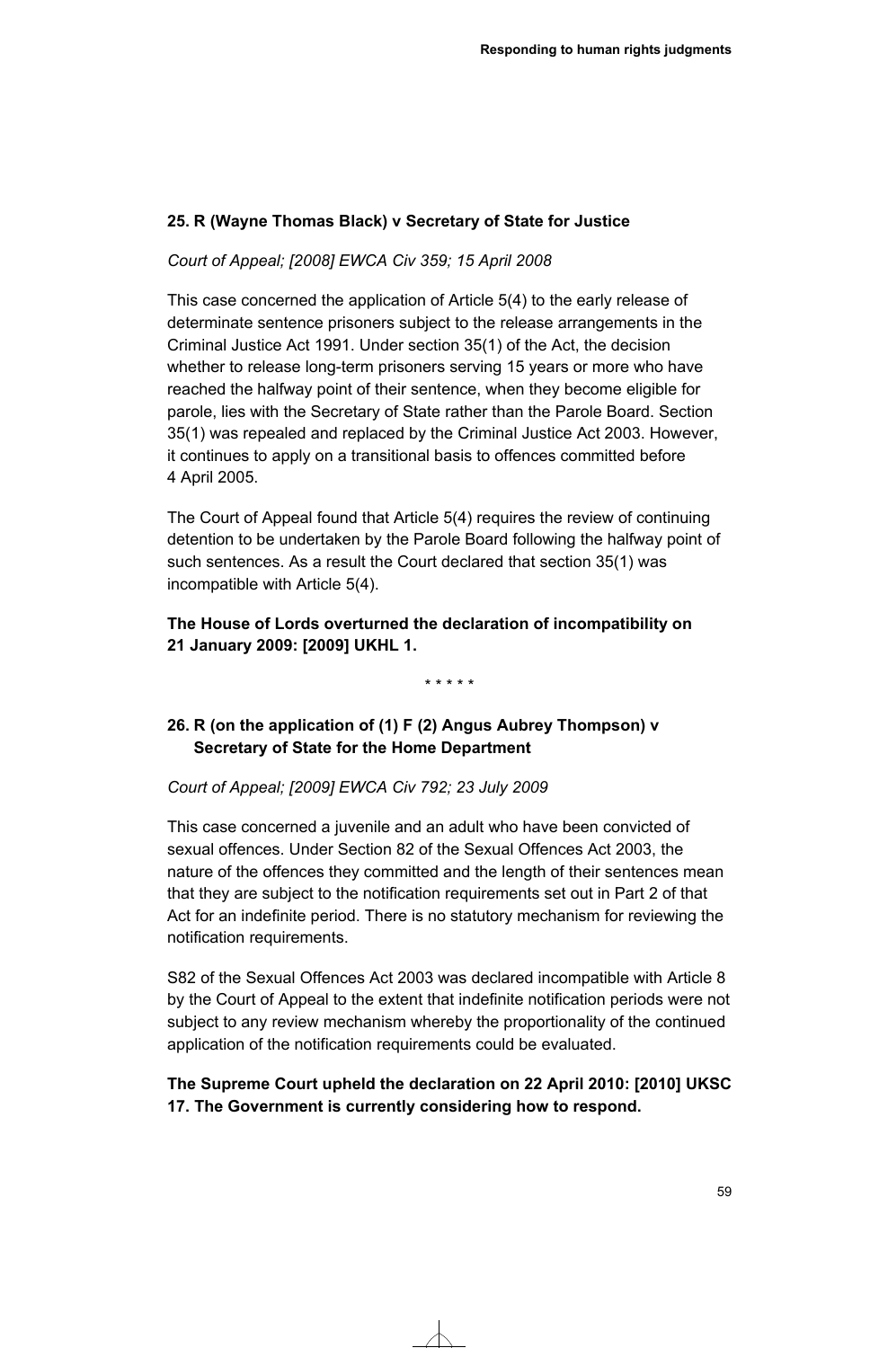### 25. R (Wayne Thomas Black) v Secretary of State for Justice

*Court of Appeal; [2008] EWCA Civ 359; 15 April 2008*

This case concerned the application of Article 5(4) to the early release of determinate sentence prisoners subject to the release arrangements in the Criminal Justice Act 1991. Under section 35(1) of the Act, the decision whether to release long-term prisoners serving 15 years or more who have reached the halfway point of their sentence, when they become eligible for parole, lies with the Secretary of State rather than the Parole Board. Section 35(1) was repealed and replaced by the Criminal Justice Act 2003. However, it continues to apply on a transitional basis to offences committed before 4 April 2005.

The Court of Appeal found that Article 5(4) requires the review of continuing detention to be undertaken by the Parole Board following the halfway point of such sentences. As a result the Court declared that section 35(1) was incompatible with Article 5(4).

**The House of Lords overturned the declaration of incompatibility on 21 January 2009: [2009] UKHL 1.**

\* \* \* \* \*

### 26. R (on the application of (1) F (2) Angus Aubrey Thompson) v Secretary of State for the Home Department

*Court of Appeal; [2009] EWCA Civ 792; 23 July 2009*

This case concerned a juvenile and an adult who have been convicted of sexual offences. Under Section 82 of the Sexual Offences Act 2003, the nature of the offences they committed and the length of their sentences mean that they are subject to the notification requirements set out in Part 2 of that Act for an indefinite period. There is no statutory mechanism for reviewing the notification requirements.

S82 of the Sexual Offences Act 2003 was declared incompatible with Article 8 by the Court of Appeal to the extent that indefinite notification periods were not subject to any review mechanism whereby the proportionality of the continued application of the notification requirements could be evaluated.

**The Supreme Court upheld the declaration on 22 April 2010: [2010] UKSC 17. The Government is currently considering how to respond.**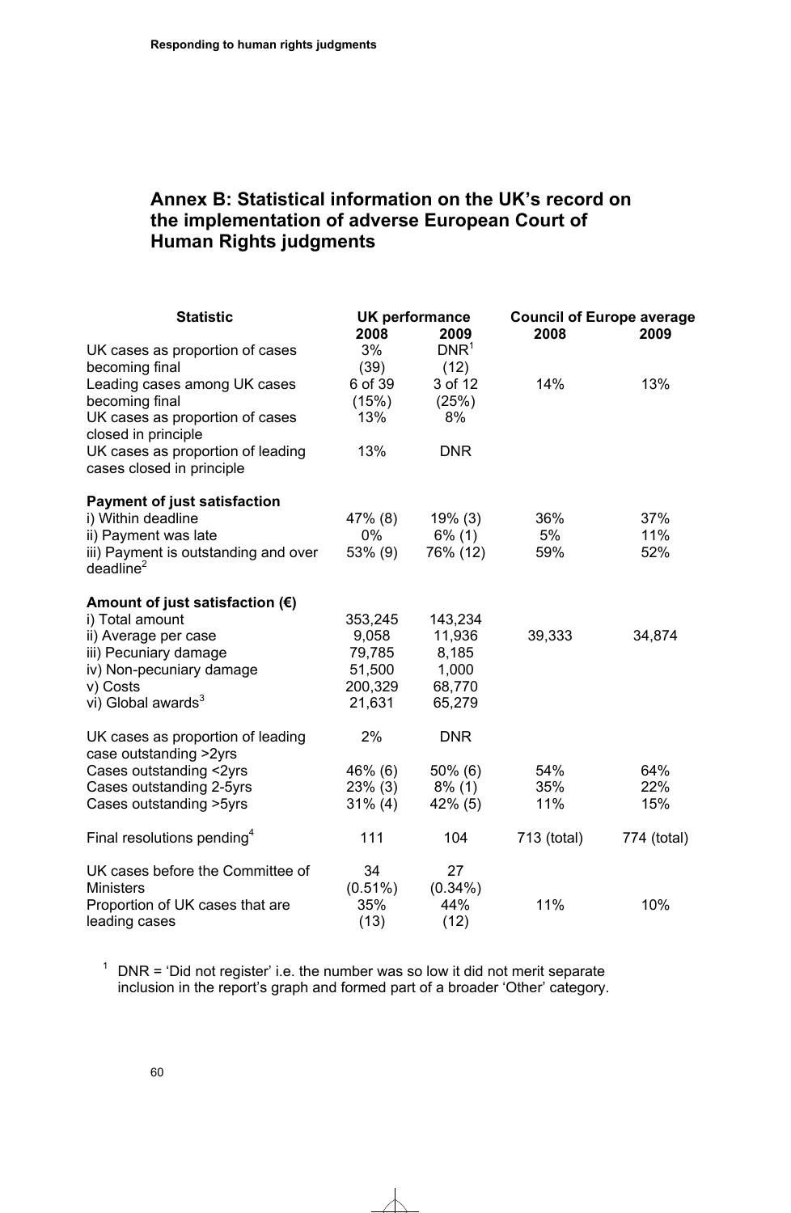## Annex B: Statistical information on the UK's record on the implementation of adverse European Court of Human Rights judgments

| Statistic | UK performance | | Council of Europe average | |
|---|---|---|---|---|
| | 2008 | 2009 | 2008 | 2009 |
| UK cases as proportion of cases becoming final | 3% (39) | DNR[1] (12) | | |
| Leading cases among UK cases becoming final | 6 of 39 (15%) | 3 of 12 (25%) | 14% | 13% |
| UK cases as proportion of cases closed in principle | 13% | 8% | | |
| UK cases as proportion of leading cases closed in principle | 13% | DNR | | |
| **Payment of just satisfaction** | | | | |
| i) Within deadline | 47% (8) | 19% (3) | 36% | 37% |
| ii) Payment was late | 0% | 6% (1) | 5% | 11% |
| iii) Payment is outstanding and over deadline[2] | 53% (9) | 76% (12) | 59% | 52% |
| **Amount of just satisfaction (€)** | | | | |
| i) Total amount | 353,245 | 143,234 | | |
| ii) Average per case | 9,058 | 11,936 | 39,333 | 34,874 |
| iii) Pecuniary damage | 79,785 | 8,185 | | |
| iv) Non-pecuniary damage | 51,500 | 1,000 | | |
| v) Costs | 200,329 | 68,770 | | |
| vi) Global awards[3] | 21,631 | 65,279 | | |
| UK cases as proportion of leading case outstanding >2yrs | 2% | DNR | | |
| Cases outstanding <2yrs | 46% (6) | 50% (6) | 54% | 64% |
| Cases outstanding 2-5yrs | 23% (3) | 8% (1) | 35% | 22% |
| Cases outstanding >5yrs | 31% (4) | 42% (5) | 11% | 15% |
| Final resolutions pending[4] | 111 | 104 | 713 (total) | 774 (total) |
| UK cases before the Committee of Ministers | 34 (0.51%) | 27 (0.34%) | | |
| Proportion of UK cases that are leading cases | 35% (13) | 44% (12) | 11% | 10% |

[1] DNR = 'Did not register' i.e. the number was so low it did not merit separate inclusion in the report's graph and formed part of a broader 'Other' category.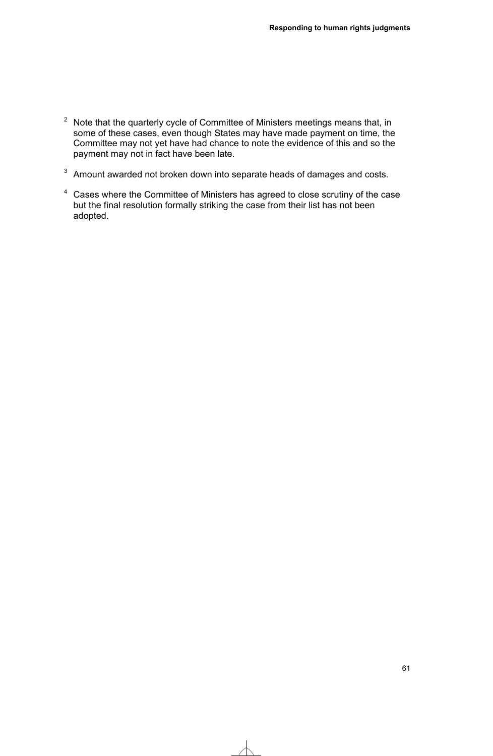[2] Note that the quarterly cycle of Committee of Ministers meetings means that, in some of these cases, even though States may have made payment on time, the Committee may not yet have had chance to note the evidence of this and so the payment may not in fact have been late.

[3] Amount awarded not broken down into separate heads of damages and costs.

[4] Cases where the Committee of Ministers has agreed to close scrutiny of the case but the final resolution formally striking the case from their list has not been adopted.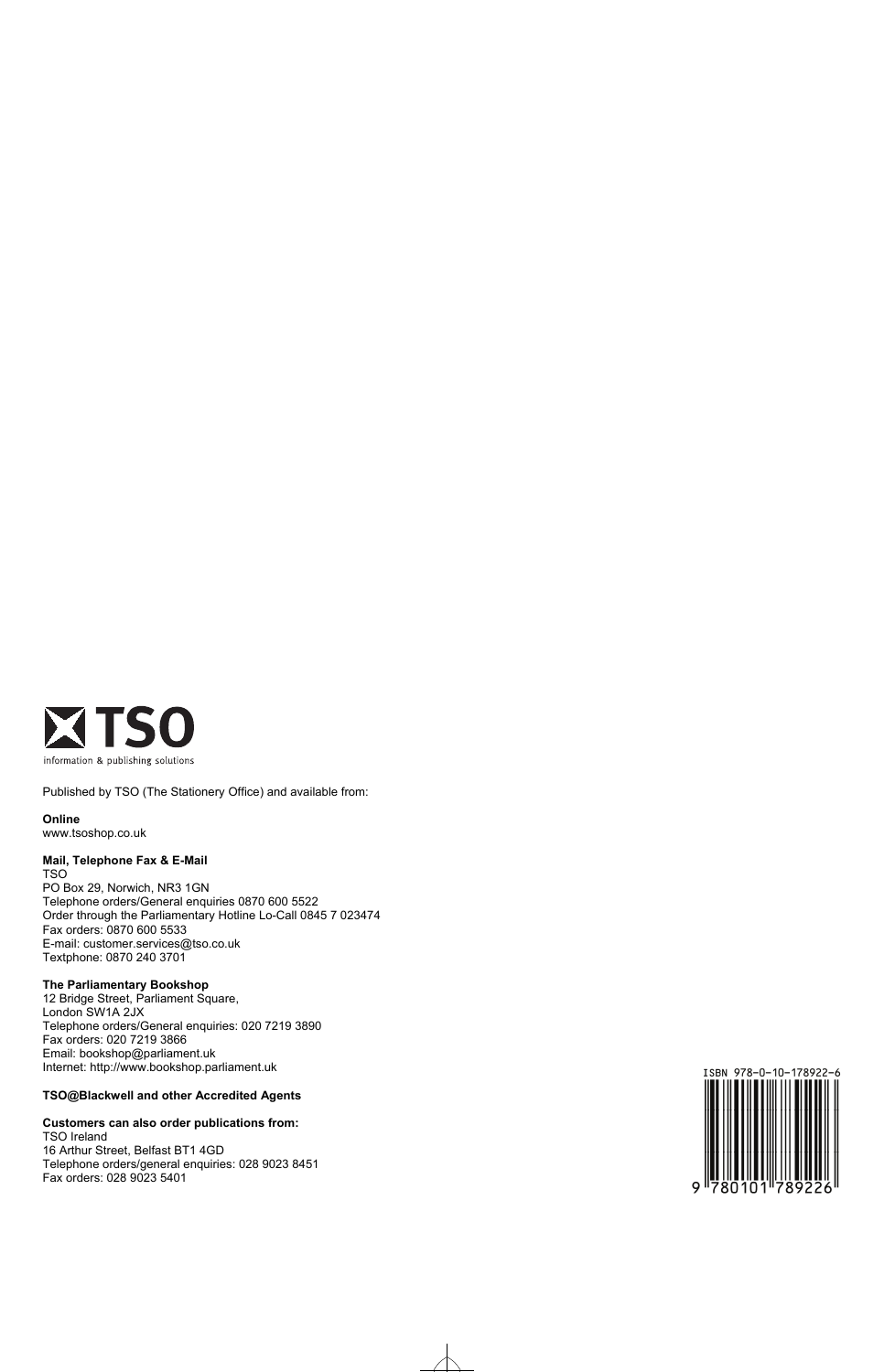TSO

information & publishing solutions

Published by TSO (The Stationery Office) and available from:

**Online**
www.tsoshop.co.uk

**Mail, Telephone Fax & E-Mail**
TSO
PO Box 29, Norwich, NR3 1GN
Telephone orders/General enquiries 0870 600 5522
Order through the Parliamentary Hotline Lo-Call 0845 7 023474
Fax orders: 0870 600 5533
E-mail: customer.services@tso.co.uk
Textphone: 0870 240 3701

**The Parliamentary Bookshop**
12 Bridge Street, Parliament Square,
London SW1A 2JX
Telephone orders/General enquiries: 020 7219 3890
Fax orders: 020 7219 3866
Email: bookshop@parliament.uk
Internet: http://www.bookshop.parliament.uk

**TSO@Blackwell and other Accredited Agents**

**Customers can also order publications from:**
TSO Ireland
16 Arthur Street, Belfast BT1 4GD
Telephone orders/general enquiries: 028 9023 8451
Fax orders: 028 9023 5401

ISBN 978-0-10-178922-6

9 780101 789226